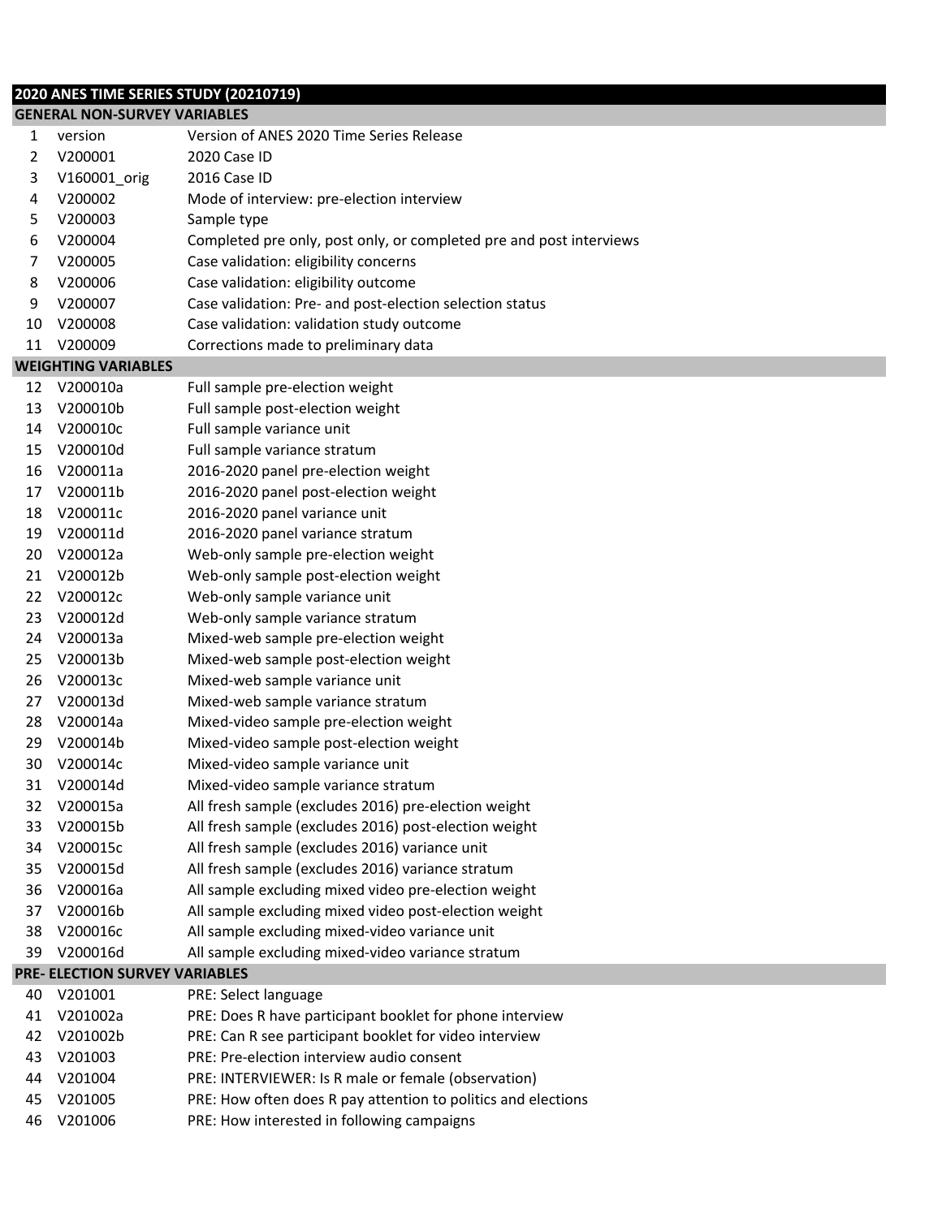# 2020 ANES TIME SERIES STUDY (20210719)

## GENERAL NON-SURVEY VARIABLES

| | | |
|---|---|---|
| 1 | version | Version of ANES 2020 Time Series Release |
| 2 | V200001 | 2020 Case ID |
| 3 | V160001_orig | 2016 Case ID |
| 4 | V200002 | Mode of interview: pre-election interview |
| 5 | V200003 | Sample type |
| 6 | V200004 | Completed pre only, post only, or completed pre and post interviews |
| 7 | V200005 | Case validation: eligibility concerns |
| 8 | V200006 | Case validation: eligibility outcome |
| 9 | V200007 | Case validation: Pre- and post-election selection status |
| 10 | V200008 | Case validation: validation study outcome |
| 11 | V200009 | Corrections made to preliminary data |

## WEIGHTING VARIABLES

| | | |
|---|---|---|
| 12 | V200010a | Full sample pre-election weight |
| 13 | V200010b | Full sample post-election weight |
| 14 | V200010c | Full sample variance unit |
| 15 | V200010d | Full sample variance stratum |
| 16 | V200011a | 2016-2020 panel pre-election weight |
| 17 | V200011b | 2016-2020 panel post-election weight |
| 18 | V200011c | 2016-2020 panel variance unit |
| 19 | V200011d | 2016-2020 panel variance stratum |
| 20 | V200012a | Web-only sample pre-election weight |
| 21 | V200012b | Web-only sample post-election weight |
| 22 | V200012c | Web-only sample variance unit |
| 23 | V200012d | Web-only sample variance stratum |
| 24 | V200013a | Mixed-web sample pre-election weight |
| 25 | V200013b | Mixed-web sample post-election weight |
| 26 | V200013c | Mixed-web sample variance unit |
| 27 | V200013d | Mixed-web sample variance stratum |
| 28 | V200014a | Mixed-video sample pre-election weight |
| 29 | V200014b | Mixed-video sample post-election weight |
| 30 | V200014c | Mixed-video sample variance unit |
| 31 | V200014d | Mixed-video sample variance stratum |
| 32 | V200015a | All fresh sample (excludes 2016) pre-election weight |
| 33 | V200015b | All fresh sample (excludes 2016) post-election weight |
| 34 | V200015c | All fresh sample (excludes 2016) variance unit |
| 35 | V200015d | All fresh sample (excludes 2016) variance stratum |
| 36 | V200016a | All sample excluding mixed video pre-election weight |
| 37 | V200016b | All sample excluding mixed video post-election weight |
| 38 | V200016c | All sample excluding mixed-video variance unit |
| 39 | V200016d | All sample excluding mixed-video variance stratum |

## PRE- ELECTION SURVEY VARIABLES

| | | |
|---|---|---|
| 40 | V201001 | PRE: Select language |
| 41 | V201002a | PRE: Does R have participant booklet for phone interview |
| 42 | V201002b | PRE: Can R see participant booklet for video interview |
| 43 | V201003 | PRE: Pre-election interview audio consent |
| 44 | V201004 | PRE: INTERVIEWER: Is R male or female (observation) |
| 45 | V201005 | PRE: How often does R pay attention to politics and elections |
| 46 | V201006 | PRE: How interested in following campaigns |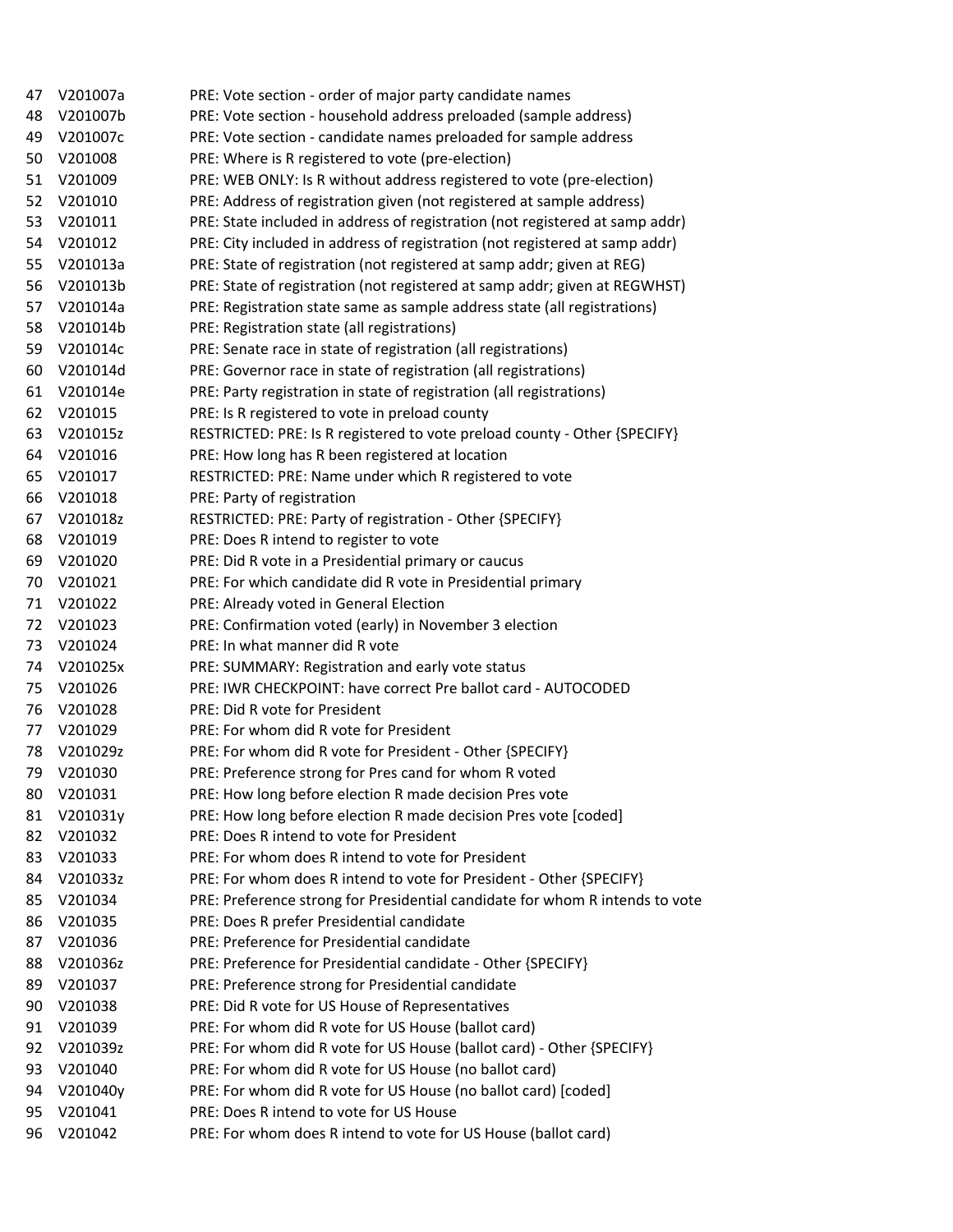| | | |
|---|---|---|
| 47 | V201007a | PRE: Vote section - order of major party candidate names |
| 48 | V201007b | PRE: Vote section - household address preloaded (sample address) |
| 49 | V201007c | PRE: Vote section - candidate names preloaded for sample address |
| 50 | V201008 | PRE: Where is R registered to vote (pre-election) |
| 51 | V201009 | PRE: WEB ONLY: Is R without address registered to vote (pre-election) |
| 52 | V201010 | PRE: Address of registration given (not registered at sample address) |
| 53 | V201011 | PRE: State included in address of registration (not registered at samp addr) |
| 54 | V201012 | PRE: City included in address of registration (not registered at samp addr) |
| 55 | V201013a | PRE: State of registration (not registered at samp addr; given at REG) |
| 56 | V201013b | PRE: State of registration (not registered at samp addr; given at REGWHST) |
| 57 | V201014a | PRE: Registration state same as sample address state (all registrations) |
| 58 | V201014b | PRE: Registration state (all registrations) |
| 59 | V201014c | PRE: Senate race in state of registration (all registrations) |
| 60 | V201014d | PRE: Governor race in state of registration (all registrations) |
| 61 | V201014e | PRE: Party registration in state of registration (all registrations) |
| 62 | V201015 | PRE: Is R registered to vote in preload county |
| 63 | V201015z | RESTRICTED: PRE: Is R registered to vote preload county - Other {SPECIFY} |
| 64 | V201016 | PRE: How long has R been registered at location |
| 65 | V201017 | RESTRICTED: PRE: Name under which R registered to vote |
| 66 | V201018 | PRE: Party of registration |
| 67 | V201018z | RESTRICTED: PRE: Party of registration - Other {SPECIFY} |
| 68 | V201019 | PRE: Does R intend to register to vote |
| 69 | V201020 | PRE: Did R vote in a Presidential primary or caucus |
| 70 | V201021 | PRE: For which candidate did R vote in Presidential primary |
| 71 | V201022 | PRE: Already voted in General Election |
| 72 | V201023 | PRE: Confirmation voted (early) in November 3 election |
| 73 | V201024 | PRE: In what manner did R vote |
| 74 | V201025x | PRE: SUMMARY: Registration and early vote status |
| 75 | V201026 | PRE: IWR CHECKPOINT: have correct Pre ballot card - AUTOCODED |
| 76 | V201028 | PRE: Did R vote for President |
| 77 | V201029 | PRE: For whom did R vote for President |
| 78 | V201029z | PRE: For whom did R vote for President - Other {SPECIFY} |
| 79 | V201030 | PRE: Preference strong for Pres cand for whom R voted |
| 80 | V201031 | PRE: How long before election R made decision Pres vote |
| 81 | V201031y | PRE: How long before election R made decision Pres vote [coded] |
| 82 | V201032 | PRE: Does R intend to vote for President |
| 83 | V201033 | PRE: For whom does R intend to vote for President |
| 84 | V201033z | PRE: For whom does R intend to vote for President - Other {SPECIFY} |
| 85 | V201034 | PRE: Preference strong for Presidential candidate for whom R intends to vote |
| 86 | V201035 | PRE: Does R prefer Presidential candidate |
| 87 | V201036 | PRE: Preference for Presidential candidate |
| 88 | V201036z | PRE: Preference for Presidential candidate - Other {SPECIFY} |
| 89 | V201037 | PRE: Preference strong for Presidential candidate |
| 90 | V201038 | PRE: Did R vote for US House of Representatives |
| 91 | V201039 | PRE: For whom did R vote for US House (ballot card) |
| 92 | V201039z | PRE: For whom did R vote for US House (ballot card) - Other {SPECIFY} |
| 93 | V201040 | PRE: For whom did R vote for US House (no ballot card) |
| 94 | V201040y | PRE: For whom did R vote for US House (no ballot card) [coded] |
| 95 | V201041 | PRE: Does R intend to vote for US House |
| 96 | V201042 | PRE: For whom does R intend to vote for US House (ballot card) |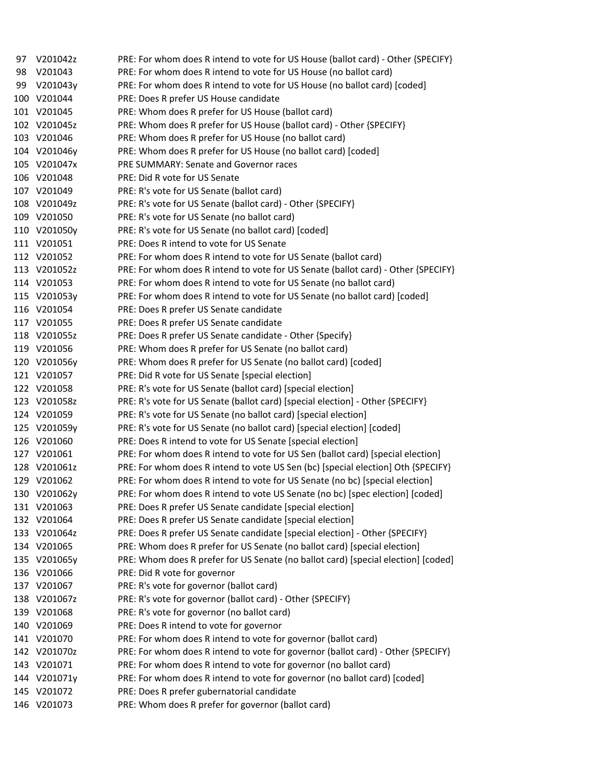| | | |
|---|---|---|
| 97 | V201042z | PRE: For whom does R intend to vote for US House (ballot card) - Other {SPECIFY} |
| 98 | V201043 | PRE: For whom does R intend to vote for US House (no ballot card) |
| 99 | V201043y | PRE: For whom does R intend to vote for US House (no ballot card) [coded] |
| 100 | V201044 | PRE: Does R prefer US House candidate |
| 101 | V201045 | PRE: Whom does R prefer for US House (ballot card) |
| 102 | V201045z | PRE: Whom does R prefer for US House (ballot card) - Other {SPECIFY} |
| 103 | V201046 | PRE: Whom does R prefer for US House (no ballot card) |
| 104 | V201046y | PRE: Whom does R prefer for US House (no ballot card) [coded] |
| 105 | V201047x | PRE SUMMARY: Senate and Governor races |
| 106 | V201048 | PRE: Did R vote for US Senate |
| 107 | V201049 | PRE: R's vote for US Senate (ballot card) |
| 108 | V201049z | PRE: R's vote for US Senate (ballot card) - Other {SPECIFY} |
| 109 | V201050 | PRE: R's vote for US Senate (no ballot card) |
| 110 | V201050y | PRE: R's vote for US Senate (no ballot card) [coded] |
| 111 | V201051 | PRE: Does R intend to vote for US Senate |
| 112 | V201052 | PRE: For whom does R intend to vote for US Senate (ballot card) |
| 113 | V201052z | PRE: For whom does R intend to vote for US Senate (ballot card) - Other {SPECIFY} |
| 114 | V201053 | PRE: For whom does R intend to vote for US Senate (no ballot card) |
| 115 | V201053y | PRE: For whom does R intend to vote for US Senate (no ballot card) [coded] |
| 116 | V201054 | PRE: Does R prefer US Senate candidate |
| 117 | V201055 | PRE: Does R prefer US Senate candidate |
| 118 | V201055z | PRE: Does R prefer US Senate candidate - Other {Specify} |
| 119 | V201056 | PRE: Whom does R prefer for US Senate (no ballot card) |
| 120 | V201056y | PRE: Whom does R prefer for US Senate (no ballot card) [coded] |
| 121 | V201057 | PRE: Did R vote for US Senate [special election] |
| 122 | V201058 | PRE: R's vote for US Senate (ballot card) [special election] |
| 123 | V201058z | PRE: R's vote for US Senate (ballot card) [special election] - Other {SPECIFY} |
| 124 | V201059 | PRE: R's vote for US Senate (no ballot card) [special election] |
| 125 | V201059y | PRE: R's vote for US Senate (no ballot card) [special election] [coded] |
| 126 | V201060 | PRE: Does R intend to vote for US Senate [special election] |
| 127 | V201061 | PRE: For whom does R intend to vote for US Sen (ballot card) [special election] |
| 128 | V201061z | PRE: For whom does R intend to vote US Sen (bc) [special election] Oth {SPECIFY} |
| 129 | V201062 | PRE: For whom does R intend to vote for US Senate (no bc) [special election] |
| 130 | V201062y | PRE: For whom does R intend to vote US Senate (no bc) [spec election] [coded] |
| 131 | V201063 | PRE: Does R prefer US Senate candidate [special election] |
| 132 | V201064 | PRE: Does R prefer US Senate candidate [special election] |
| 133 | V201064z | PRE: Does R prefer US Senate candidate [special election] - Other {SPECIFY} |
| 134 | V201065 | PRE: Whom does R prefer for US Senate (no ballot card) [special election] |
| 135 | V201065y | PRE: Whom does R prefer for US Senate (no ballot card) [special election] [coded] |
| 136 | V201066 | PRE: Did R vote for governor |
| 137 | V201067 | PRE: R's vote for governor (ballot card) |
| 138 | V201067z | PRE: R's vote for governor (ballot card) - Other {SPECIFY} |
| 139 | V201068 | PRE: R's vote for governor (no ballot card) |
| 140 | V201069 | PRE: Does R intend to vote for governor |
| 141 | V201070 | PRE: For whom does R intend to vote for governor (ballot card) |
| 142 | V201070z | PRE: For whom does R intend to vote for governor (ballot card) - Other {SPECIFY} |
| 143 | V201071 | PRE: For whom does R intend to vote for governor (no ballot card) |
| 144 | V201071y | PRE: For whom does R intend to vote for governor (no ballot card) [coded] |
| 145 | V201072 | PRE: Does R prefer gubernatorial candidate |
| 146 | V201073 | PRE: Whom does R prefer for governor (ballot card) |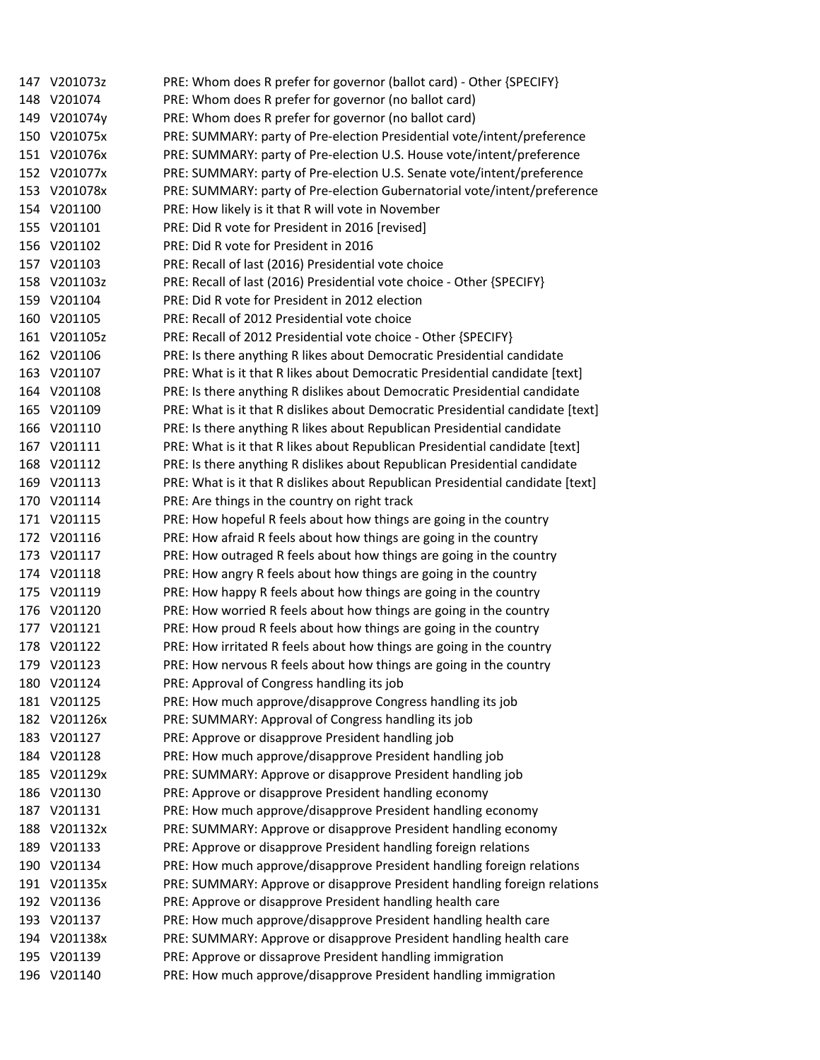| | | |
|---|---|---|
| 147 | V201073z | PRE: Whom does R prefer for governor (ballot card) - Other {SPECIFY} |
| 148 | V201074 | PRE: Whom does R prefer for governor (no ballot card) |
| 149 | V201074y | PRE: Whom does R prefer for governor (no ballot card) |
| 150 | V201075x | PRE: SUMMARY: party of Pre-election Presidential vote/intent/preference |
| 151 | V201076x | PRE: SUMMARY: party of Pre-election U.S. House vote/intent/preference |
| 152 | V201077x | PRE: SUMMARY: party of Pre-election U.S. Senate vote/intent/preference |
| 153 | V201078x | PRE: SUMMARY: party of Pre-election Gubernatorial vote/intent/preference |
| 154 | V201100 | PRE: How likely is it that R will vote in November |
| 155 | V201101 | PRE: Did R vote for President in 2016 [revised] |
| 156 | V201102 | PRE: Did R vote for President in 2016 |
| 157 | V201103 | PRE: Recall of last (2016) Presidential vote choice |
| 158 | V201103z | PRE: Recall of last (2016) Presidential vote choice - Other {SPECIFY} |
| 159 | V201104 | PRE: Did R vote for President in 2012 election |
| 160 | V201105 | PRE: Recall of 2012 Presidential vote choice |
| 161 | V201105z | PRE: Recall of 2012 Presidential vote choice - Other {SPECIFY} |
| 162 | V201106 | PRE: Is there anything R likes about Democratic Presidential candidate |
| 163 | V201107 | PRE: What is it that R likes about Democratic Presidential candidate [text] |
| 164 | V201108 | PRE: Is there anything R dislikes about Democratic Presidential candidate |
| 165 | V201109 | PRE: What is it that R dislikes about Democratic Presidential candidate [text] |
| 166 | V201110 | PRE: Is there anything R likes about Republican Presidential candidate |
| 167 | V201111 | PRE: What is it that R likes about Republican Presidential candidate [text] |
| 168 | V201112 | PRE: Is there anything R dislikes about Republican Presidential candidate |
| 169 | V201113 | PRE: What is it that R dislikes about Republican Presidential candidate [text] |
| 170 | V201114 | PRE: Are things in the country on right track |
| 171 | V201115 | PRE: How hopeful R feels about how things are going in the country |
| 172 | V201116 | PRE: How afraid R feels about how things are going in the country |
| 173 | V201117 | PRE: How outraged R feels about how things are going in the country |
| 174 | V201118 | PRE: How angry R feels about how things are going in the country |
| 175 | V201119 | PRE: How happy R feels about how things are going in the country |
| 176 | V201120 | PRE: How worried R feels about how things are going in the country |
| 177 | V201121 | PRE: How proud R feels about how things are going in the country |
| 178 | V201122 | PRE: How irritated R feels about how things are going in the country |
| 179 | V201123 | PRE: How nervous R feels about how things are going in the country |
| 180 | V201124 | PRE: Approval of Congress handling its job |
| 181 | V201125 | PRE: How much approve/disapprove Congress handling its job |
| 182 | V201126x | PRE: SUMMARY: Approval of Congress handling its job |
| 183 | V201127 | PRE: Approve or disapprove President handling job |
| 184 | V201128 | PRE: How much approve/disapprove President handling job |
| 185 | V201129x | PRE: SUMMARY: Approve or disapprove President handling job |
| 186 | V201130 | PRE: Approve or disapprove President handling economy |
| 187 | V201131 | PRE: How much approve/disapprove President handling economy |
| 188 | V201132x | PRE: SUMMARY: Approve or disapprove President handling economy |
| 189 | V201133 | PRE: Approve or disapprove President handling foreign relations |
| 190 | V201134 | PRE: How much approve/disapprove President handling foreign relations |
| 191 | V201135x | PRE: SUMMARY: Approve or disapprove President handling foreign relations |
| 192 | V201136 | PRE: Approve or disapprove President handling health care |
| 193 | V201137 | PRE: How much approve/disapprove President handling health care |
| 194 | V201138x | PRE: SUMMARY: Approve or disapprove President handling health care |
| 195 | V201139 | PRE: Approve or dissaprove President handling immigration |
| 196 | V201140 | PRE: How much approve/disapprove President handling immigration |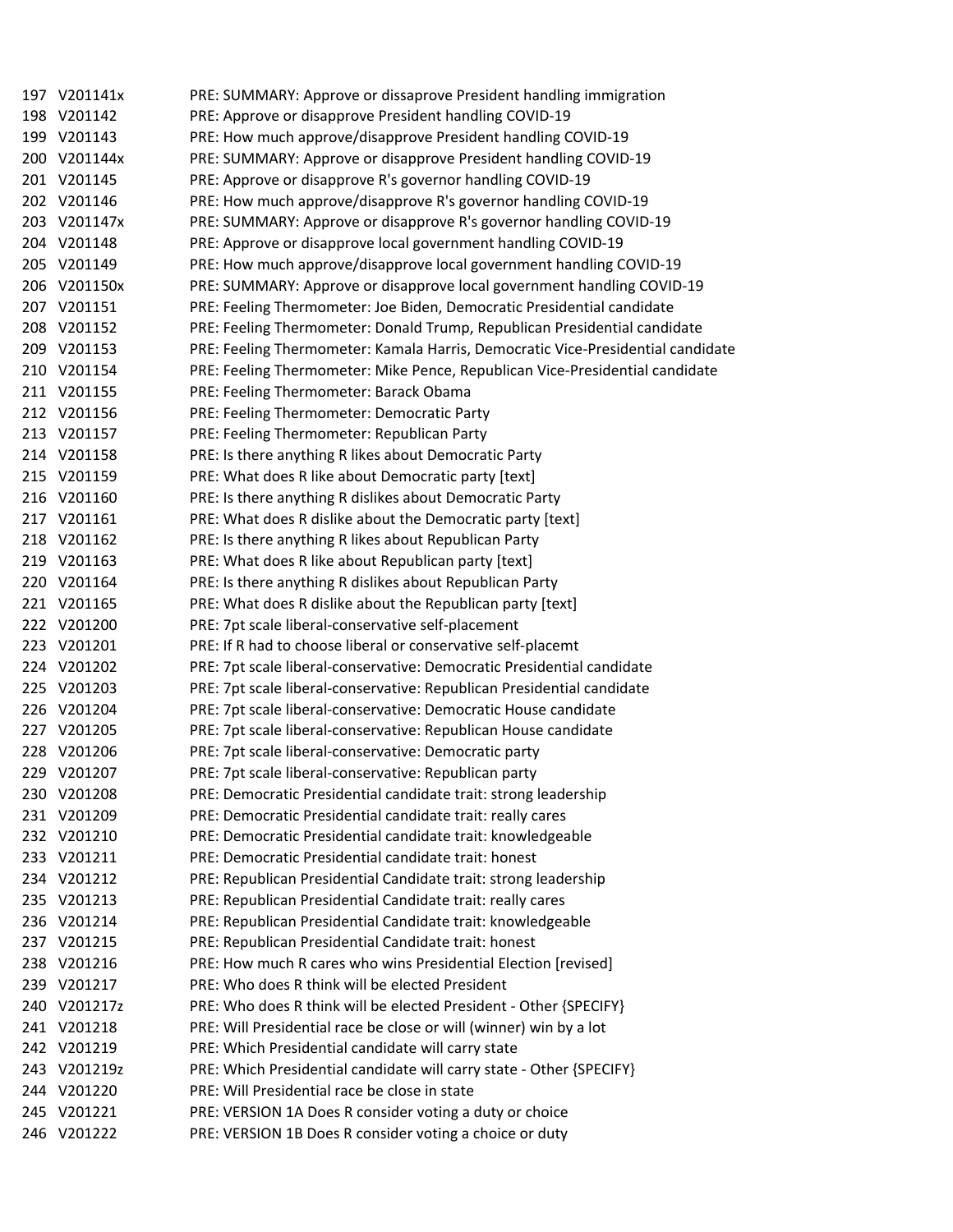| | | |
|---|---|---|
| 197 | V201141x | PRE: SUMMARY: Approve or dissaprove President handling immigration |
| 198 | V201142 | PRE: Approve or disapprove President handling COVID-19 |
| 199 | V201143 | PRE: How much approve/disapprove President handling COVID-19 |
| 200 | V201144x | PRE: SUMMARY: Approve or disapprove President handling COVID-19 |
| 201 | V201145 | PRE: Approve or disapprove R's governor handling COVID-19 |
| 202 | V201146 | PRE: How much approve/disapprove R's governor handling COVID-19 |
| 203 | V201147x | PRE: SUMMARY: Approve or disapprove R's governor handling COVID-19 |
| 204 | V201148 | PRE: Approve or disapprove local government handling COVID-19 |
| 205 | V201149 | PRE: How much approve/disapprove local government handling COVID-19 |
| 206 | V201150x | PRE: SUMMARY: Approve or disapprove local government handling COVID-19 |
| 207 | V201151 | PRE: Feeling Thermometer: Joe Biden, Democratic Presidential candidate |
| 208 | V201152 | PRE: Feeling Thermometer: Donald Trump, Republican Presidential candidate |
| 209 | V201153 | PRE: Feeling Thermometer: Kamala Harris, Democratic Vice-Presidential candidate |
| 210 | V201154 | PRE: Feeling Thermometer: Mike Pence, Republican Vice-Presidential candidate |
| 211 | V201155 | PRE: Feeling Thermometer: Barack Obama |
| 212 | V201156 | PRE: Feeling Thermometer: Democratic Party |
| 213 | V201157 | PRE: Feeling Thermometer: Republican Party |
| 214 | V201158 | PRE: Is there anything R likes about Democratic Party |
| 215 | V201159 | PRE: What does R like about Democratic party [text] |
| 216 | V201160 | PRE: Is there anything R dislikes about Democratic Party |
| 217 | V201161 | PRE: What does R dislike about the Democratic party [text] |
| 218 | V201162 | PRE: Is there anything R likes about Republican Party |
| 219 | V201163 | PRE: What does R like about Republican party [text] |
| 220 | V201164 | PRE: Is there anything R dislikes about Republican Party |
| 221 | V201165 | PRE: What does R dislike about the Republican party [text] |
| 222 | V201200 | PRE: 7pt scale liberal-conservative self-placement |
| 223 | V201201 | PRE: If R had to choose liberal or conservative self-placemt |
| 224 | V201202 | PRE: 7pt scale liberal-conservative: Democratic Presidential candidate |
| 225 | V201203 | PRE: 7pt scale liberal-conservative: Republican Presidential candidate |
| 226 | V201204 | PRE: 7pt scale liberal-conservative: Democratic House candidate |
| 227 | V201205 | PRE: 7pt scale liberal-conservative: Republican House candidate |
| 228 | V201206 | PRE: 7pt scale liberal-conservative: Democratic party |
| 229 | V201207 | PRE: 7pt scale liberal-conservative: Republican party |
| 230 | V201208 | PRE: Democratic Presidential candidate trait: strong leadership |
| 231 | V201209 | PRE: Democratic Presidential candidate trait: really cares |
| 232 | V201210 | PRE: Democratic Presidential candidate trait: knowledgeable |
| 233 | V201211 | PRE: Democratic Presidential candidate trait: honest |
| 234 | V201212 | PRE: Republican Presidential Candidate trait: strong leadership |
| 235 | V201213 | PRE: Republican Presidential Candidate trait: really cares |
| 236 | V201214 | PRE: Republican Presidential Candidate trait: knowledgeable |
| 237 | V201215 | PRE: Republican Presidential Candidate trait: honest |
| 238 | V201216 | PRE: How much R cares who wins Presidential Election [revised] |
| 239 | V201217 | PRE: Who does R think will be elected President |
| 240 | V201217z | PRE: Who does R think will be elected President - Other {SPECIFY} |
| 241 | V201218 | PRE: Will Presidential race be close or will (winner) win by a lot |
| 242 | V201219 | PRE: Which Presidential candidate will carry state |
| 243 | V201219z | PRE: Which Presidential candidate will carry state - Other {SPECIFY} |
| 244 | V201220 | PRE: Will Presidential race be close in state |
| 245 | V201221 | PRE: VERSION 1A Does R consider voting a duty or choice |
| 246 | V201222 | PRE: VERSION 1B Does R consider voting a choice or duty |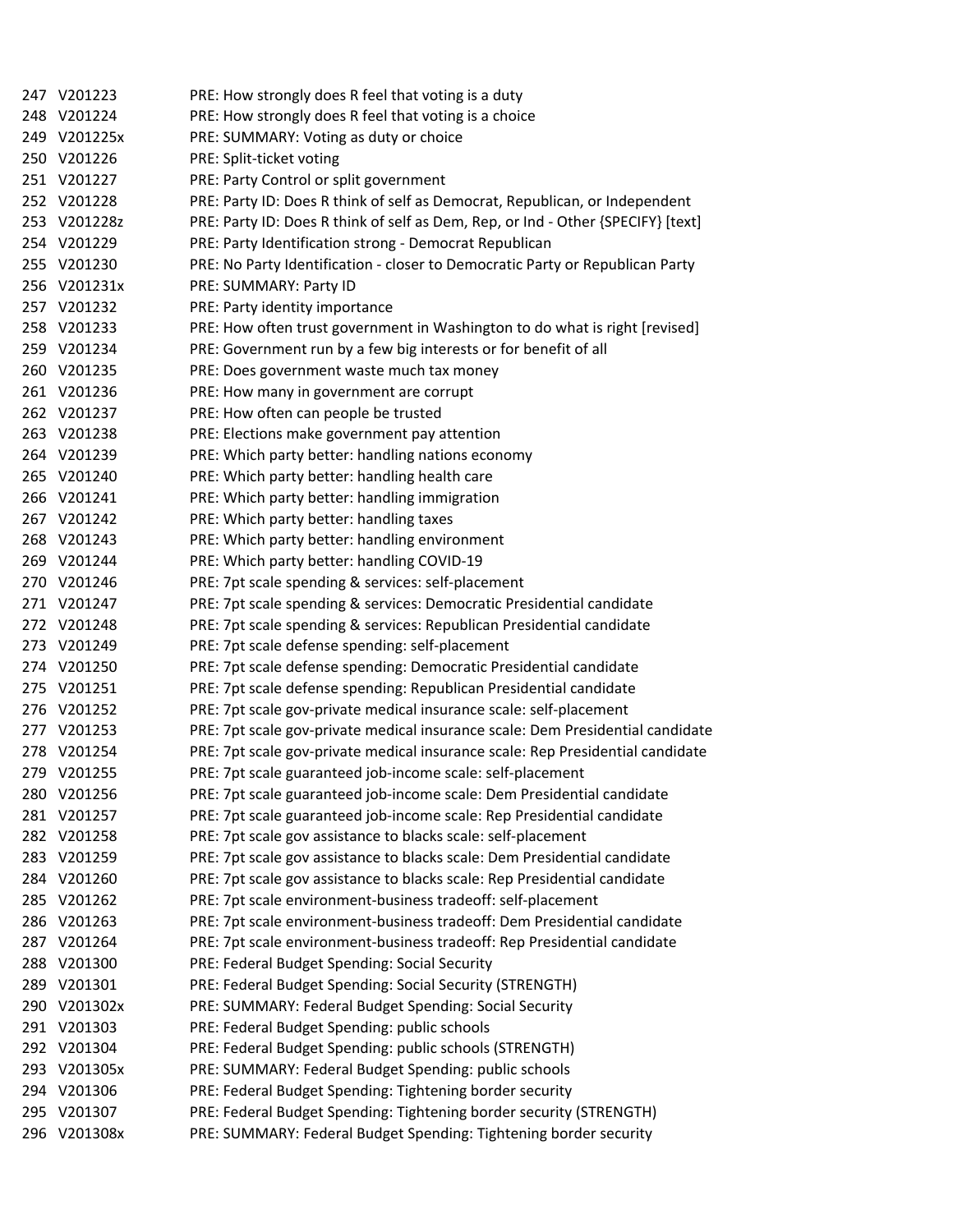| | | |
|---|---|---|
| 247 | V201223 | PRE: How strongly does R feel that voting is a duty |
| 248 | V201224 | PRE: How strongly does R feel that voting is a choice |
| 249 | V201225x | PRE: SUMMARY: Voting as duty or choice |
| 250 | V201226 | PRE: Split-ticket voting |
| 251 | V201227 | PRE: Party Control or split government |
| 252 | V201228 | PRE: Party ID: Does R think of self as Democrat, Republican, or Independent |
| 253 | V201228z | PRE: Party ID: Does R think of self as Dem, Rep, or Ind - Other {SPECIFY} [text] |
| 254 | V201229 | PRE: Party Identification strong - Democrat Republican |
| 255 | V201230 | PRE: No Party Identification - closer to Democratic Party or Republican Party |
| 256 | V201231x | PRE: SUMMARY: Party ID |
| 257 | V201232 | PRE: Party identity importance |
| 258 | V201233 | PRE: How often trust government in Washington to do what is right [revised] |
| 259 | V201234 | PRE: Government run by a few big interests or for benefit of all |
| 260 | V201235 | PRE: Does government waste much tax money |
| 261 | V201236 | PRE: How many in government are corrupt |
| 262 | V201237 | PRE: How often can people be trusted |
| 263 | V201238 | PRE: Elections make government pay attention |
| 264 | V201239 | PRE: Which party better: handling nations economy |
| 265 | V201240 | PRE: Which party better: handling health care |
| 266 | V201241 | PRE: Which party better: handling immigration |
| 267 | V201242 | PRE: Which party better: handling taxes |
| 268 | V201243 | PRE: Which party better: handling environment |
| 269 | V201244 | PRE: Which party better: handling COVID-19 |
| 270 | V201246 | PRE: 7pt scale spending & services: self-placement |
| 271 | V201247 | PRE: 7pt scale spending & services: Democratic Presidential candidate |
| 272 | V201248 | PRE: 7pt scale spending & services: Republican Presidential candidate |
| 273 | V201249 | PRE: 7pt scale defense spending: self-placement |
| 274 | V201250 | PRE: 7pt scale defense spending: Democratic Presidential candidate |
| 275 | V201251 | PRE: 7pt scale defense spending: Republican Presidential candidate |
| 276 | V201252 | PRE: 7pt scale gov-private medical insurance scale: self-placement |
| 277 | V201253 | PRE: 7pt scale gov-private medical insurance scale: Dem Presidential candidate |
| 278 | V201254 | PRE: 7pt scale gov-private medical insurance scale: Rep Presidential candidate |
| 279 | V201255 | PRE: 7pt scale guaranteed job-income scale: self-placement |
| 280 | V201256 | PRE: 7pt scale guaranteed job-income scale: Dem Presidential candidate |
| 281 | V201257 | PRE: 7pt scale guaranteed job-income scale: Rep Presidential candidate |
| 282 | V201258 | PRE: 7pt scale gov assistance to blacks scale: self-placement |
| 283 | V201259 | PRE: 7pt scale gov assistance to blacks scale: Dem Presidential candidate |
| 284 | V201260 | PRE: 7pt scale gov assistance to blacks scale: Rep Presidential candidate |
| 285 | V201262 | PRE: 7pt scale environment-business tradeoff: self-placement |
| 286 | V201263 | PRE: 7pt scale environment-business tradeoff: Dem Presidential candidate |
| 287 | V201264 | PRE: 7pt scale environment-business tradeoff: Rep Presidential candidate |
| 288 | V201300 | PRE: Federal Budget Spending: Social Security |
| 289 | V201301 | PRE: Federal Budget Spending: Social Security (STRENGTH) |
| 290 | V201302x | PRE: SUMMARY: Federal Budget Spending: Social Security |
| 291 | V201303 | PRE: Federal Budget Spending: public schools |
| 292 | V201304 | PRE: Federal Budget Spending: public schools (STRENGTH) |
| 293 | V201305x | PRE: SUMMARY: Federal Budget Spending: public schools |
| 294 | V201306 | PRE: Federal Budget Spending: Tightening border security |
| 295 | V201307 | PRE: Federal Budget Spending: Tightening border security (STRENGTH) |
| 296 | V201308x | PRE: SUMMARY: Federal Budget Spending: Tightening border security |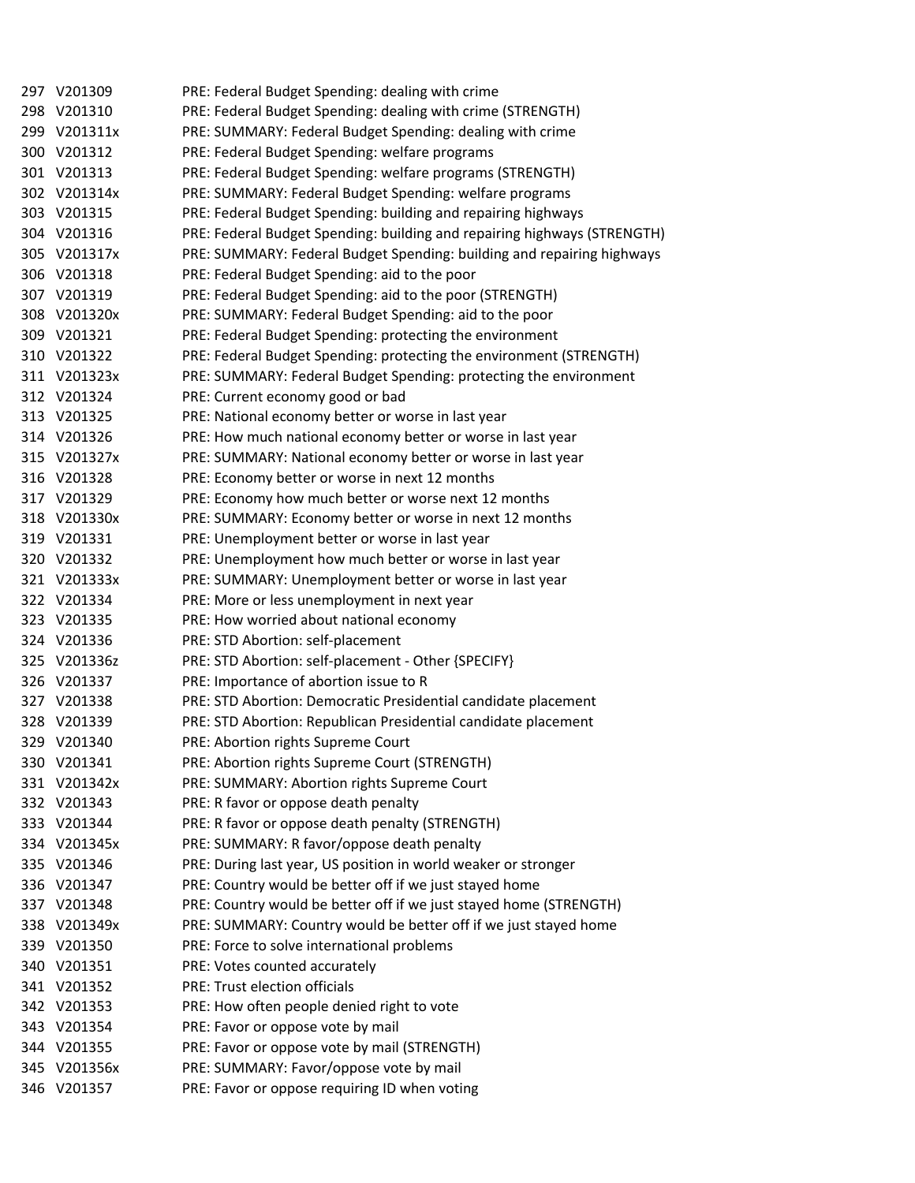| | | |
|---|---|---|
| 297 | V201309 | PRE: Federal Budget Spending: dealing with crime |
| 298 | V201310 | PRE: Federal Budget Spending: dealing with crime (STRENGTH) |
| 299 | V201311x | PRE: SUMMARY: Federal Budget Spending: dealing with crime |
| 300 | V201312 | PRE: Federal Budget Spending: welfare programs |
| 301 | V201313 | PRE: Federal Budget Spending: welfare programs (STRENGTH) |
| 302 | V201314x | PRE: SUMMARY: Federal Budget Spending: welfare programs |
| 303 | V201315 | PRE: Federal Budget Spending: building and repairing highways |
| 304 | V201316 | PRE: Federal Budget Spending: building and repairing highways (STRENGTH) |
| 305 | V201317x | PRE: SUMMARY: Federal Budget Spending: building and repairing highways |
| 306 | V201318 | PRE: Federal Budget Spending: aid to the poor |
| 307 | V201319 | PRE: Federal Budget Spending: aid to the poor (STRENGTH) |
| 308 | V201320x | PRE: SUMMARY: Federal Budget Spending: aid to the poor |
| 309 | V201321 | PRE: Federal Budget Spending: protecting the environment |
| 310 | V201322 | PRE: Federal Budget Spending: protecting the environment (STRENGTH) |
| 311 | V201323x | PRE: SUMMARY: Federal Budget Spending: protecting the environment |
| 312 | V201324 | PRE: Current economy good or bad |
| 313 | V201325 | PRE: National economy better or worse in last year |
| 314 | V201326 | PRE: How much national economy better or worse in last year |
| 315 | V201327x | PRE: SUMMARY: National economy better or worse in last year |
| 316 | V201328 | PRE: Economy better or worse in next 12 months |
| 317 | V201329 | PRE: Economy how much better or worse next 12 months |
| 318 | V201330x | PRE: SUMMARY: Economy better or worse in next 12 months |
| 319 | V201331 | PRE: Unemployment better or worse in last year |
| 320 | V201332 | PRE: Unemployment how much better or worse in last year |
| 321 | V201333x | PRE: SUMMARY: Unemployment better or worse in last year |
| 322 | V201334 | PRE: More or less unemployment in next year |
| 323 | V201335 | PRE: How worried about national economy |
| 324 | V201336 | PRE: STD Abortion: self-placement |
| 325 | V201336z | PRE: STD Abortion: self-placement - Other {SPECIFY} |
| 326 | V201337 | PRE: Importance of abortion issue to R |
| 327 | V201338 | PRE: STD Abortion: Democratic Presidential candidate placement |
| 328 | V201339 | PRE: STD Abortion: Republican Presidential candidate placement |
| 329 | V201340 | PRE: Abortion rights Supreme Court |
| 330 | V201341 | PRE: Abortion rights Supreme Court (STRENGTH) |
| 331 | V201342x | PRE: SUMMARY: Abortion rights Supreme Court |
| 332 | V201343 | PRE: R favor or oppose death penalty |
| 333 | V201344 | PRE: R favor or oppose death penalty (STRENGTH) |
| 334 | V201345x | PRE: SUMMARY: R favor/oppose death penalty |
| 335 | V201346 | PRE: During last year, US position in world weaker or stronger |
| 336 | V201347 | PRE: Country would be better off if we just stayed home |
| 337 | V201348 | PRE: Country would be better off if we just stayed home (STRENGTH) |
| 338 | V201349x | PRE: SUMMARY: Country would be better off if we just stayed home |
| 339 | V201350 | PRE: Force to solve international problems |
| 340 | V201351 | PRE: Votes counted accurately |
| 341 | V201352 | PRE: Trust election officials |
| 342 | V201353 | PRE: How often people denied right to vote |
| 343 | V201354 | PRE: Favor or oppose vote by mail |
| 344 | V201355 | PRE: Favor or oppose vote by mail (STRENGTH) |
| 345 | V201356x | PRE: SUMMARY: Favor/oppose vote by mail |
| 346 | V201357 | PRE: Favor or oppose requiring ID when voting |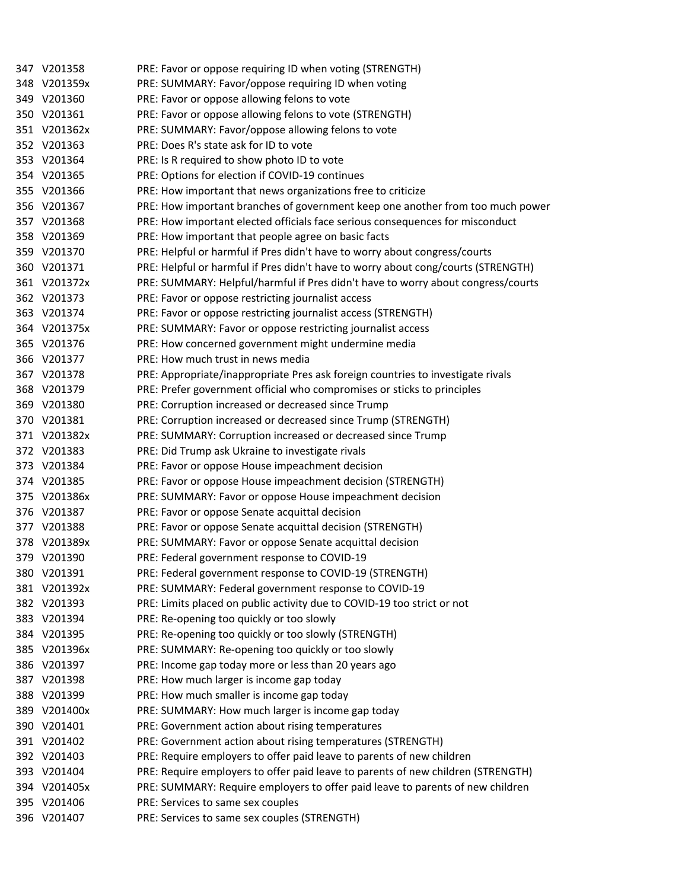| | | |
|---|---|---|
| 347 | V201358 | PRE: Favor or oppose requiring ID when voting (STRENGTH) |
| 348 | V201359x | PRE: SUMMARY: Favor/oppose requiring ID when voting |
| 349 | V201360 | PRE: Favor or oppose allowing felons to vote |
| 350 | V201361 | PRE: Favor or oppose allowing felons to vote (STRENGTH) |
| 351 | V201362x | PRE: SUMMARY: Favor/oppose allowing felons to vote |
| 352 | V201363 | PRE: Does R's state ask for ID to vote |
| 353 | V201364 | PRE: Is R required to show photo ID to vote |
| 354 | V201365 | PRE: Options for election if COVID-19 continues |
| 355 | V201366 | PRE: How important that news organizations free to criticize |
| 356 | V201367 | PRE: How important branches of government keep one another from too much power |
| 357 | V201368 | PRE: How important elected officials face serious consequences for misconduct |
| 358 | V201369 | PRE: How important that people agree on basic facts |
| 359 | V201370 | PRE: Helpful or harmful if Pres didn't have to worry about congress/courts |
| 360 | V201371 | PRE: Helpful or harmful if Pres didn't have to worry about cong/courts (STRENGTH) |
| 361 | V201372x | PRE: SUMMARY: Helpful/harmful if Pres didn't have to worry about congress/courts |
| 362 | V201373 | PRE: Favor or oppose restricting journalist access |
| 363 | V201374 | PRE: Favor or oppose restricting journalist access (STRENGTH) |
| 364 | V201375x | PRE: SUMMARY: Favor or oppose restricting journalist access |
| 365 | V201376 | PRE: How concerned government might undermine media |
| 366 | V201377 | PRE: How much trust in news media |
| 367 | V201378 | PRE: Appropriate/inappropriate Pres ask foreign countries to investigate rivals |
| 368 | V201379 | PRE: Prefer government official who compromises or sticks to principles |
| 369 | V201380 | PRE: Corruption increased or decreased since Trump |
| 370 | V201381 | PRE: Corruption increased or decreased since Trump (STRENGTH) |
| 371 | V201382x | PRE: SUMMARY: Corruption increased or decreased since Trump |
| 372 | V201383 | PRE: Did Trump ask Ukraine to investigate rivals |
| 373 | V201384 | PRE: Favor or oppose House impeachment decision |
| 374 | V201385 | PRE: Favor or oppose House impeachment decision (STRENGTH) |
| 375 | V201386x | PRE: SUMMARY: Favor or oppose House impeachment decision |
| 376 | V201387 | PRE: Favor or oppose Senate acquittal decision |
| 377 | V201388 | PRE: Favor or oppose Senate acquittal decision (STRENGTH) |
| 378 | V201389x | PRE: SUMMARY: Favor or oppose Senate acquittal decision |
| 379 | V201390 | PRE: Federal government response to COVID-19 |
| 380 | V201391 | PRE: Federal government response to COVID-19 (STRENGTH) |
| 381 | V201392x | PRE: SUMMARY: Federal government response to COVID-19 |
| 382 | V201393 | PRE: Limits placed on public activity due to COVID-19 too strict or not |
| 383 | V201394 | PRE: Re-opening too quickly or too slowly |
| 384 | V201395 | PRE: Re-opening too quickly or too slowly (STRENGTH) |
| 385 | V201396x | PRE: SUMMARY: Re-opening too quickly or too slowly |
| 386 | V201397 | PRE: Income gap today more or less than 20 years ago |
| 387 | V201398 | PRE: How much larger is income gap today |
| 388 | V201399 | PRE: How much smaller is income gap today |
| 389 | V201400x | PRE: SUMMARY: How much larger is income gap today |
| 390 | V201401 | PRE: Government action about rising temperatures |
| 391 | V201402 | PRE: Government action about rising temperatures (STRENGTH) |
| 392 | V201403 | PRE: Require employers to offer paid leave to parents of new children |
| 393 | V201404 | PRE: Require employers to offer paid leave to parents of new children (STRENGTH) |
| 394 | V201405x | PRE: SUMMARY: Require employers to offer paid leave to parents of new children |
| 395 | V201406 | PRE: Services to same sex couples |
| 396 | V201407 | PRE: Services to same sex couples (STRENGTH) |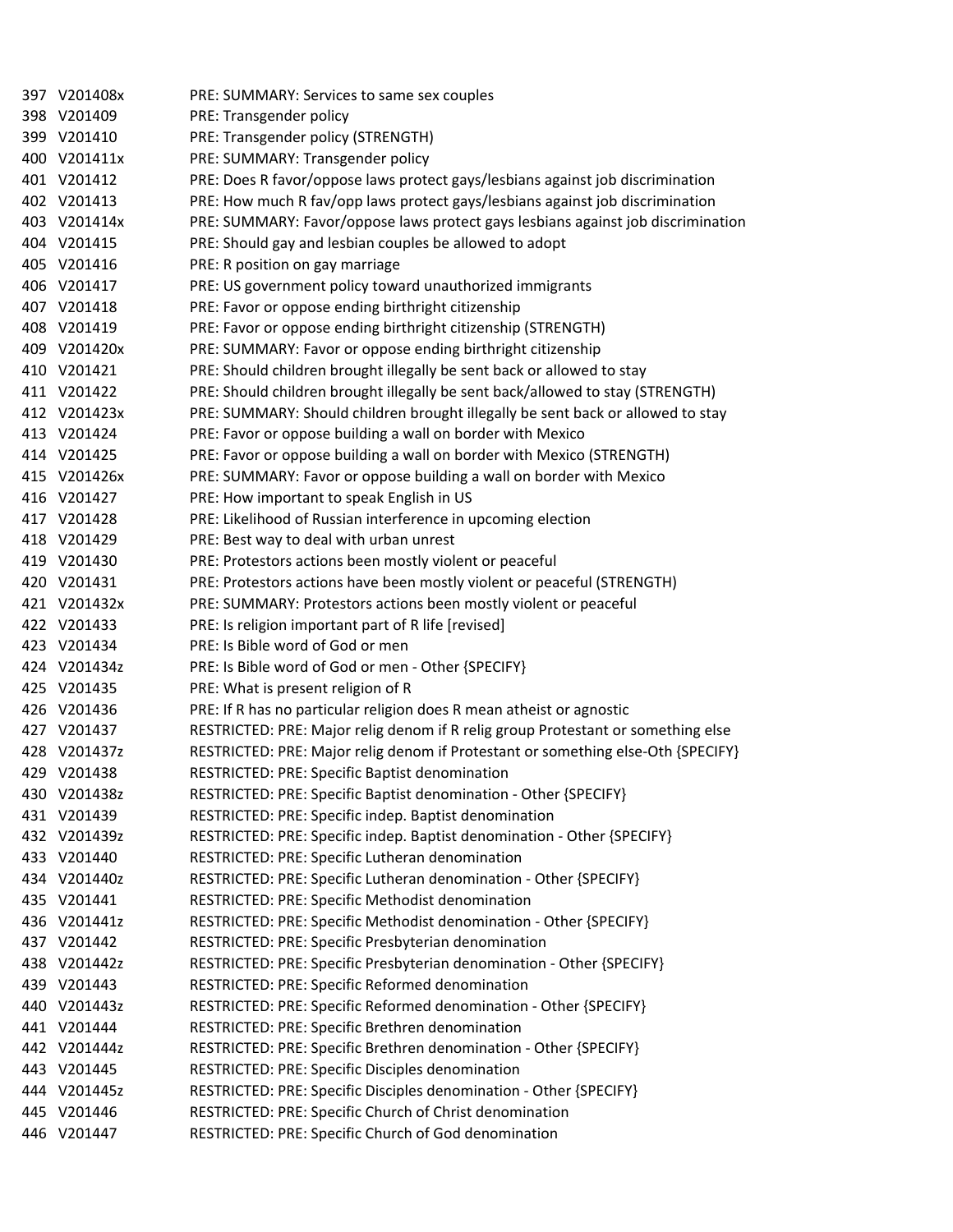| | | |
|---|---|---|
| 397 | V201408x | PRE: SUMMARY: Services to same sex couples |
| 398 | V201409 | PRE: Transgender policy |
| 399 | V201410 | PRE: Transgender policy (STRENGTH) |
| 400 | V201411x | PRE: SUMMARY: Transgender policy |
| 401 | V201412 | PRE: Does R favor/oppose laws protect gays/lesbians against job discrimination |
| 402 | V201413 | PRE: How much R fav/opp laws protect gays/lesbians against job discrimination |
| 403 | V201414x | PRE: SUMMARY: Favor/oppose laws protect gays lesbians against job discrimination |
| 404 | V201415 | PRE: Should gay and lesbian couples be allowed to adopt |
| 405 | V201416 | PRE: R position on gay marriage |
| 406 | V201417 | PRE: US government policy toward unauthorized immigrants |
| 407 | V201418 | PRE: Favor or oppose ending birthright citizenship |
| 408 | V201419 | PRE: Favor or oppose ending birthright citizenship (STRENGTH) |
| 409 | V201420x | PRE: SUMMARY: Favor or oppose ending birthright citizenship |
| 410 | V201421 | PRE: Should children brought illegally be sent back or allowed to stay |
| 411 | V201422 | PRE: Should children brought illegally be sent back/allowed to stay (STRENGTH) |
| 412 | V201423x | PRE: SUMMARY: Should children brought illegally be sent back or allowed to stay |
| 413 | V201424 | PRE: Favor or oppose building a wall on border with Mexico |
| 414 | V201425 | PRE: Favor or oppose building a wall on border with Mexico (STRENGTH) |
| 415 | V201426x | PRE: SUMMARY: Favor or oppose building a wall on border with Mexico |
| 416 | V201427 | PRE: How important to speak English in US |
| 417 | V201428 | PRE: Likelihood of Russian interference in upcoming election |
| 418 | V201429 | PRE: Best way to deal with urban unrest |
| 419 | V201430 | PRE: Protestors actions been mostly violent or peaceful |
| 420 | V201431 | PRE: Protestors actions have been mostly violent or peaceful (STRENGTH) |
| 421 | V201432x | PRE: SUMMARY: Protestors actions been mostly violent or peaceful |
| 422 | V201433 | PRE: Is religion important part of R life [revised] |
| 423 | V201434 | PRE: Is Bible word of God or men |
| 424 | V201434z | PRE: Is Bible word of God or men - Other {SPECIFY} |
| 425 | V201435 | PRE: What is present religion of R |
| 426 | V201436 | PRE: If R has no particular religion does R mean atheist or agnostic |
| 427 | V201437 | RESTRICTED: PRE: Major relig denom if R relig group Protestant or something else |
| 428 | V201437z | RESTRICTED: PRE: Major relig denom if Protestant or something else-Oth {SPECIFY} |
| 429 | V201438 | RESTRICTED: PRE: Specific Baptist denomination |
| 430 | V201438z | RESTRICTED: PRE: Specific Baptist denomination - Other {SPECIFY} |
| 431 | V201439 | RESTRICTED: PRE: Specific indep. Baptist denomination |
| 432 | V201439z | RESTRICTED: PRE: Specific indep. Baptist denomination - Other {SPECIFY} |
| 433 | V201440 | RESTRICTED: PRE: Specific Lutheran denomination |
| 434 | V201440z | RESTRICTED: PRE: Specific Lutheran denomination - Other {SPECIFY} |
| 435 | V201441 | RESTRICTED: PRE: Specific Methodist denomination |
| 436 | V201441z | RESTRICTED: PRE: Specific Methodist denomination - Other {SPECIFY} |
| 437 | V201442 | RESTRICTED: PRE: Specific Presbyterian denomination |
| 438 | V201442z | RESTRICTED: PRE: Specific Presbyterian denomination - Other {SPECIFY} |
| 439 | V201443 | RESTRICTED: PRE: Specific Reformed denomination |
| 440 | V201443z | RESTRICTED: PRE: Specific Reformed denomination - Other {SPECIFY} |
| 441 | V201444 | RESTRICTED: PRE: Specific Brethren denomination |
| 442 | V201444z | RESTRICTED: PRE: Specific Brethren denomination - Other {SPECIFY} |
| 443 | V201445 | RESTRICTED: PRE: Specific Disciples denomination |
| 444 | V201445z | RESTRICTED: PRE: Specific Disciples denomination - Other {SPECIFY} |
| 445 | V201446 | RESTRICTED: PRE: Specific Church of Christ denomination |
| 446 | V201447 | RESTRICTED: PRE: Specific Church of God denomination |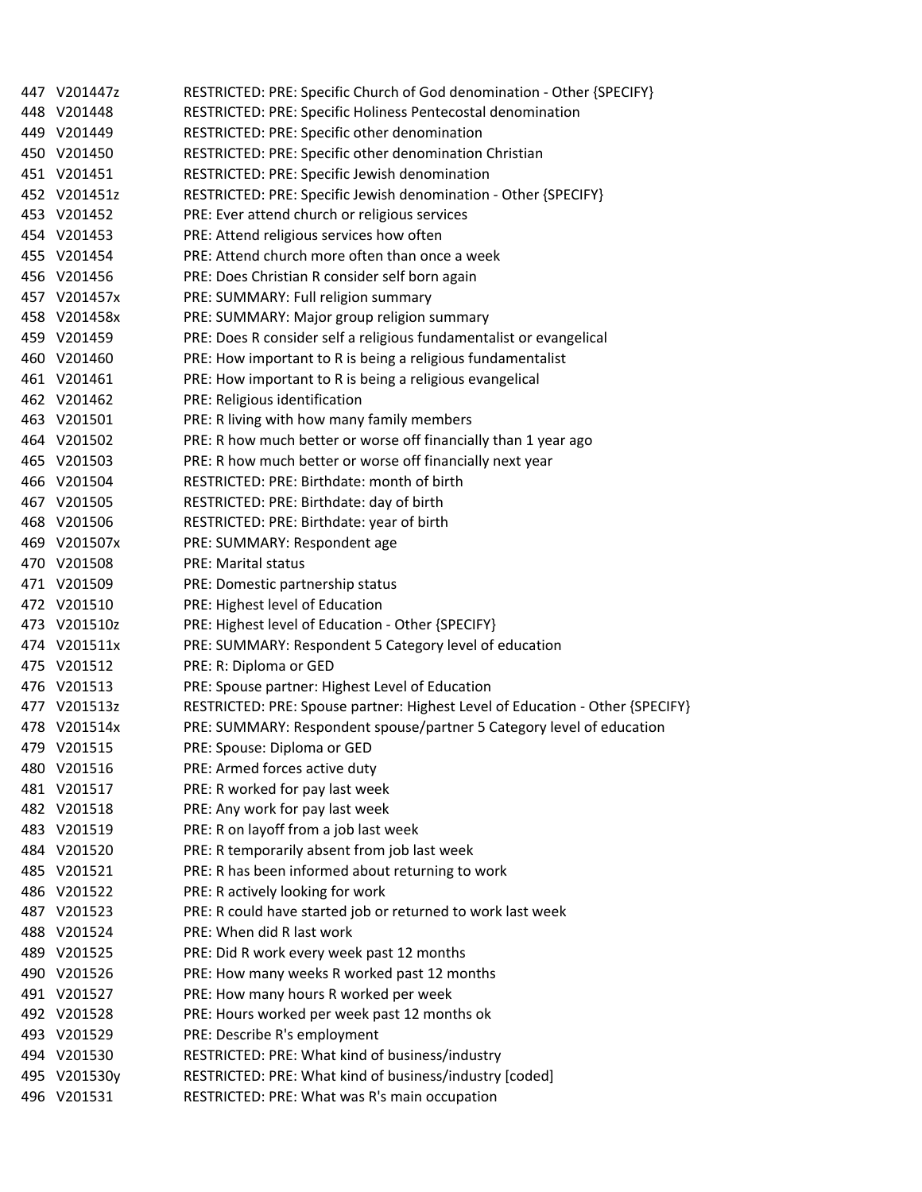| | | |
|---|---|---|
| 447 | V201447z | RESTRICTED: PRE: Specific Church of God denomination - Other {SPECIFY} |
| 448 | V201448 | RESTRICTED: PRE: Specific Holiness Pentecostal denomination |
| 449 | V201449 | RESTRICTED: PRE: Specific other denomination |
| 450 | V201450 | RESTRICTED: PRE: Specific other denomination Christian |
| 451 | V201451 | RESTRICTED: PRE: Specific Jewish denomination |
| 452 | V201451z | RESTRICTED: PRE: Specific Jewish denomination - Other {SPECIFY} |
| 453 | V201452 | PRE: Ever attend church or religious services |
| 454 | V201453 | PRE: Attend religious services how often |
| 455 | V201454 | PRE: Attend church more often than once a week |
| 456 | V201456 | PRE: Does Christian R consider self born again |
| 457 | V201457x | PRE: SUMMARY: Full religion summary |
| 458 | V201458x | PRE: SUMMARY: Major group religion summary |
| 459 | V201459 | PRE: Does R consider self a religious fundamentalist or evangelical |
| 460 | V201460 | PRE: How important to R is being a religious fundamentalist |
| 461 | V201461 | PRE: How important to R is being a religious evangelical |
| 462 | V201462 | PRE: Religious identification |
| 463 | V201501 | PRE: R living with how many family members |
| 464 | V201502 | PRE: R how much better or worse off financially than 1 year ago |
| 465 | V201503 | PRE: R how much better or worse off financially next year |
| 466 | V201504 | RESTRICTED: PRE: Birthdate: month of birth |
| 467 | V201505 | RESTRICTED: PRE: Birthdate: day of birth |
| 468 | V201506 | RESTRICTED: PRE: Birthdate: year of birth |
| 469 | V201507x | PRE: SUMMARY: Respondent age |
| 470 | V201508 | PRE: Marital status |
| 471 | V201509 | PRE: Domestic partnership status |
| 472 | V201510 | PRE: Highest level of Education |
| 473 | V201510z | PRE: Highest level of Education - Other {SPECIFY} |
| 474 | V201511x | PRE: SUMMARY: Respondent 5 Category level of education |
| 475 | V201512 | PRE: R: Diploma or GED |
| 476 | V201513 | PRE: Spouse partner: Highest Level of Education |
| 477 | V201513z | RESTRICTED: PRE: Spouse partner: Highest Level of Education - Other {SPECIFY} |
| 478 | V201514x | PRE: SUMMARY: Respondent spouse/partner 5 Category level of education |
| 479 | V201515 | PRE: Spouse: Diploma or GED |
| 480 | V201516 | PRE: Armed forces active duty |
| 481 | V201517 | PRE: R worked for pay last week |
| 482 | V201518 | PRE: Any work for pay last week |
| 483 | V201519 | PRE: R on layoff from a job last week |
| 484 | V201520 | PRE: R temporarily absent from job last week |
| 485 | V201521 | PRE: R has been informed about returning to work |
| 486 | V201522 | PRE: R actively looking for work |
| 487 | V201523 | PRE: R could have started job or returned to work last week |
| 488 | V201524 | PRE: When did R last work |
| 489 | V201525 | PRE: Did R work every week past 12 months |
| 490 | V201526 | PRE: How many weeks R worked past 12 months |
| 491 | V201527 | PRE: How many hours R worked per week |
| 492 | V201528 | PRE: Hours worked per week past 12 months ok |
| 493 | V201529 | PRE: Describe R's employment |
| 494 | V201530 | RESTRICTED: PRE: What kind of business/industry |
| 495 | V201530y | RESTRICTED: PRE: What kind of business/industry [coded] |
| 496 | V201531 | RESTRICTED: PRE: What was R's main occupation |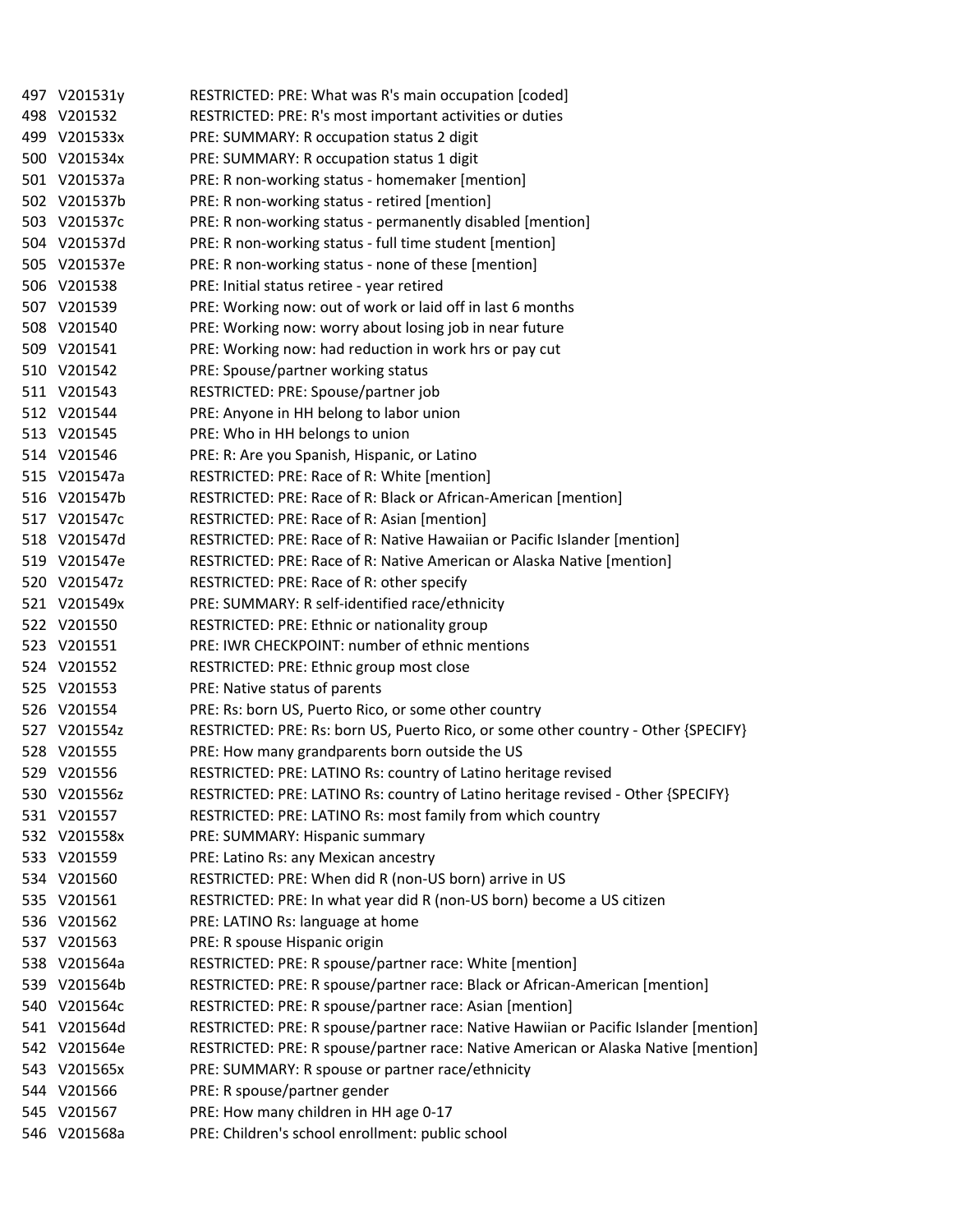| | | |
|---|---|---|
| 497 | V201531y | RESTRICTED: PRE: What was R's main occupation [coded] |
| 498 | V201532 | RESTRICTED: PRE: R's most important activities or duties |
| 499 | V201533x | PRE: SUMMARY: R occupation status 2 digit |
| 500 | V201534x | PRE: SUMMARY: R occupation status 1 digit |
| 501 | V201537a | PRE: R non-working status - homemaker [mention] |
| 502 | V201537b | PRE: R non-working status - retired [mention] |
| 503 | V201537c | PRE: R non-working status - permanently disabled [mention] |
| 504 | V201537d | PRE: R non-working status - full time student [mention] |
| 505 | V201537e | PRE: R non-working status - none of these [mention] |
| 506 | V201538 | PRE: Initial status retiree - year retired |
| 507 | V201539 | PRE: Working now: out of work or laid off in last 6 months |
| 508 | V201540 | PRE: Working now: worry about losing job in near future |
| 509 | V201541 | PRE: Working now: had reduction in work hrs or pay cut |
| 510 | V201542 | PRE: Spouse/partner working status |
| 511 | V201543 | RESTRICTED: PRE: Spouse/partner job |
| 512 | V201544 | PRE: Anyone in HH belong to labor union |
| 513 | V201545 | PRE: Who in HH belongs to union |
| 514 | V201546 | PRE: R: Are you Spanish, Hispanic, or Latino |
| 515 | V201547a | RESTRICTED: PRE: Race of R: White [mention] |
| 516 | V201547b | RESTRICTED: PRE: Race of R: Black or African-American [mention] |
| 517 | V201547c | RESTRICTED: PRE: Race of R: Asian [mention] |
| 518 | V201547d | RESTRICTED: PRE: Race of R: Native Hawaiian or Pacific Islander [mention] |
| 519 | V201547e | RESTRICTED: PRE: Race of R: Native American or Alaska Native [mention] |
| 520 | V201547z | RESTRICTED: PRE: Race of R: other specify |
| 521 | V201549x | PRE: SUMMARY: R self-identified race/ethnicity |
| 522 | V201550 | RESTRICTED: PRE: Ethnic or nationality group |
| 523 | V201551 | PRE: IWR CHECKPOINT: number of ethnic mentions |
| 524 | V201552 | RESTRICTED: PRE: Ethnic group most close |
| 525 | V201553 | PRE: Native status of parents |
| 526 | V201554 | PRE: Rs: born US, Puerto Rico, or some other country |
| 527 | V201554z | RESTRICTED: PRE: Rs: born US, Puerto Rico, or some other country - Other {SPECIFY} |
| 528 | V201555 | PRE: How many grandparents born outside the US |
| 529 | V201556 | RESTRICTED: PRE: LATINO Rs: country of Latino heritage revised |
| 530 | V201556z | RESTRICTED: PRE: LATINO Rs: country of Latino heritage revised - Other {SPECIFY} |
| 531 | V201557 | RESTRICTED: PRE: LATINO Rs: most family from which country |
| 532 | V201558x | PRE: SUMMARY: Hispanic summary |
| 533 | V201559 | PRE: Latino Rs: any Mexican ancestry |
| 534 | V201560 | RESTRICTED: PRE: When did R (non-US born) arrive in US |
| 535 | V201561 | RESTRICTED: PRE: In what year did R (non-US born) become a US citizen |
| 536 | V201562 | PRE: LATINO Rs: language at home |
| 537 | V201563 | PRE: R spouse Hispanic origin |
| 538 | V201564a | RESTRICTED: PRE: R spouse/partner race: White [mention] |
| 539 | V201564b | RESTRICTED: PRE: R spouse/partner race: Black or African-American [mention] |
| 540 | V201564c | RESTRICTED: PRE: R spouse/partner race: Asian [mention] |
| 541 | V201564d | RESTRICTED: PRE: R spouse/partner race: Native Hawiian or Pacific Islander [mention] |
| 542 | V201564e | RESTRICTED: PRE: R spouse/partner race: Native American or Alaska Native [mention] |
| 543 | V201565x | PRE: SUMMARY: R spouse or partner race/ethnicity |
| 544 | V201566 | PRE: R spouse/partner gender |
| 545 | V201567 | PRE: How many children in HH age 0-17 |
| 546 | V201568a | PRE: Children's school enrollment: public school |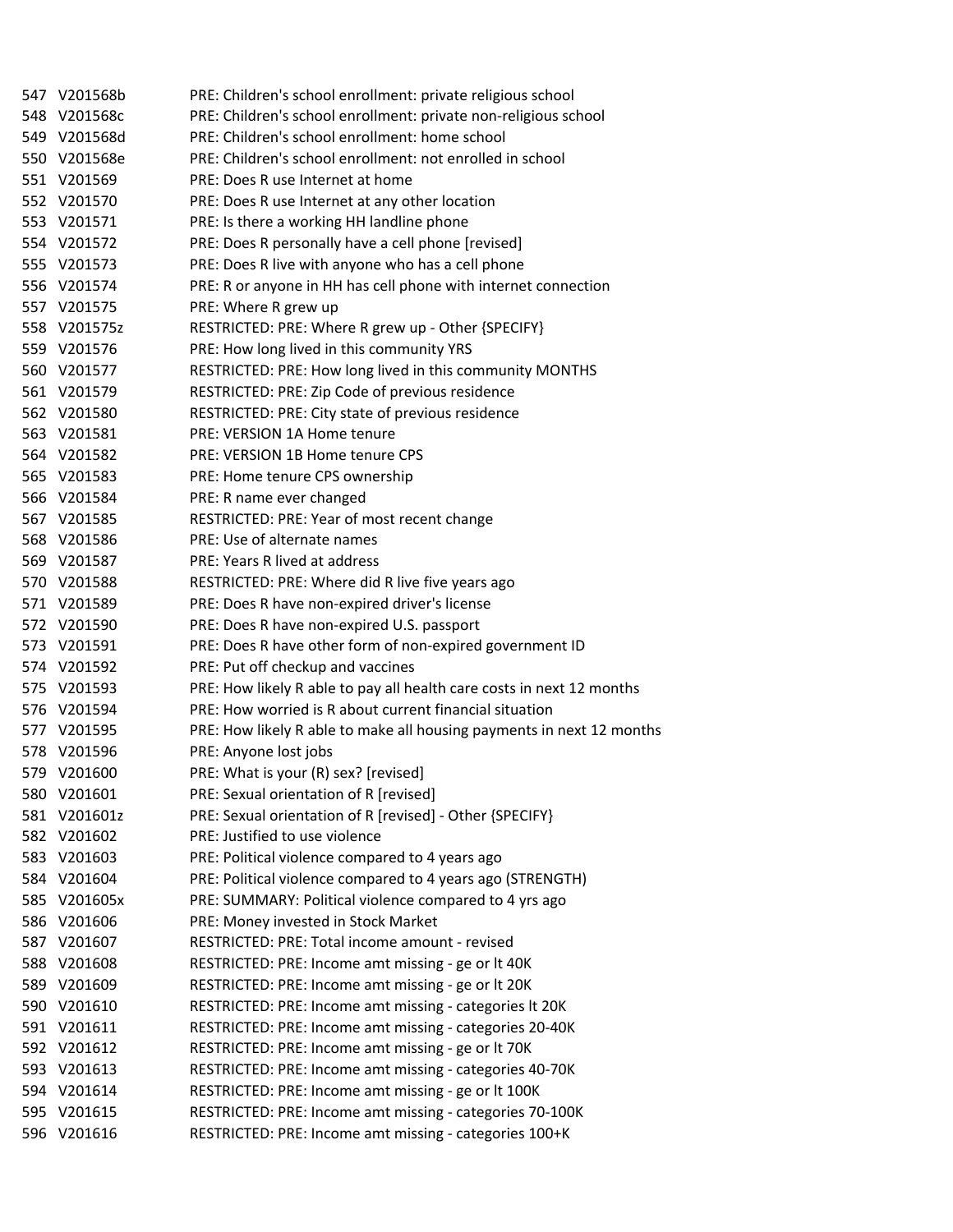| | | |
|---|---|---|
| 547 | V201568b | PRE: Children's school enrollment: private religious school |
| 548 | V201568c | PRE: Children's school enrollment: private non-religious school |
| 549 | V201568d | PRE: Children's school enrollment: home school |
| 550 | V201568e | PRE: Children's school enrollment: not enrolled in school |
| 551 | V201569 | PRE: Does R use Internet at home |
| 552 | V201570 | PRE: Does R use Internet at any other location |
| 553 | V201571 | PRE: Is there a working HH landline phone |
| 554 | V201572 | PRE: Does R personally have a cell phone [revised] |
| 555 | V201573 | PRE: Does R live with anyone who has a cell phone |
| 556 | V201574 | PRE: R or anyone in HH has cell phone with internet connection |
| 557 | V201575 | PRE: Where R grew up |
| 558 | V201575z | RESTRICTED: PRE: Where R grew up - Other {SPECIFY} |
| 559 | V201576 | PRE: How long lived in this community YRS |
| 560 | V201577 | RESTRICTED: PRE: How long lived in this community MONTHS |
| 561 | V201579 | RESTRICTED: PRE: Zip Code of previous residence |
| 562 | V201580 | RESTRICTED: PRE: City state of previous residence |
| 563 | V201581 | PRE: VERSION 1A Home tenure |
| 564 | V201582 | PRE: VERSION 1B Home tenure CPS |
| 565 | V201583 | PRE: Home tenure CPS ownership |
| 566 | V201584 | PRE: R name ever changed |
| 567 | V201585 | RESTRICTED: PRE: Year of most recent change |
| 568 | V201586 | PRE: Use of alternate names |
| 569 | V201587 | PRE: Years R lived at address |
| 570 | V201588 | RESTRICTED: PRE: Where did R live five years ago |
| 571 | V201589 | PRE: Does R have non-expired driver's license |
| 572 | V201590 | PRE: Does R have non-expired U.S. passport |
| 573 | V201591 | PRE: Does R have other form of non-expired government ID |
| 574 | V201592 | PRE: Put off checkup and vaccines |
| 575 | V201593 | PRE: How likely R able to pay all health care costs in next 12 months |
| 576 | V201594 | PRE: How worried is R about current financial situation |
| 577 | V201595 | PRE: How likely R able to make all housing payments in next 12 months |
| 578 | V201596 | PRE: Anyone lost jobs |
| 579 | V201600 | PRE: What is your (R) sex? [revised] |
| 580 | V201601 | PRE: Sexual orientation of R [revised] |
| 581 | V201601z | PRE: Sexual orientation of R [revised] - Other {SPECIFY} |
| 582 | V201602 | PRE: Justified to use violence |
| 583 | V201603 | PRE: Political violence compared to 4 years ago |
| 584 | V201604 | PRE: Political violence compared to 4 years ago (STRENGTH) |
| 585 | V201605x | PRE: SUMMARY: Political violence compared to 4 yrs ago |
| 586 | V201606 | PRE: Money invested in Stock Market |
| 587 | V201607 | RESTRICTED: PRE: Total income amount - revised |
| 588 | V201608 | RESTRICTED: PRE: Income amt missing - ge or lt 40K |
| 589 | V201609 | RESTRICTED: PRE: Income amt missing - ge or lt 20K |
| 590 | V201610 | RESTRICTED: PRE: Income amt missing - categories lt 20K |
| 591 | V201611 | RESTRICTED: PRE: Income amt missing - categories 20-40K |
| 592 | V201612 | RESTRICTED: PRE: Income amt missing - ge or lt 70K |
| 593 | V201613 | RESTRICTED: PRE: Income amt missing - categories 40-70K |
| 594 | V201614 | RESTRICTED: PRE: Income amt missing - ge or lt 100K |
| 595 | V201615 | RESTRICTED: PRE: Income amt missing - categories 70-100K |
| 596 | V201616 | RESTRICTED: PRE: Income amt missing - categories 100+K |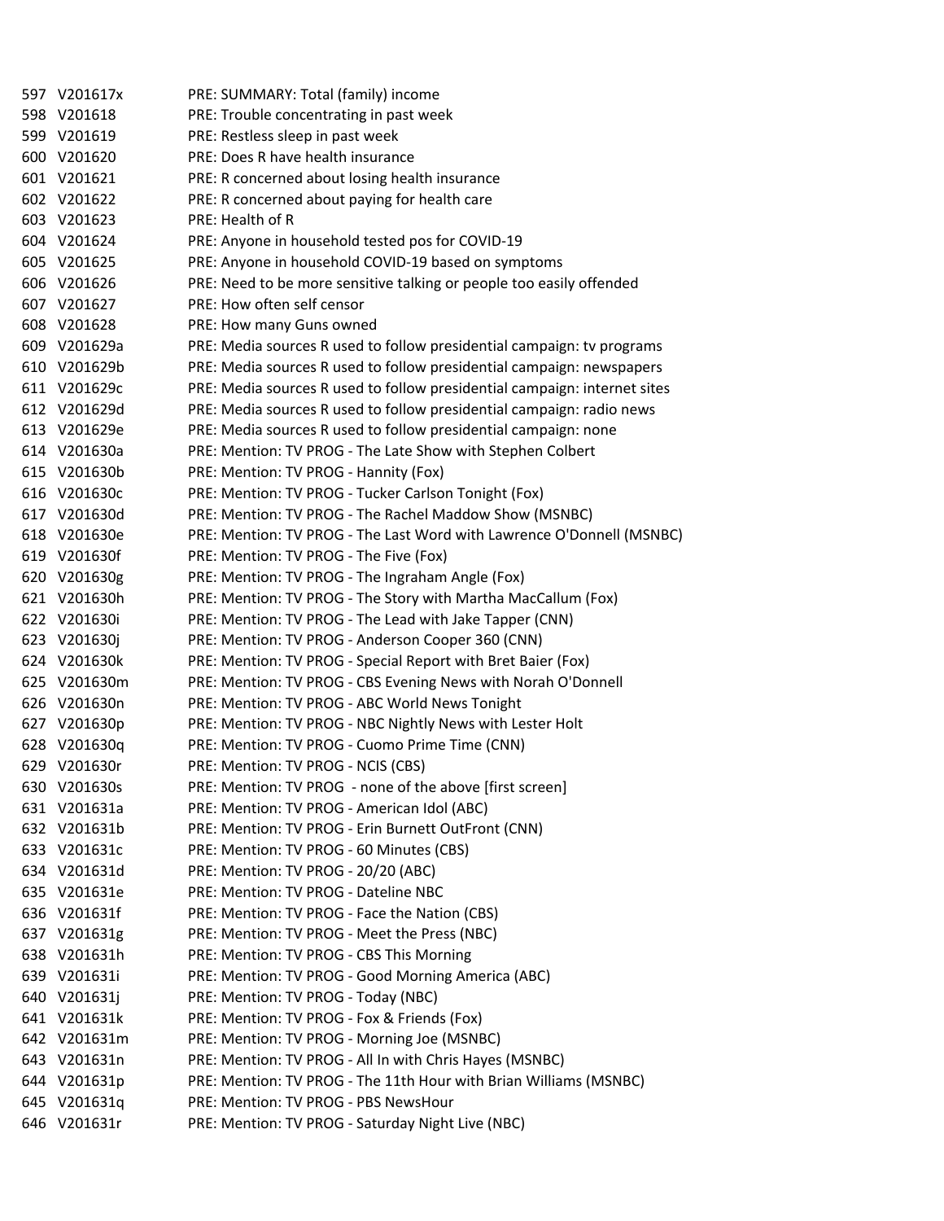| | | |
|---|---|---|
| 597 | V201617x | PRE: SUMMARY: Total (family) income |
| 598 | V201618 | PRE: Trouble concentrating in past week |
| 599 | V201619 | PRE: Restless sleep in past week |
| 600 | V201620 | PRE: Does R have health insurance |
| 601 | V201621 | PRE: R concerned about losing health insurance |
| 602 | V201622 | PRE: R concerned about paying for health care |
| 603 | V201623 | PRE: Health of R |
| 604 | V201624 | PRE: Anyone in household tested pos for COVID-19 |
| 605 | V201625 | PRE: Anyone in household COVID-19 based on symptoms |
| 606 | V201626 | PRE: Need to be more sensitive talking or people too easily offended |
| 607 | V201627 | PRE: How often self censor |
| 608 | V201628 | PRE: How many Guns owned |
| 609 | V201629a | PRE: Media sources R used to follow presidential campaign: tv programs |
| 610 | V201629b | PRE: Media sources R used to follow presidential campaign: newspapers |
| 611 | V201629c | PRE: Media sources R used to follow presidential campaign: internet sites |
| 612 | V201629d | PRE: Media sources R used to follow presidential campaign: radio news |
| 613 | V201629e | PRE: Media sources R used to follow presidential campaign: none |
| 614 | V201630a | PRE: Mention: TV PROG - The Late Show with Stephen Colbert |
| 615 | V201630b | PRE: Mention: TV PROG - Hannity (Fox) |
| 616 | V201630c | PRE: Mention: TV PROG - Tucker Carlson Tonight (Fox) |
| 617 | V201630d | PRE: Mention: TV PROG - The Rachel Maddow Show (MSNBC) |
| 618 | V201630e | PRE: Mention: TV PROG - The Last Word with Lawrence O'Donnell (MSNBC) |
| 619 | V201630f | PRE: Mention: TV PROG - The Five (Fox) |
| 620 | V201630g | PRE: Mention: TV PROG - The Ingraham Angle (Fox) |
| 621 | V201630h | PRE: Mention: TV PROG - The Story with Martha MacCallum (Fox) |
| 622 | V201630i | PRE: Mention: TV PROG - The Lead with Jake Tapper (CNN) |
| 623 | V201630j | PRE: Mention: TV PROG - Anderson Cooper 360 (CNN) |
| 624 | V201630k | PRE: Mention: TV PROG - Special Report with Bret Baier (Fox) |
| 625 | V201630m | PRE: Mention: TV PROG - CBS Evening News with Norah O'Donnell |
| 626 | V201630n | PRE: Mention: TV PROG - ABC World News Tonight |
| 627 | V201630p | PRE: Mention: TV PROG - NBC Nightly News with Lester Holt |
| 628 | V201630q | PRE: Mention: TV PROG - Cuomo Prime Time (CNN) |
| 629 | V201630r | PRE: Mention: TV PROG - NCIS (CBS) |
| 630 | V201630s | PRE: Mention: TV PROG - none of the above [first screen] |
| 631 | V201631a | PRE: Mention: TV PROG - American Idol (ABC) |
| 632 | V201631b | PRE: Mention: TV PROG - Erin Burnett OutFront (CNN) |
| 633 | V201631c | PRE: Mention: TV PROG - 60 Minutes (CBS) |
| 634 | V201631d | PRE: Mention: TV PROG - 20/20 (ABC) |
| 635 | V201631e | PRE: Mention: TV PROG - Dateline NBC |
| 636 | V201631f | PRE: Mention: TV PROG - Face the Nation (CBS) |
| 637 | V201631g | PRE: Mention: TV PROG - Meet the Press (NBC) |
| 638 | V201631h | PRE: Mention: TV PROG - CBS This Morning |
| 639 | V201631i | PRE: Mention: TV PROG - Good Morning America (ABC) |
| 640 | V201631j | PRE: Mention: TV PROG - Today (NBC) |
| 641 | V201631k | PRE: Mention: TV PROG - Fox & Friends (Fox) |
| 642 | V201631m | PRE: Mention: TV PROG - Morning Joe (MSNBC) |
| 643 | V201631n | PRE: Mention: TV PROG - All In with Chris Hayes (MSNBC) |
| 644 | V201631p | PRE: Mention: TV PROG - The 11th Hour with Brian Williams (MSNBC) |
| 645 | V201631q | PRE: Mention: TV PROG - PBS NewsHour |
| 646 | V201631r | PRE: Mention: TV PROG - Saturday Night Live (NBC) |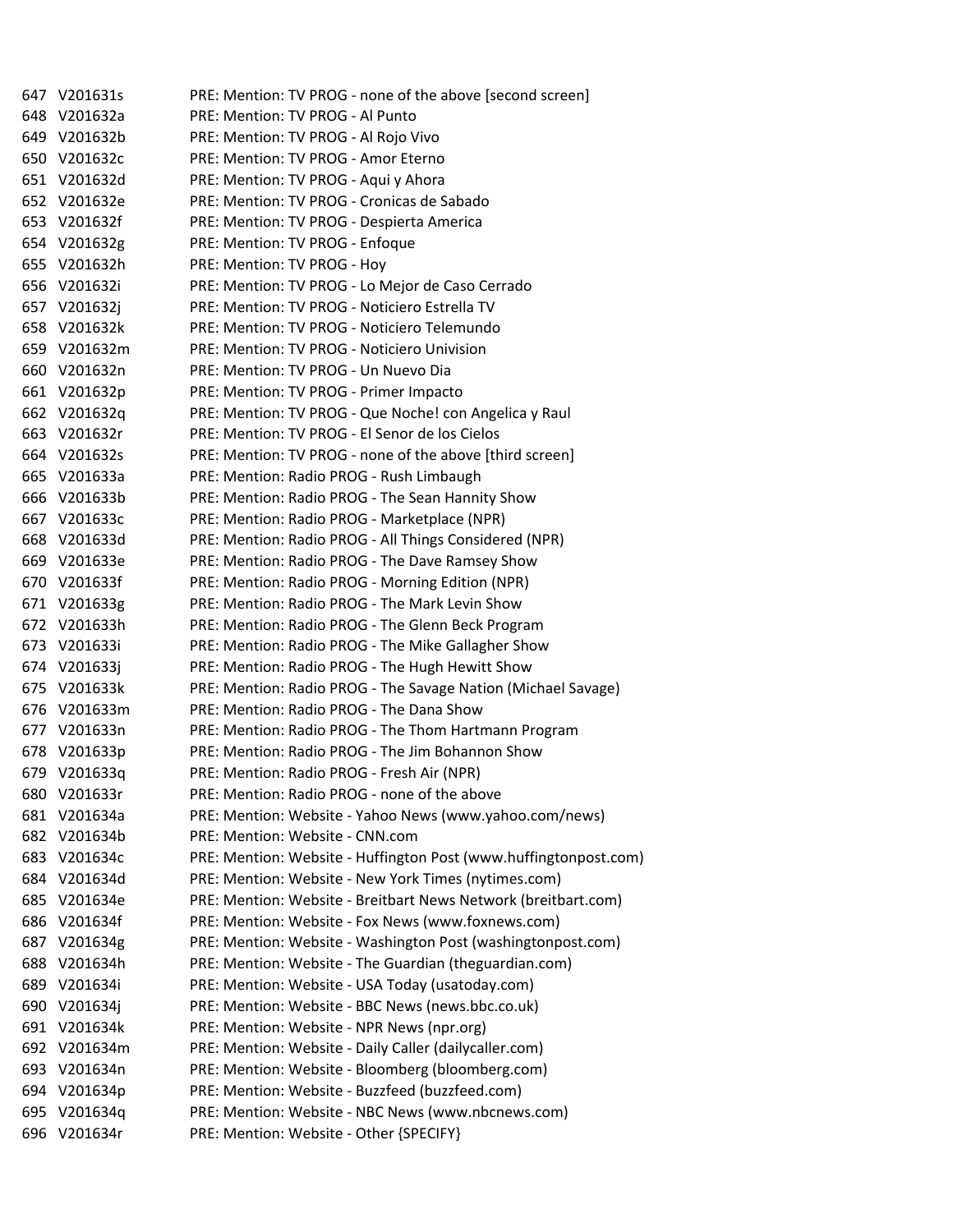| | | |
|---|---|---|
| 647 | V201631s | PRE: Mention: TV PROG - none of the above [second screen] |
| 648 | V201632a | PRE: Mention: TV PROG - Al Punto |
| 649 | V201632b | PRE: Mention: TV PROG - Al Rojo Vivo |
| 650 | V201632c | PRE: Mention: TV PROG - Amor Eterno |
| 651 | V201632d | PRE: Mention: TV PROG - Aqui y Ahora |
| 652 | V201632e | PRE: Mention: TV PROG - Cronicas de Sabado |
| 653 | V201632f | PRE: Mention: TV PROG - Despierta America |
| 654 | V201632g | PRE: Mention: TV PROG - Enfoque |
| 655 | V201632h | PRE: Mention: TV PROG - Hoy |
| 656 | V201632i | PRE: Mention: TV PROG - Lo Mejor de Caso Cerrado |
| 657 | V201632j | PRE: Mention: TV PROG - Noticiero Estrella TV |
| 658 | V201632k | PRE: Mention: TV PROG - Noticiero Telemundo |
| 659 | V201632m | PRE: Mention: TV PROG - Noticiero Univision |
| 660 | V201632n | PRE: Mention: TV PROG - Un Nuevo Dia |
| 661 | V201632p | PRE: Mention: TV PROG - Primer Impacto |
| 662 | V201632q | PRE: Mention: TV PROG - Que Noche! con Angelica y Raul |
| 663 | V201632r | PRE: Mention: TV PROG - El Senor de los Cielos |
| 664 | V201632s | PRE: Mention: TV PROG - none of the above [third screen] |
| 665 | V201633a | PRE: Mention: Radio PROG - Rush Limbaugh |
| 666 | V201633b | PRE: Mention: Radio PROG - The Sean Hannity Show |
| 667 | V201633c | PRE: Mention: Radio PROG - Marketplace (NPR) |
| 668 | V201633d | PRE: Mention: Radio PROG - All Things Considered (NPR) |
| 669 | V201633e | PRE: Mention: Radio PROG - The Dave Ramsey Show |
| 670 | V201633f | PRE: Mention: Radio PROG - Morning Edition (NPR) |
| 671 | V201633g | PRE: Mention: Radio PROG - The Mark Levin Show |
| 672 | V201633h | PRE: Mention: Radio PROG - The Glenn Beck Program |
| 673 | V201633i | PRE: Mention: Radio PROG - The Mike Gallagher Show |
| 674 | V201633j | PRE: Mention: Radio PROG - The Hugh Hewitt Show |
| 675 | V201633k | PRE: Mention: Radio PROG - The Savage Nation (Michael Savage) |
| 676 | V201633m | PRE: Mention: Radio PROG - The Dana Show |
| 677 | V201633n | PRE: Mention: Radio PROG - The Thom Hartmann Program |
| 678 | V201633p | PRE: Mention: Radio PROG - The Jim Bohannon Show |
| 679 | V201633q | PRE: Mention: Radio PROG - Fresh Air (NPR) |
| 680 | V201633r | PRE: Mention: Radio PROG - none of the above |
| 681 | V201634a | PRE: Mention: Website - Yahoo News (www.yahoo.com/news) |
| 682 | V201634b | PRE: Mention: Website - CNN.com |
| 683 | V201634c | PRE: Mention: Website - Huffington Post (www.huffingtonpost.com) |
| 684 | V201634d | PRE: Mention: Website - New York Times (nytimes.com) |
| 685 | V201634e | PRE: Mention: Website - Breitbart News Network (breitbart.com) |
| 686 | V201634f | PRE: Mention: Website - Fox News (www.foxnews.com) |
| 687 | V201634g | PRE: Mention: Website - Washington Post (washingtonpost.com) |
| 688 | V201634h | PRE: Mention: Website - The Guardian (theguardian.com) |
| 689 | V201634i | PRE: Mention: Website - USA Today (usatoday.com) |
| 690 | V201634j | PRE: Mention: Website - BBC News (news.bbc.co.uk) |
| 691 | V201634k | PRE: Mention: Website - NPR News (npr.org) |
| 692 | V201634m | PRE: Mention: Website - Daily Caller (dailycaller.com) |
| 693 | V201634n | PRE: Mention: Website - Bloomberg (bloomberg.com) |
| 694 | V201634p | PRE: Mention: Website - Buzzfeed (buzzfeed.com) |
| 695 | V201634q | PRE: Mention: Website - NBC News (www.nbcnews.com) |
| 696 | V201634r | PRE: Mention: Website - Other {SPECIFY} |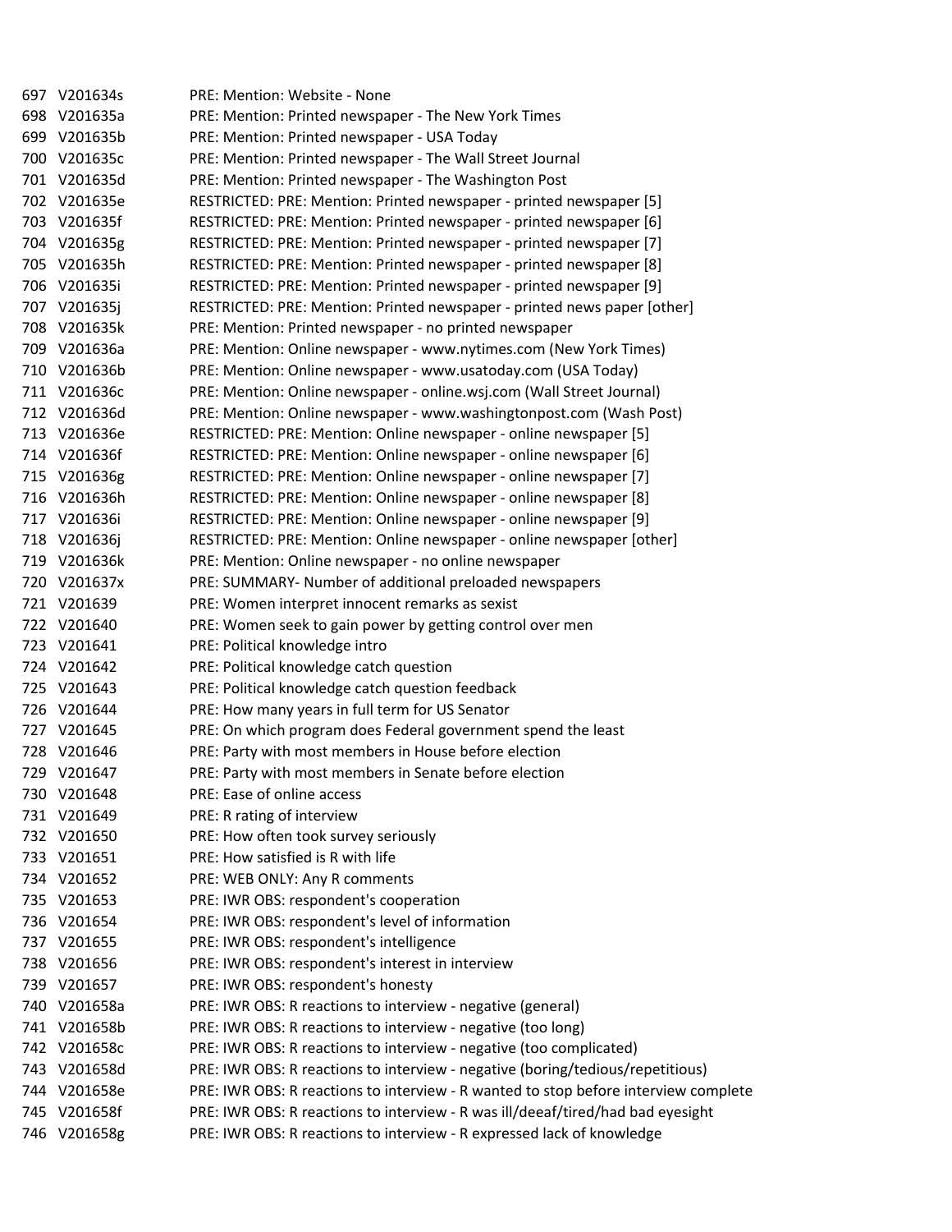| | | |
|---|---|---|
| 697 | V201634s | PRE: Mention: Website - None |
| 698 | V201635a | PRE: Mention: Printed newspaper - The New York Times |
| 699 | V201635b | PRE: Mention: Printed newspaper - USA Today |
| 700 | V201635c | PRE: Mention: Printed newspaper - The Wall Street Journal |
| 701 | V201635d | PRE: Mention: Printed newspaper - The Washington Post |
| 702 | V201635e | RESTRICTED: PRE: Mention: Printed newspaper - printed newspaper [5] |
| 703 | V201635f | RESTRICTED: PRE: Mention: Printed newspaper - printed newspaper [6] |
| 704 | V201635g | RESTRICTED: PRE: Mention: Printed newspaper - printed newspaper [7] |
| 705 | V201635h | RESTRICTED: PRE: Mention: Printed newspaper - printed newspaper [8] |
| 706 | V201635i | RESTRICTED: PRE: Mention: Printed newspaper - printed newspaper [9] |
| 707 | V201635j | RESTRICTED: PRE: Mention: Printed newspaper - printed news paper [other] |
| 708 | V201635k | PRE: Mention: Printed newspaper - no printed newspaper |
| 709 | V201636a | PRE: Mention: Online newspaper - www.nytimes.com (New York Times) |
| 710 | V201636b | PRE: Mention: Online newspaper - www.usatoday.com (USA Today) |
| 711 | V201636c | PRE: Mention: Online newspaper - online.wsj.com (Wall Street Journal) |
| 712 | V201636d | PRE: Mention: Online newspaper - www.washingtonpost.com (Wash Post) |
| 713 | V201636e | RESTRICTED: PRE: Mention: Online newspaper - online newspaper [5] |
| 714 | V201636f | RESTRICTED: PRE: Mention: Online newspaper - online newspaper [6] |
| 715 | V201636g | RESTRICTED: PRE: Mention: Online newspaper - online newspaper [7] |
| 716 | V201636h | RESTRICTED: PRE: Mention: Online newspaper - online newspaper [8] |
| 717 | V201636i | RESTRICTED: PRE: Mention: Online newspaper - online newspaper [9] |
| 718 | V201636j | RESTRICTED: PRE: Mention: Online newspaper - online newspaper [other] |
| 719 | V201636k | PRE: Mention: Online newspaper - no online newspaper |
| 720 | V201637x | PRE: SUMMARY- Number of additional preloaded newspapers |
| 721 | V201639 | PRE: Women interpret innocent remarks as sexist |
| 722 | V201640 | PRE: Women seek to gain power by getting control over men |
| 723 | V201641 | PRE: Political knowledge intro |
| 724 | V201642 | PRE: Political knowledge catch question |
| 725 | V201643 | PRE: Political knowledge catch question feedback |
| 726 | V201644 | PRE: How many years in full term for US Senator |
| 727 | V201645 | PRE: On which program does Federal government spend the least |
| 728 | V201646 | PRE: Party with most members in House before election |
| 729 | V201647 | PRE: Party with most members in Senate before election |
| 730 | V201648 | PRE: Ease of online access |
| 731 | V201649 | PRE: R rating of interview |
| 732 | V201650 | PRE: How often took survey seriously |
| 733 | V201651 | PRE: How satisfied is R with life |
| 734 | V201652 | PRE: WEB ONLY: Any R comments |
| 735 | V201653 | PRE: IWR OBS: respondent's cooperation |
| 736 | V201654 | PRE: IWR OBS: respondent's level of information |
| 737 | V201655 | PRE: IWR OBS: respondent's intelligence |
| 738 | V201656 | PRE: IWR OBS: respondent's interest in interview |
| 739 | V201657 | PRE: IWR OBS: respondent's honesty |
| 740 | V201658a | PRE: IWR OBS: R reactions to interview - negative (general) |
| 741 | V201658b | PRE: IWR OBS: R reactions to interview - negative (too long) |
| 742 | V201658c | PRE: IWR OBS: R reactions to interview - negative (too complicated) |
| 743 | V201658d | PRE: IWR OBS: R reactions to interview - negative (boring/tedious/repetitious) |
| 744 | V201658e | PRE: IWR OBS: R reactions to interview - R wanted to stop before interview complete |
| 745 | V201658f | PRE: IWR OBS: R reactions to interview - R was ill/deeaf/tired/had bad eyesight |
| 746 | V201658g | PRE: IWR OBS: R reactions to interview - R expressed lack of knowledge |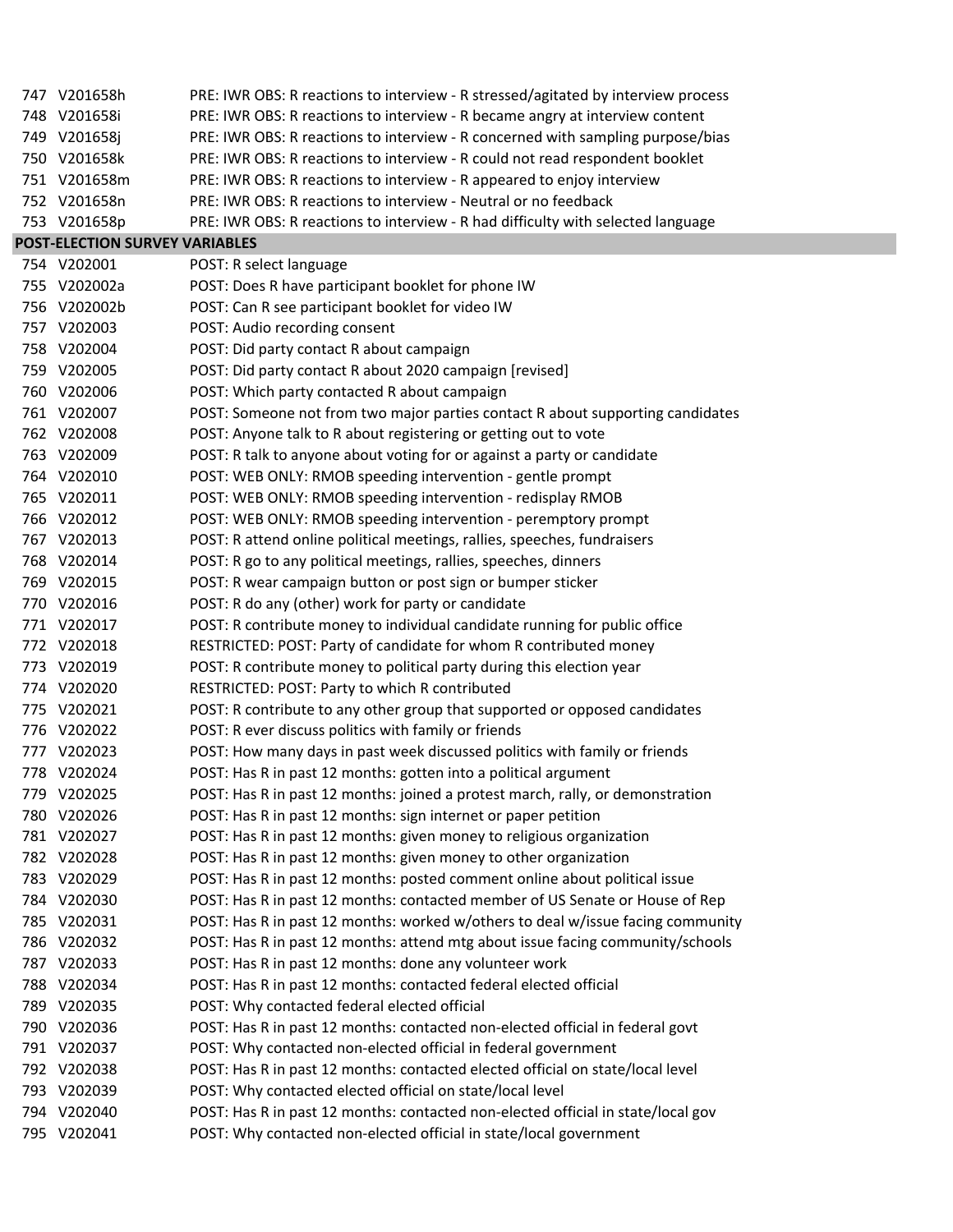| | | |
|---|---|---|
| 747 | V201658h | PRE: IWR OBS: R reactions to interview - R stressed/agitated by interview process |
| 748 | V201658i | PRE: IWR OBS: R reactions to interview - R became angry at interview content |
| 749 | V201658j | PRE: IWR OBS: R reactions to interview - R concerned with sampling purpose/bias |
| 750 | V201658k | PRE: IWR OBS: R reactions to interview - R could not read respondent booklet |
| 751 | V201658m | PRE: IWR OBS: R reactions to interview - R appeared to enjoy interview |
| 752 | V201658n | PRE: IWR OBS: R reactions to interview - Neutral or no feedback |
| 753 | V201658p | PRE: IWR OBS: R reactions to interview - R had difficulty with selected language |
| **POST-ELECTION SURVEY VARIABLES** | | |
| 754 | V202001 | POST: R select language |
| 755 | V202002a | POST: Does R have participant booklet for phone IW |
| 756 | V202002b | POST: Can R see participant booklet for video IW |
| 757 | V202003 | POST: Audio recording consent |
| 758 | V202004 | POST: Did party contact R about campaign |
| 759 | V202005 | POST: Did party contact R about 2020 campaign [revised] |
| 760 | V202006 | POST: Which party contacted R about campaign |
| 761 | V202007 | POST: Someone not from two major parties contact R about supporting candidates |
| 762 | V202008 | POST: Anyone talk to R about registering or getting out to vote |
| 763 | V202009 | POST: R talk to anyone about voting for or against a party or candidate |
| 764 | V202010 | POST: WEB ONLY: RMOB speeding intervention - gentle prompt |
| 765 | V202011 | POST: WEB ONLY: RMOB speeding intervention - redisplay RMOB |
| 766 | V202012 | POST: WEB ONLY: RMOB speeding intervention - peremptory prompt |
| 767 | V202013 | POST: R attend online political meetings, rallies, speeches, fundraisers |
| 768 | V202014 | POST: R go to any political meetings, rallies, speeches, dinners |
| 769 | V202015 | POST: R wear campaign button or post sign or bumper sticker |
| 770 | V202016 | POST: R do any (other) work for party or candidate |
| 771 | V202017 | POST: R contribute money to individual candidate running for public office |
| 772 | V202018 | RESTRICTED: POST: Party of candidate for whom R contributed money |
| 773 | V202019 | POST: R contribute money to political party during this election year |
| 774 | V202020 | RESTRICTED: POST: Party to which R contributed |
| 775 | V202021 | POST: R contribute to any other group that supported or opposed candidates |
| 776 | V202022 | POST: R ever discuss politics with family or friends |
| 777 | V202023 | POST: How many days in past week discussed politics with family or friends |
| 778 | V202024 | POST: Has R in past 12 months: gotten into a political argument |
| 779 | V202025 | POST: Has R in past 12 months: joined a protest march, rally, or demonstration |
| 780 | V202026 | POST: Has R in past 12 months: sign internet or paper petition |
| 781 | V202027 | POST: Has R in past 12 months: given money to religious organization |
| 782 | V202028 | POST: Has R in past 12 months: given money to other organization |
| 783 | V202029 | POST: Has R in past 12 months: posted comment online about political issue |
| 784 | V202030 | POST: Has R in past 12 months: contacted member of US Senate or House of Rep |
| 785 | V202031 | POST: Has R in past 12 months: worked w/others to deal w/issue facing community |
| 786 | V202032 | POST: Has R in past 12 months: attend mtg about issue facing community/schools |
| 787 | V202033 | POST: Has R in past 12 months: done any volunteer work |
| 788 | V202034 | POST: Has R in past 12 months: contacted federal elected official |
| 789 | V202035 | POST: Why contacted federal elected official |
| 790 | V202036 | POST: Has R in past 12 months: contacted non-elected official in federal govt |
| 791 | V202037 | POST: Why contacted non-elected official in federal government |
| 792 | V202038 | POST: Has R in past 12 months: contacted elected official on state/local level |
| 793 | V202039 | POST: Why contacted elected official on state/local level |
| 794 | V202040 | POST: Has R in past 12 months: contacted non-elected official in state/local gov |
| 795 | V202041 | POST: Why contacted non-elected official in state/local government |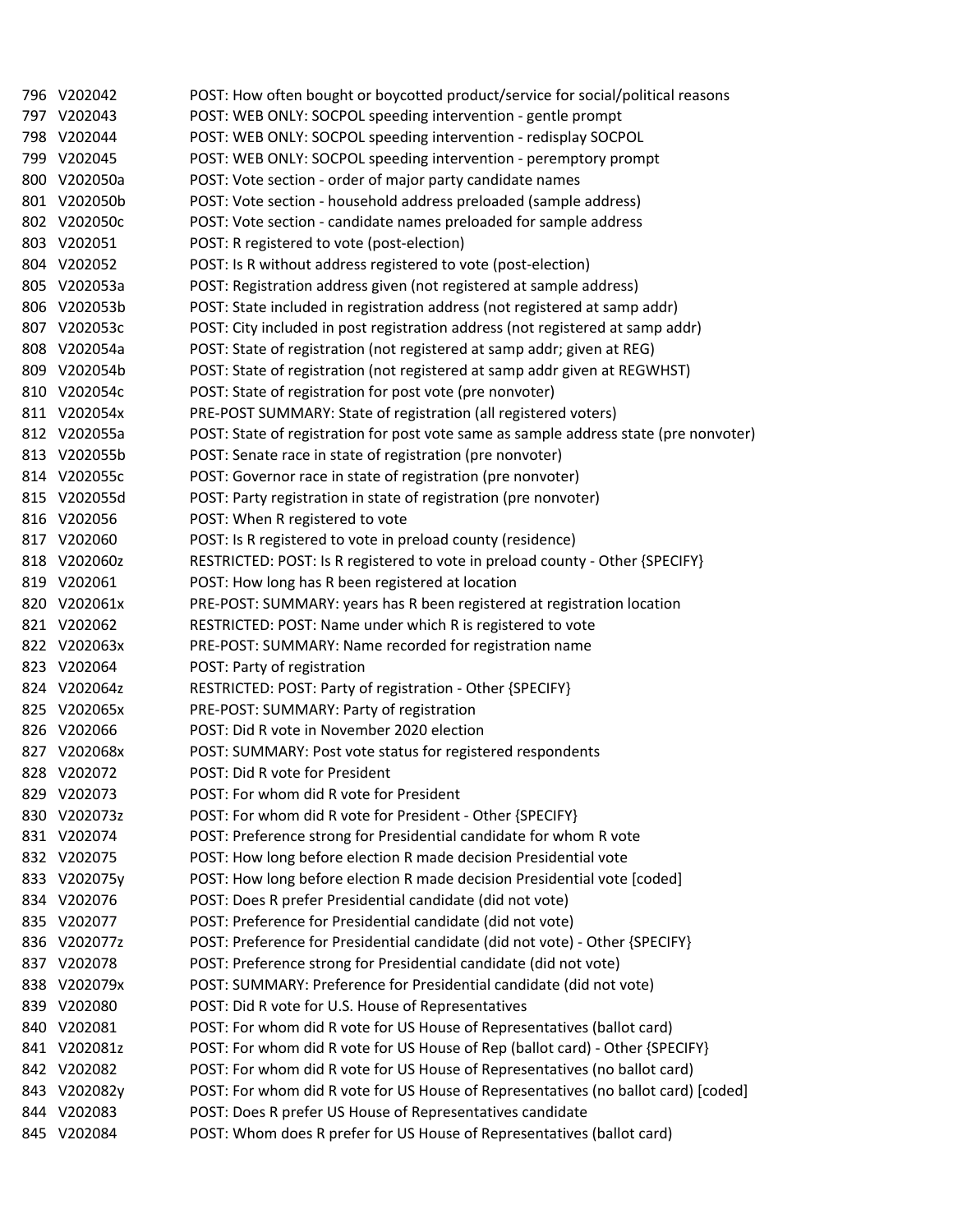| | | |
|---|---|---|
| 796 | V202042 | POST: How often bought or boycotted product/service for social/political reasons |
| 797 | V202043 | POST: WEB ONLY: SOCPOL speeding intervention - gentle prompt |
| 798 | V202044 | POST: WEB ONLY: SOCPOL speeding intervention - redisplay SOCPOL |
| 799 | V202045 | POST: WEB ONLY: SOCPOL speeding intervention - peremptory prompt |
| 800 | V202050a | POST: Vote section - order of major party candidate names |
| 801 | V202050b | POST: Vote section - household address preloaded (sample address) |
| 802 | V202050c | POST: Vote section - candidate names preloaded for sample address |
| 803 | V202051 | POST: R registered to vote (post-election) |
| 804 | V202052 | POST: Is R without address registered to vote (post-election) |
| 805 | V202053a | POST: Registration address given (not registered at sample address) |
| 806 | V202053b | POST: State included in registration address (not registered at samp addr) |
| 807 | V202053c | POST: City included in post registration address (not registered at samp addr) |
| 808 | V202054a | POST: State of registration (not registered at samp addr; given at REG) |
| 809 | V202054b | POST: State of registration (not registered at samp addr given at REGWHST) |
| 810 | V202054c | POST: State of registration for post vote (pre nonvoter) |
| 811 | V202054x | PRE-POST SUMMARY: State of registration (all registered voters) |
| 812 | V202055a | POST: State of registration for post vote same as sample address state (pre nonvoter) |
| 813 | V202055b | POST: Senate race in state of registration (pre nonvoter) |
| 814 | V202055c | POST: Governor race in state of registration (pre nonvoter) |
| 815 | V202055d | POST: Party registration in state of registration (pre nonvoter) |
| 816 | V202056 | POST: When R registered to vote |
| 817 | V202060 | POST: Is R registered to vote in preload county (residence) |
| 818 | V202060z | RESTRICTED: POST: Is R registered to vote in preload county - Other {SPECIFY} |
| 819 | V202061 | POST: How long has R been registered at location |
| 820 | V202061x | PRE-POST: SUMMARY: years has R been registered at registration location |
| 821 | V202062 | RESTRICTED: POST: Name under which R is registered to vote |
| 822 | V202063x | PRE-POST: SUMMARY: Name recorded for registration name |
| 823 | V202064 | POST: Party of registration |
| 824 | V202064z | RESTRICTED: POST: Party of registration - Other {SPECIFY} |
| 825 | V202065x | PRE-POST: SUMMARY: Party of registration |
| 826 | V202066 | POST: Did R vote in November 2020 election |
| 827 | V202068x | POST: SUMMARY: Post vote status for registered respondents |
| 828 | V202072 | POST: Did R vote for President |
| 829 | V202073 | POST: For whom did R vote for President |
| 830 | V202073z | POST: For whom did R vote for President - Other {SPECIFY} |
| 831 | V202074 | POST: Preference strong for Presidential candidate for whom R vote |
| 832 | V202075 | POST: How long before election R made decision Presidential vote |
| 833 | V202075y | POST: How long before election R made decision Presidential vote [coded] |
| 834 | V202076 | POST: Does R prefer Presidential candidate (did not vote) |
| 835 | V202077 | POST: Preference for Presidential candidate (did not vote) |
| 836 | V202077z | POST: Preference for Presidential candidate (did not vote) - Other {SPECIFY} |
| 837 | V202078 | POST: Preference strong for Presidential candidate (did not vote) |
| 838 | V202079x | POST: SUMMARY: Preference for Presidential candidate (did not vote) |
| 839 | V202080 | POST: Did R vote for U.S. House of Representatives |
| 840 | V202081 | POST: For whom did R vote for US House of Representatives (ballot card) |
| 841 | V202081z | POST: For whom did R vote for US House of Rep (ballot card) - Other {SPECIFY} |
| 842 | V202082 | POST: For whom did R vote for US House of Representatives (no ballot card) |
| 843 | V202082y | POST: For whom did R vote for US House of Representatives (no ballot card) [coded] |
| 844 | V202083 | POST: Does R prefer US House of Representatives candidate |
| 845 | V202084 | POST: Whom does R prefer for US House of Representatives (ballot card) |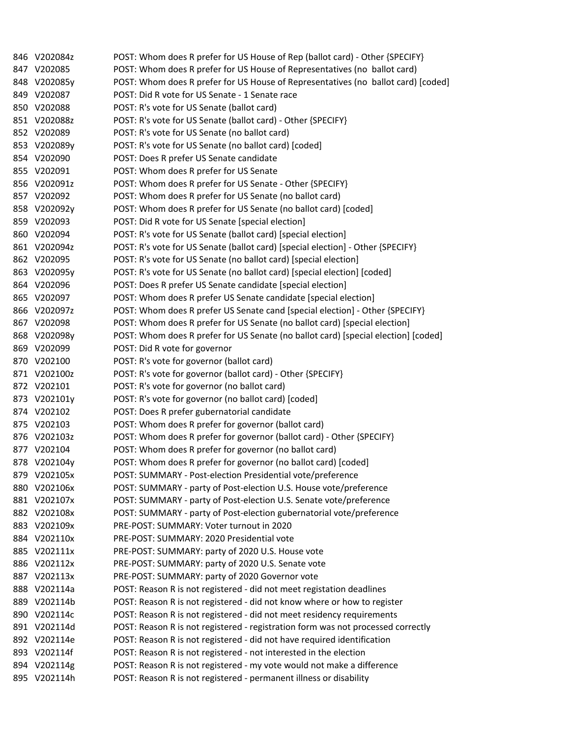| | | |
|---|---|---|
| 846 | V202084z | POST: Whom does R prefer for US House of Rep (ballot card) - Other {SPECIFY} |
| 847 | V202085 | POST: Whom does R prefer for US House of Representatives (no  ballot card) |
| 848 | V202085y | POST: Whom does R prefer for US House of Representatives (no  ballot card) [coded] |
| 849 | V202087 | POST: Did R vote for US Senate - 1 Senate race |
| 850 | V202088 | POST: R's vote for US Senate (ballot card) |
| 851 | V202088z | POST: R's vote for US Senate (ballot card) - Other {SPECIFY} |
| 852 | V202089 | POST: R's vote for US Senate (no ballot card) |
| 853 | V202089y | POST: R's vote for US Senate (no ballot card) [coded] |
| 854 | V202090 | POST: Does R prefer US Senate candidate |
| 855 | V202091 | POST: Whom does R prefer for US Senate |
| 856 | V202091z | POST: Whom does R prefer for US Senate - Other {SPECIFY} |
| 857 | V202092 | POST: Whom does R prefer for US Senate (no ballot card) |
| 858 | V202092y | POST: Whom does R prefer for US Senate (no ballot card) [coded] |
| 859 | V202093 | POST: Did R vote for US Senate [special election] |
| 860 | V202094 | POST: R's vote for US Senate (ballot card) [special election] |
| 861 | V202094z | POST: R's vote for US Senate (ballot card) [special election] - Other {SPECIFY} |
| 862 | V202095 | POST: R's vote for US Senate (no ballot card) [special election] |
| 863 | V202095y | POST: R's vote for US Senate (no ballot card) [special election] [coded] |
| 864 | V202096 | POST: Does R prefer US Senate candidate [special election] |
| 865 | V202097 | POST: Whom does R prefer US Senate candidate [special election] |
| 866 | V202097z | POST: Whom does R prefer US Senate cand [special election] - Other {SPECIFY} |
| 867 | V202098 | POST: Whom does R prefer for US Senate (no ballot card) [special election] |
| 868 | V202098y | POST: Whom does R prefer for US Senate (no ballot card) [special election] [coded] |
| 869 | V202099 | POST: Did R vote for governor |
| 870 | V202100 | POST: R's vote for governor (ballot card) |
| 871 | V202100z | POST: R's vote for governor (ballot card) - Other {SPECIFY} |
| 872 | V202101 | POST: R's vote for governor (no ballot card) |
| 873 | V202101y | POST: R's vote for governor (no ballot card) [coded] |
| 874 | V202102 | POST: Does R prefer gubernatorial candidate |
| 875 | V202103 | POST: Whom does R prefer for governor (ballot card) |
| 876 | V202103z | POST: Whom does R prefer for governor (ballot card) - Other {SPECIFY} |
| 877 | V202104 | POST: Whom does R prefer for governor (no ballot card) |
| 878 | V202104y | POST: Whom does R prefer for governor (no ballot card) [coded] |
| 879 | V202105x | POST: SUMMARY - Post-election Presidential vote/preference |
| 880 | V202106x | POST: SUMMARY - party of Post-election U.S. House vote/preference |
| 881 | V202107x | POST: SUMMARY - party of Post-election U.S. Senate vote/preference |
| 882 | V202108x | POST: SUMMARY - party of Post-election gubernatorial vote/preference |
| 883 | V202109x | PRE-POST: SUMMARY: Voter turnout in 2020 |
| 884 | V202110x | PRE-POST: SUMMARY: 2020 Presidential vote |
| 885 | V202111x | PRE-POST: SUMMARY: party of 2020 U.S. House vote |
| 886 | V202112x | PRE-POST: SUMMARY: party of 2020 U.S. Senate vote |
| 887 | V202113x | PRE-POST: SUMMARY: party of 2020 Governor vote |
| 888 | V202114a | POST: Reason R is not registered - did not meet registation deadlines |
| 889 | V202114b | POST: Reason R is not registered - did not know where or how to register |
| 890 | V202114c | POST: Reason R is not registered - did not meet residency requirements |
| 891 | V202114d | POST: Reason R is not registered - registration form was not processed correctly |
| 892 | V202114e | POST: Reason R is not registered - did not have required identification |
| 893 | V202114f | POST: Reason R is not registered - not interested in the election |
| 894 | V202114g | POST: Reason R is not registered - my vote would not make a difference |
| 895 | V202114h | POST: Reason R is not registered - permanent illness or disability |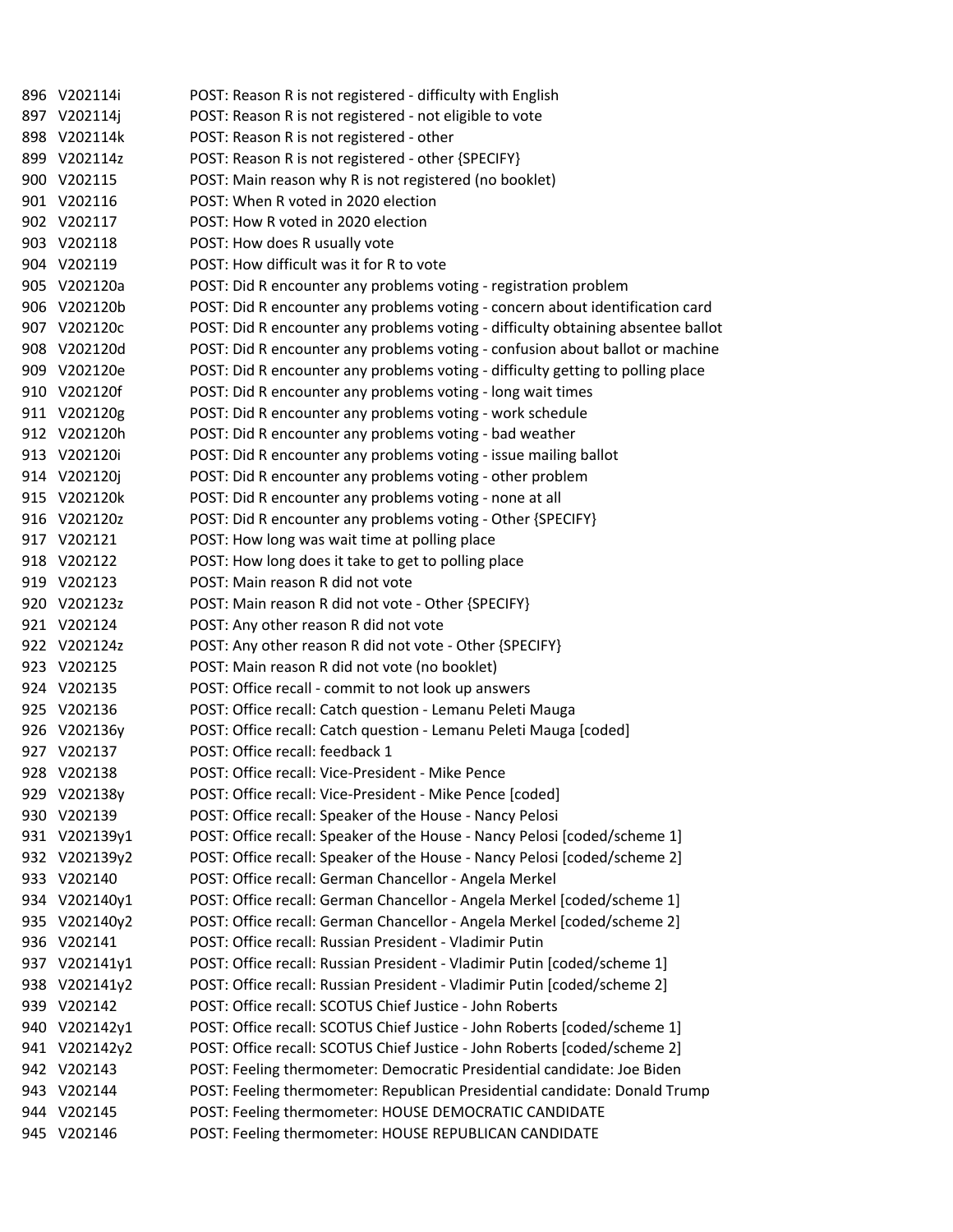| | | |
|---|---|---|
| 896 | V202114i | POST: Reason R is not registered - difficulty with English |
| 897 | V202114j | POST: Reason R is not registered - not eligible to vote |
| 898 | V202114k | POST: Reason R is not registered - other |
| 899 | V202114z | POST: Reason R is not registered - other {SPECIFY} |
| 900 | V202115 | POST: Main reason why R is not registered (no booklet) |
| 901 | V202116 | POST: When R voted in 2020 election |
| 902 | V202117 | POST: How R voted in 2020 election |
| 903 | V202118 | POST: How does R usually vote |
| 904 | V202119 | POST: How difficult was it for R to vote |
| 905 | V202120a | POST: Did R encounter any problems voting - registration problem |
| 906 | V202120b | POST: Did R encounter any problems voting - concern about identification card |
| 907 | V202120c | POST: Did R encounter any problems voting - difficulty obtaining absentee ballot |
| 908 | V202120d | POST: Did R encounter any problems voting - confusion about ballot or machine |
| 909 | V202120e | POST: Did R encounter any problems voting - difficulty getting to polling place |
| 910 | V202120f | POST: Did R encounter any problems voting - long wait times |
| 911 | V202120g | POST: Did R encounter any problems voting - work schedule |
| 912 | V202120h | POST: Did R encounter any problems voting - bad weather |
| 913 | V202120i | POST: Did R encounter any problems voting - issue mailing ballot |
| 914 | V202120j | POST: Did R encounter any problems voting - other problem |
| 915 | V202120k | POST: Did R encounter any problems voting - none at all |
| 916 | V202120z | POST: Did R encounter any problems voting - Other {SPECIFY} |
| 917 | V202121 | POST: How long was wait time at polling place |
| 918 | V202122 | POST: How long does it take to get to polling place |
| 919 | V202123 | POST: Main reason R did not vote |
| 920 | V202123z | POST: Main reason R did not vote - Other {SPECIFY} |
| 921 | V202124 | POST: Any other reason R did not vote |
| 922 | V202124z | POST: Any other reason R did not vote - Other {SPECIFY} |
| 923 | V202125 | POST: Main reason R did not vote (no booklet) |
| 924 | V202135 | POST: Office recall - commit to not look up answers |
| 925 | V202136 | POST: Office recall: Catch question - Lemanu Peleti Mauga |
| 926 | V202136y | POST: Office recall: Catch question - Lemanu Peleti Mauga [coded] |
| 927 | V202137 | POST: Office recall: feedback 1 |
| 928 | V202138 | POST: Office recall: Vice-President - Mike Pence |
| 929 | V202138y | POST: Office recall: Vice-President - Mike Pence [coded] |
| 930 | V202139 | POST: Office recall: Speaker of the House - Nancy Pelosi |
| 931 | V202139y1 | POST: Office recall: Speaker of the House - Nancy Pelosi [coded/scheme 1] |
| 932 | V202139y2 | POST: Office recall: Speaker of the House - Nancy Pelosi [coded/scheme 2] |
| 933 | V202140 | POST: Office recall: German Chancellor - Angela Merkel |
| 934 | V202140y1 | POST: Office recall: German Chancellor - Angela Merkel [coded/scheme 1] |
| 935 | V202140y2 | POST: Office recall: German Chancellor - Angela Merkel [coded/scheme 2] |
| 936 | V202141 | POST: Office recall: Russian President - Vladimir Putin |
| 937 | V202141y1 | POST: Office recall: Russian President - Vladimir Putin [coded/scheme 1] |
| 938 | V202141y2 | POST: Office recall: Russian President - Vladimir Putin [coded/scheme 2] |
| 939 | V202142 | POST: Office recall: SCOTUS Chief Justice - John Roberts |
| 940 | V202142y1 | POST: Office recall: SCOTUS Chief Justice - John Roberts [coded/scheme 1] |
| 941 | V202142y2 | POST: Office recall: SCOTUS Chief Justice - John Roberts [coded/scheme 2] |
| 942 | V202143 | POST: Feeling thermometer: Democratic Presidential candidate: Joe Biden |
| 943 | V202144 | POST: Feeling thermometer: Republican Presidential candidate: Donald Trump |
| 944 | V202145 | POST: Feeling thermometer: HOUSE DEMOCRATIC CANDIDATE |
| 945 | V202146 | POST: Feeling thermometer: HOUSE REPUBLICAN CANDIDATE |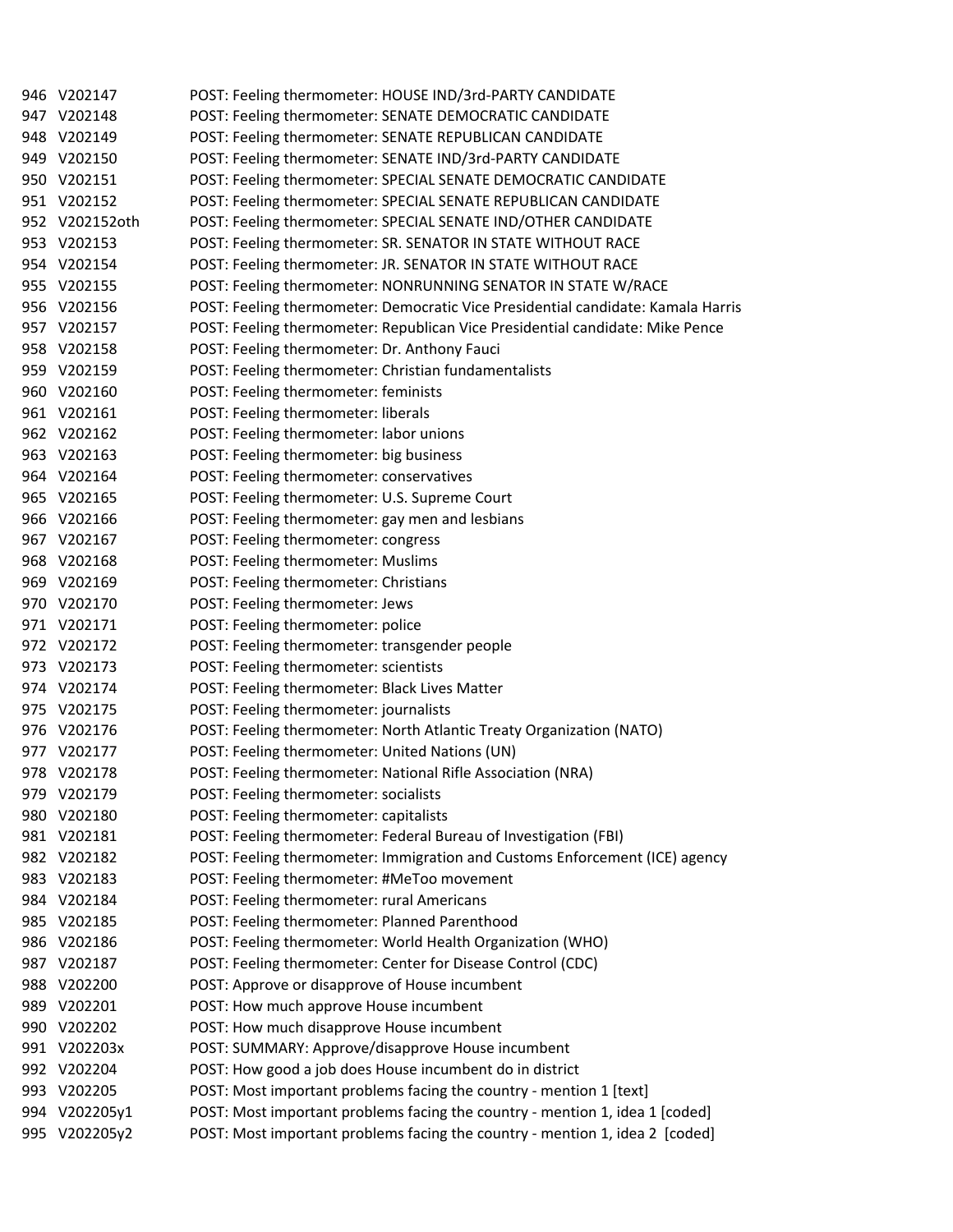| | | |
|---|---|---|
| 946 | V202147 | POST: Feeling thermometer: HOUSE IND/3rd-PARTY CANDIDATE |
| 947 | V202148 | POST: Feeling thermometer: SENATE DEMOCRATIC CANDIDATE |
| 948 | V202149 | POST: Feeling thermometer: SENATE REPUBLICAN CANDIDATE |
| 949 | V202150 | POST: Feeling thermometer: SENATE IND/3rd-PARTY CANDIDATE |
| 950 | V202151 | POST: Feeling thermometer: SPECIAL SENATE DEMOCRATIC CANDIDATE |
| 951 | V202152 | POST: Feeling thermometer: SPECIAL SENATE REPUBLICAN CANDIDATE |
| 952 | V202152oth | POST: Feeling thermometer: SPECIAL SENATE IND/OTHER CANDIDATE |
| 953 | V202153 | POST: Feeling thermometer: SR. SENATOR IN STATE WITHOUT RACE |
| 954 | V202154 | POST: Feeling thermometer: JR. SENATOR IN STATE WITHOUT RACE |
| 955 | V202155 | POST: Feeling thermometer: NONRUNNING SENATOR IN STATE W/RACE |
| 956 | V202156 | POST: Feeling thermometer: Democratic Vice Presidential candidate: Kamala Harris |
| 957 | V202157 | POST: Feeling thermometer: Republican Vice Presidential candidate: Mike Pence |
| 958 | V202158 | POST: Feeling thermometer: Dr. Anthony Fauci |
| 959 | V202159 | POST: Feeling thermometer: Christian fundamentalists |
| 960 | V202160 | POST: Feeling thermometer: feminists |
| 961 | V202161 | POST: Feeling thermometer: liberals |
| 962 | V202162 | POST: Feeling thermometer: labor unions |
| 963 | V202163 | POST: Feeling thermometer: big business |
| 964 | V202164 | POST: Feeling thermometer: conservatives |
| 965 | V202165 | POST: Feeling thermometer: U.S. Supreme Court |
| 966 | V202166 | POST: Feeling thermometer: gay men and lesbians |
| 967 | V202167 | POST: Feeling thermometer: congress |
| 968 | V202168 | POST: Feeling thermometer: Muslims |
| 969 | V202169 | POST: Feeling thermometer: Christians |
| 970 | V202170 | POST: Feeling thermometer: Jews |
| 971 | V202171 | POST: Feeling thermometer: police |
| 972 | V202172 | POST: Feeling thermometer: transgender people |
| 973 | V202173 | POST: Feeling thermometer: scientists |
| 974 | V202174 | POST: Feeling thermometer: Black Lives Matter |
| 975 | V202175 | POST: Feeling thermometer: journalists |
| 976 | V202176 | POST: Feeling thermometer: North Atlantic Treaty Organization (NATO) |
| 977 | V202177 | POST: Feeling thermometer: United Nations (UN) |
| 978 | V202178 | POST: Feeling thermometer: National Rifle Association (NRA) |
| 979 | V202179 | POST: Feeling thermometer: socialists |
| 980 | V202180 | POST: Feeling thermometer: capitalists |
| 981 | V202181 | POST: Feeling thermometer: Federal Bureau of Investigation (FBI) |
| 982 | V202182 | POST: Feeling thermometer: Immigration and Customs Enforcement (ICE) agency |
| 983 | V202183 | POST: Feeling thermometer: #MeToo movement |
| 984 | V202184 | POST: Feeling thermometer: rural Americans |
| 985 | V202185 | POST: Feeling thermometer: Planned Parenthood |
| 986 | V202186 | POST: Feeling thermometer: World Health Organization (WHO) |
| 987 | V202187 | POST: Feeling thermometer: Center for Disease Control (CDC) |
| 988 | V202200 | POST: Approve or disapprove of House incumbent |
| 989 | V202201 | POST: How much approve House incumbent |
| 990 | V202202 | POST: How much disapprove House incumbent |
| 991 | V202203x | POST: SUMMARY: Approve/disapprove House incumbent |
| 992 | V202204 | POST: How good a job does House incumbent do in district |
| 993 | V202205 | POST: Most important problems facing the country - mention 1 [text] |
| 994 | V202205y1 | POST: Most important problems facing the country - mention 1, idea 1 [coded] |
| 995 | V202205y2 | POST: Most important problems facing the country - mention 1, idea 2 [coded] |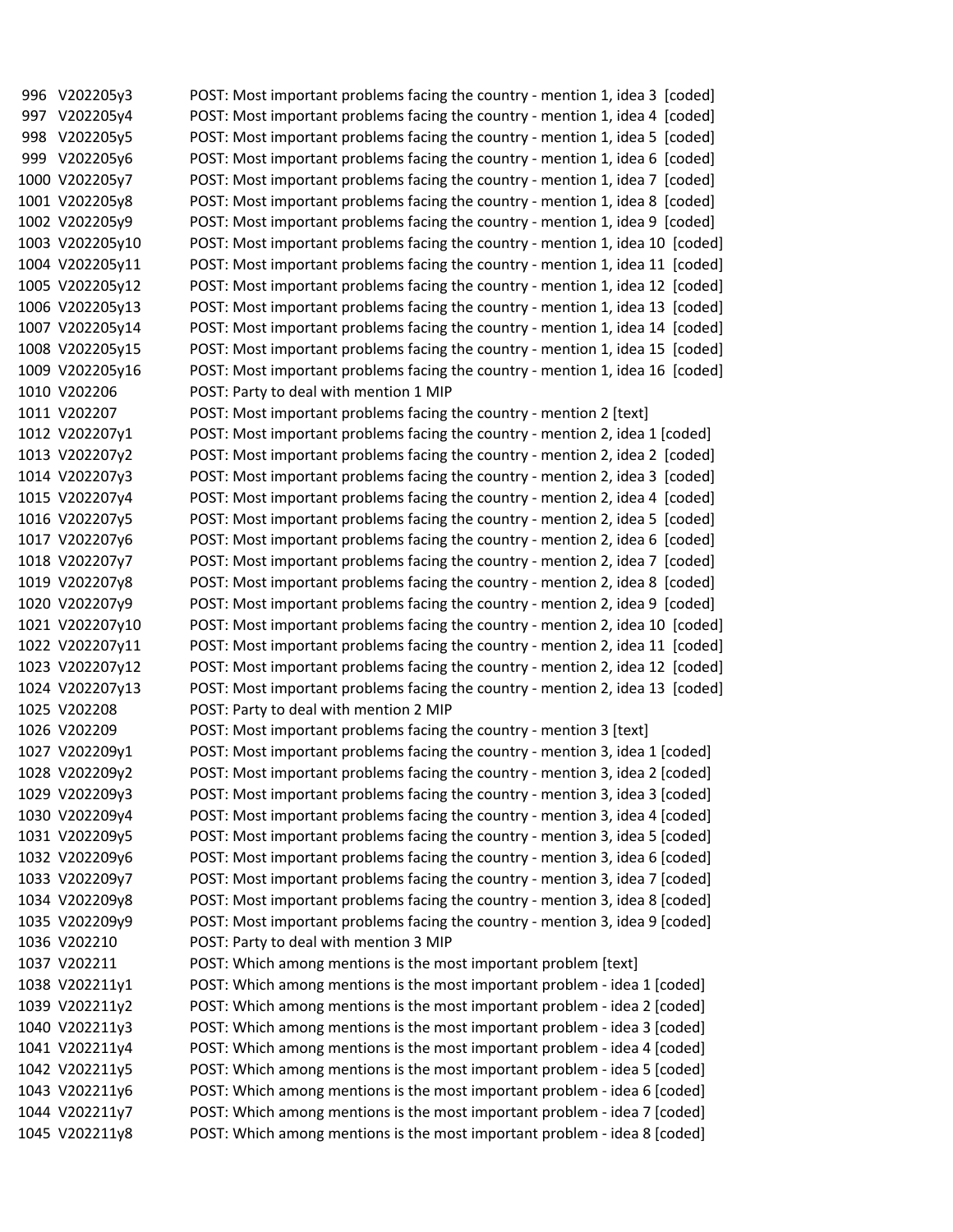| | | |
|---|---|---|
| 996 | V202205y3 | POST: Most important problems facing the country - mention 1, idea 3 [coded] |
| 997 | V202205y4 | POST: Most important problems facing the country - mention 1, idea 4 [coded] |
| 998 | V202205y5 | POST: Most important problems facing the country - mention 1, idea 5 [coded] |
| 999 | V202205y6 | POST: Most important problems facing the country - mention 1, idea 6 [coded] |
| 1000 | V202205y7 | POST: Most important problems facing the country - mention 1, idea 7 [coded] |
| 1001 | V202205y8 | POST: Most important problems facing the country - mention 1, idea 8 [coded] |
| 1002 | V202205y9 | POST: Most important problems facing the country - mention 1, idea 9 [coded] |
| 1003 | V202205y10 | POST: Most important problems facing the country - mention 1, idea 10 [coded] |
| 1004 | V202205y11 | POST: Most important problems facing the country - mention 1, idea 11 [coded] |
| 1005 | V202205y12 | POST: Most important problems facing the country - mention 1, idea 12 [coded] |
| 1006 | V202205y13 | POST: Most important problems facing the country - mention 1, idea 13 [coded] |
| 1007 | V202205y14 | POST: Most important problems facing the country - mention 1, idea 14 [coded] |
| 1008 | V202205y15 | POST: Most important problems facing the country - mention 1, idea 15 [coded] |
| 1009 | V202205y16 | POST: Most important problems facing the country - mention 1, idea 16 [coded] |
| 1010 | V202206 | POST: Party to deal with mention 1 MIP |
| 1011 | V202207 | POST: Most important problems facing the country - mention 2 [text] |
| 1012 | V202207y1 | POST: Most important problems facing the country - mention 2, idea 1 [coded] |
| 1013 | V202207y2 | POST: Most important problems facing the country - mention 2, idea 2 [coded] |
| 1014 | V202207y3 | POST: Most important problems facing the country - mention 2, idea 3 [coded] |
| 1015 | V202207y4 | POST: Most important problems facing the country - mention 2, idea 4 [coded] |
| 1016 | V202207y5 | POST: Most important problems facing the country - mention 2, idea 5 [coded] |
| 1017 | V202207y6 | POST: Most important problems facing the country - mention 2, idea 6 [coded] |
| 1018 | V202207y7 | POST: Most important problems facing the country - mention 2, idea 7 [coded] |
| 1019 | V202207y8 | POST: Most important problems facing the country - mention 2, idea 8 [coded] |
| 1020 | V202207y9 | POST: Most important problems facing the country - mention 2, idea 9 [coded] |
| 1021 | V202207y10 | POST: Most important problems facing the country - mention 2, idea 10 [coded] |
| 1022 | V202207y11 | POST: Most important problems facing the country - mention 2, idea 11 [coded] |
| 1023 | V202207y12 | POST: Most important problems facing the country - mention 2, idea 12 [coded] |
| 1024 | V202207y13 | POST: Most important problems facing the country - mention 2, idea 13 [coded] |
| 1025 | V202208 | POST: Party to deal with mention 2 MIP |
| 1026 | V202209 | POST: Most important problems facing the country - mention 3 [text] |
| 1027 | V202209y1 | POST: Most important problems facing the country - mention 3, idea 1 [coded] |
| 1028 | V202209y2 | POST: Most important problems facing the country - mention 3, idea 2 [coded] |
| 1029 | V202209y3 | POST: Most important problems facing the country - mention 3, idea 3 [coded] |
| 1030 | V202209y4 | POST: Most important problems facing the country - mention 3, idea 4 [coded] |
| 1031 | V202209y5 | POST: Most important problems facing the country - mention 3, idea 5 [coded] |
| 1032 | V202209y6 | POST: Most important problems facing the country - mention 3, idea 6 [coded] |
| 1033 | V202209y7 | POST: Most important problems facing the country - mention 3, idea 7 [coded] |
| 1034 | V202209y8 | POST: Most important problems facing the country - mention 3, idea 8 [coded] |
| 1035 | V202209y9 | POST: Most important problems facing the country - mention 3, idea 9 [coded] |
| 1036 | V202210 | POST: Party to deal with mention 3 MIP |
| 1037 | V202211 | POST: Which among mentions is the most important problem [text] |
| 1038 | V202211y1 | POST: Which among mentions is the most important problem - idea 1 [coded] |
| 1039 | V202211y2 | POST: Which among mentions is the most important problem - idea 2 [coded] |
| 1040 | V202211y3 | POST: Which among mentions is the most important problem - idea 3 [coded] |
| 1041 | V202211y4 | POST: Which among mentions is the most important problem - idea 4 [coded] |
| 1042 | V202211y5 | POST: Which among mentions is the most important problem - idea 5 [coded] |
| 1043 | V202211y6 | POST: Which among mentions is the most important problem - idea 6 [coded] |
| 1044 | V202211y7 | POST: Which among mentions is the most important problem - idea 7 [coded] |
| 1045 | V202211y8 | POST: Which among mentions is the most important problem - idea 8 [coded] |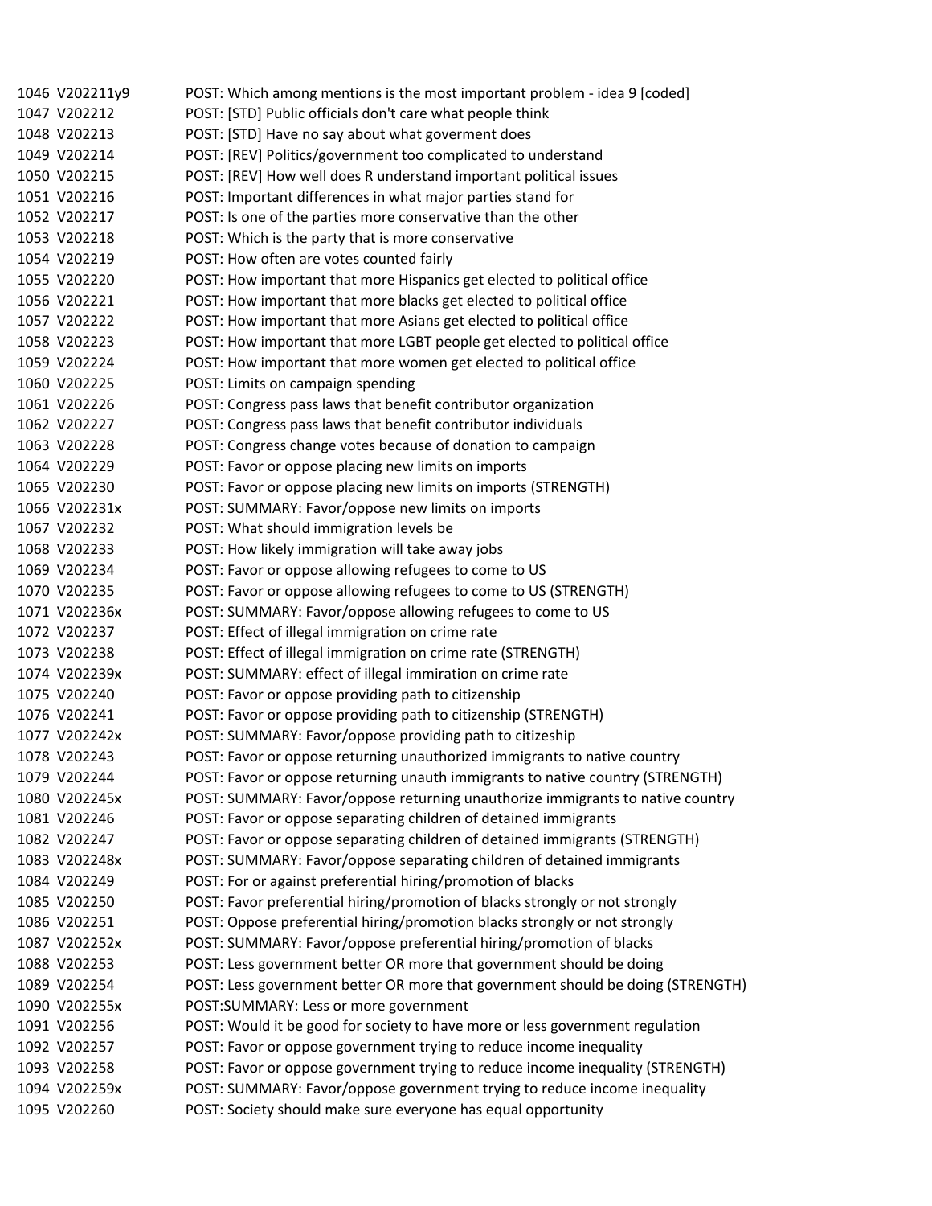| | | |
|---|---|---|
| 1046 | V202211y9 | POST: Which among mentions is the most important problem - idea 9 [coded] |
| 1047 | V202212 | POST: [STD] Public officials don't care what people think |
| 1048 | V202213 | POST: [STD] Have no say about what goverment does |
| 1049 | V202214 | POST: [REV] Politics/government too complicated to understand |
| 1050 | V202215 | POST: [REV] How well does R understand important political issues |
| 1051 | V202216 | POST: Important differences in what major parties stand for |
| 1052 | V202217 | POST: Is one of the parties more conservative than the other |
| 1053 | V202218 | POST: Which is the party that is more conservative |
| 1054 | V202219 | POST: How often are votes counted fairly |
| 1055 | V202220 | POST: How important that more Hispanics get elected to political office |
| 1056 | V202221 | POST: How important that more blacks get elected to political office |
| 1057 | V202222 | POST: How important that more Asians get elected to political office |
| 1058 | V202223 | POST: How important that more LGBT people get elected to political office |
| 1059 | V202224 | POST: How important that more women get elected to political office |
| 1060 | V202225 | POST: Limits on campaign spending |
| 1061 | V202226 | POST: Congress pass laws that benefit contributor organization |
| 1062 | V202227 | POST: Congress pass laws that benefit contributor individuals |
| 1063 | V202228 | POST: Congress change votes because of donation to campaign |
| 1064 | V202229 | POST: Favor or oppose placing new limits on imports |
| 1065 | V202230 | POST: Favor or oppose placing new limits on imports (STRENGTH) |
| 1066 | V202231x | POST: SUMMARY: Favor/oppose new limits on imports |
| 1067 | V202232 | POST: What should immigration levels be |
| 1068 | V202233 | POST: How likely immigration will take away jobs |
| 1069 | V202234 | POST: Favor or oppose allowing refugees to come to US |
| 1070 | V202235 | POST: Favor or oppose allowing refugees to come to US (STRENGTH) |
| 1071 | V202236x | POST: SUMMARY: Favor/oppose allowing refugees to come to US |
| 1072 | V202237 | POST: Effect of illegal immigration on crime rate |
| 1073 | V202238 | POST: Effect of illegal immigration on crime rate (STRENGTH) |
| 1074 | V202239x | POST: SUMMARY: effect of illegal immiration on crime rate |
| 1075 | V202240 | POST: Favor or oppose providing path to citizenship |
| 1076 | V202241 | POST: Favor or oppose providing path to citizenship (STRENGTH) |
| 1077 | V202242x | POST: SUMMARY: Favor/oppose providing path to citizeship |
| 1078 | V202243 | POST: Favor or oppose returning unauthorized immigrants to native country |
| 1079 | V202244 | POST: Favor or oppose returning unauth immigrants to native country (STRENGTH) |
| 1080 | V202245x | POST: SUMMARY: Favor/oppose returning unauthorize immigrants to native country |
| 1081 | V202246 | POST: Favor or oppose separating children of detained immigrants |
| 1082 | V202247 | POST: Favor or oppose separating children of detained immigrants (STRENGTH) |
| 1083 | V202248x | POST: SUMMARY: Favor/oppose separating children of detained immigrants |
| 1084 | V202249 | POST: For or against preferential hiring/promotion of blacks |
| 1085 | V202250 | POST: Favor preferential hiring/promotion of blacks strongly or not strongly |
| 1086 | V202251 | POST: Oppose preferential hiring/promotion blacks strongly or not strongly |
| 1087 | V202252x | POST: SUMMARY: Favor/oppose preferential hiring/promotion of blacks |
| 1088 | V202253 | POST: Less government better OR more that government should be doing |
| 1089 | V202254 | POST: Less government better OR more that government should be doing (STRENGTH) |
| 1090 | V202255x | POST:SUMMARY: Less or more government |
| 1091 | V202256 | POST: Would it be good for society to have more or less government regulation |
| 1092 | V202257 | POST: Favor or oppose government trying to reduce income inequality |
| 1093 | V202258 | POST: Favor or oppose government trying to reduce income inequality (STRENGTH) |
| 1094 | V202259x | POST: SUMMARY: Favor/oppose government trying to reduce income inequality |
| 1095 | V202260 | POST: Society should make sure everyone has equal opportunity |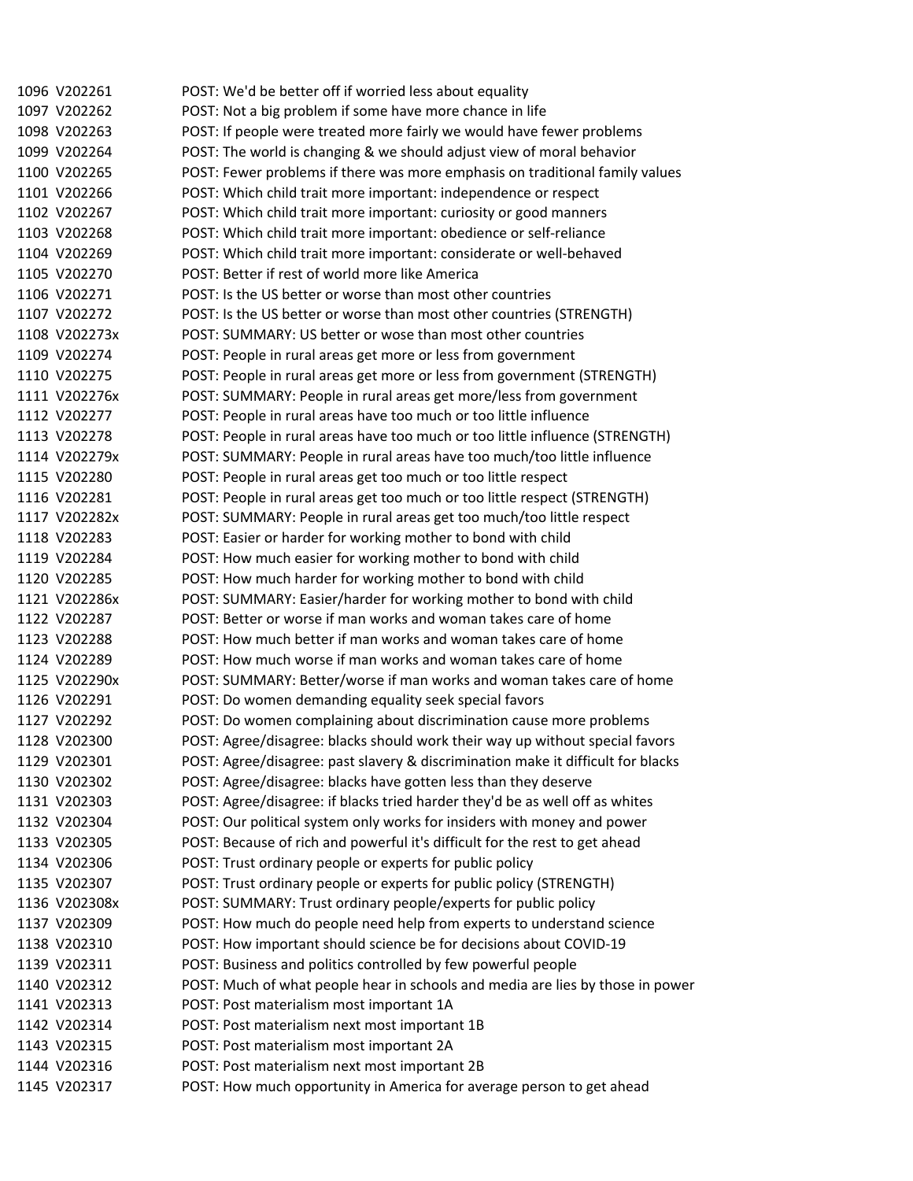| | | |
|---|---|---|
| 1096 | V202261 | POST: We'd be better off if worried less about equality |
| 1097 | V202262 | POST: Not a big problem if some have more chance in life |
| 1098 | V202263 | POST: If people were treated more fairly we would have fewer problems |
| 1099 | V202264 | POST: The world is changing & we should adjust view of moral behavior |
| 1100 | V202265 | POST: Fewer problems if there was more emphasis on traditional family values |
| 1101 | V202266 | POST: Which child trait more important: independence or respect |
| 1102 | V202267 | POST: Which child trait more important: curiosity or good manners |
| 1103 | V202268 | POST: Which child trait more important: obedience or self-reliance |
| 1104 | V202269 | POST: Which child trait more important: considerate or well-behaved |
| 1105 | V202270 | POST: Better if rest of world more like America |
| 1106 | V202271 | POST: Is the US better or worse than most other countries |
| 1107 | V202272 | POST: Is the US better or worse than most other countries (STRENGTH) |
| 1108 | V202273x | POST: SUMMARY: US better or wose than most other countries |
| 1109 | V202274 | POST: People in rural areas get more or less from government |
| 1110 | V202275 | POST: People in rural areas get more or less from government (STRENGTH) |
| 1111 | V202276x | POST: SUMMARY: People in rural areas get more/less from government |
| 1112 | V202277 | POST: People in rural areas have too much or too little influence |
| 1113 | V202278 | POST: People in rural areas have too much or too little influence (STRENGTH) |
| 1114 | V202279x | POST: SUMMARY: People in rural areas have too much/too little influence |
| 1115 | V202280 | POST: People in rural areas get too much or too little respect |
| 1116 | V202281 | POST: People in rural areas get too much or too little respect (STRENGTH) |
| 1117 | V202282x | POST: SUMMARY: People in rural areas get too much/too little respect |
| 1118 | V202283 | POST: Easier or harder for working mother to bond with child |
| 1119 | V202284 | POST: How much easier for working mother to bond with child |
| 1120 | V202285 | POST: How much harder for working mother to bond with child |
| 1121 | V202286x | POST: SUMMARY: Easier/harder for working mother to bond with child |
| 1122 | V202287 | POST: Better or worse if man works and woman takes care of home |
| 1123 | V202288 | POST: How much better if man works and woman takes care of home |
| 1124 | V202289 | POST: How much worse if man works and woman takes care of home |
| 1125 | V202290x | POST: SUMMARY: Better/worse if man works and woman takes care of home |
| 1126 | V202291 | POST: Do women demanding equality seek special favors |
| 1127 | V202292 | POST: Do women complaining about discrimination cause more problems |
| 1128 | V202300 | POST: Agree/disagree: blacks should work their way up without special favors |
| 1129 | V202301 | POST: Agree/disagree: past slavery & discrimination make it difficult for blacks |
| 1130 | V202302 | POST: Agree/disagree: blacks have gotten less than they deserve |
| 1131 | V202303 | POST: Agree/disagree: if blacks tried harder they'd be as well off as whites |
| 1132 | V202304 | POST: Our political system only works for insiders with money and power |
| 1133 | V202305 | POST: Because of rich and powerful it's difficult for the rest to get ahead |
| 1134 | V202306 | POST: Trust ordinary people or experts for public policy |
| 1135 | V202307 | POST: Trust ordinary people or experts for public policy (STRENGTH) |
| 1136 | V202308x | POST: SUMMARY: Trust ordinary people/experts for public policy |
| 1137 | V202309 | POST: How much do people need help from experts to understand science |
| 1138 | V202310 | POST: How important should science be for decisions about COVID-19 |
| 1139 | V202311 | POST: Business and politics controlled by few powerful people |
| 1140 | V202312 | POST: Much of what people hear in schools and media are lies by those in power |
| 1141 | V202313 | POST: Post materialism most important 1A |
| 1142 | V202314 | POST: Post materialism next most important 1B |
| 1143 | V202315 | POST: Post materialism most important 2A |
| 1144 | V202316 | POST: Post materialism next most important 2B |
| 1145 | V202317 | POST: How much opportunity in America for average person to get ahead |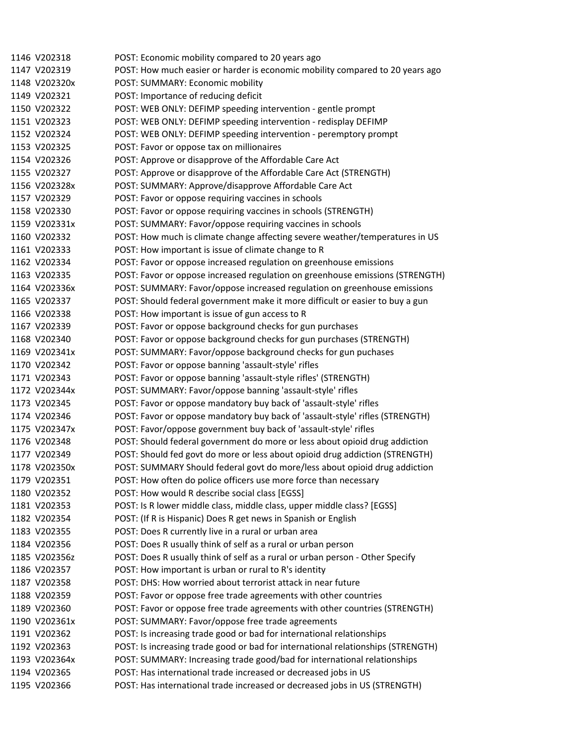| | | |
|---|---|---|
| 1146 | V202318 | POST: Economic mobility compared to 20 years ago |
| 1147 | V202319 | POST: How much easier or harder is economic mobility compared to 20 years ago |
| 1148 | V202320x | POST: SUMMARY: Economic mobility |
| 1149 | V202321 | POST: Importance of reducing deficit |
| 1150 | V202322 | POST: WEB ONLY: DEFIMP speeding intervention - gentle prompt |
| 1151 | V202323 | POST: WEB ONLY: DEFIMP speeding intervention - redisplay DEFIMP |
| 1152 | V202324 | POST: WEB ONLY: DEFIMP speeding intervention - peremptory prompt |
| 1153 | V202325 | POST: Favor or oppose tax on millionaires |
| 1154 | V202326 | POST: Approve or disapprove of the Affordable Care Act |
| 1155 | V202327 | POST: Approve or disapprove of the Affordable Care Act (STRENGTH) |
| 1156 | V202328x | POST: SUMMARY: Approve/disapprove Affordable Care Act |
| 1157 | V202329 | POST: Favor or oppose requiring vaccines in schools |
| 1158 | V202330 | POST: Favor or oppose requiring vaccines in schools (STRENGTH) |
| 1159 | V202331x | POST: SUMMARY: Favor/oppose requiring vaccines in schools |
| 1160 | V202332 | POST: How much is climate change affecting severe weather/temperatures in US |
| 1161 | V202333 | POST: How important is issue of climate change to R |
| 1162 | V202334 | POST: Favor or oppose increased regulation on greenhouse emissions |
| 1163 | V202335 | POST: Favor or oppose increased regulation on greenhouse emissions (STRENGTH) |
| 1164 | V202336x | POST: SUMMARY: Favor/oppose increased regulation on greenhouse emissions |
| 1165 | V202337 | POST: Should federal government make it more difficult or easier to buy a gun |
| 1166 | V202338 | POST: How important is issue of gun access to R |
| 1167 | V202339 | POST: Favor or oppose background checks for gun purchases |
| 1168 | V202340 | POST: Favor or oppose background checks for gun purchases (STRENGTH) |
| 1169 | V202341x | POST: SUMMARY: Favor/oppose background checks for gun puchases |
| 1170 | V202342 | POST: Favor or oppose banning 'assault-style' rifles |
| 1171 | V202343 | POST: Favor or oppose banning 'assault-style' rifles' (STRENGTH) |
| 1172 | V202344x | POST: SUMMARY: Favor/oppose banning 'assault-style' rifles |
| 1173 | V202345 | POST: Favor or oppose mandatory buy back of 'assault-style' rifles |
| 1174 | V202346 | POST: Favor or oppose mandatory buy back of 'assault-style' rifles (STRENGTH) |
| 1175 | V202347x | POST: Favor/oppose government buy back of 'assault-style' rifles |
| 1176 | V202348 | POST: Should federal government do more or less about opioid drug addiction |
| 1177 | V202349 | POST: Should fed govt do more or less about opioid drug addiction (STRENGTH) |
| 1178 | V202350x | POST: SUMMARY Should federal govt do more/less about opioid drug addiction |
| 1179 | V202351 | POST: How often do police officers use more force than necessary |
| 1180 | V202352 | POST: How would R describe social class [EGSS] |
| 1181 | V202353 | POST: Is R lower middle class, middle class, upper middle class? [EGSS] |
| 1182 | V202354 | POST: (If R is Hispanic) Does R get news in Spanish or English |
| 1183 | V202355 | POST: Does R currently live in a rural or urban area |
| 1184 | V202356 | POST: Does R usually think of self as a rural or urban person |
| 1185 | V202356z | POST: Does R usually think of self as a rural or urban person - Other Specify |
| 1186 | V202357 | POST: How important is urban or rural to R's identity |
| 1187 | V202358 | POST: DHS: How worried about terrorist attack in near future |
| 1188 | V202359 | POST: Favor or oppose free trade agreements with other countries |
| 1189 | V202360 | POST: Favor or oppose free trade agreements with other countries (STRENGTH) |
| 1190 | V202361x | POST: SUMMARY: Favor/oppose free trade agreements |
| 1191 | V202362 | POST: Is increasing trade good or bad for international relationships |
| 1192 | V202363 | POST: Is increasing trade good or bad for international relationships (STRENGTH) |
| 1193 | V202364x | POST: SUMMARY: Increasing trade good/bad for international relationships |
| 1194 | V202365 | POST: Has international trade increased or decreased jobs in US |
| 1195 | V202366 | POST: Has international trade increased or decreased jobs in US (STRENGTH) |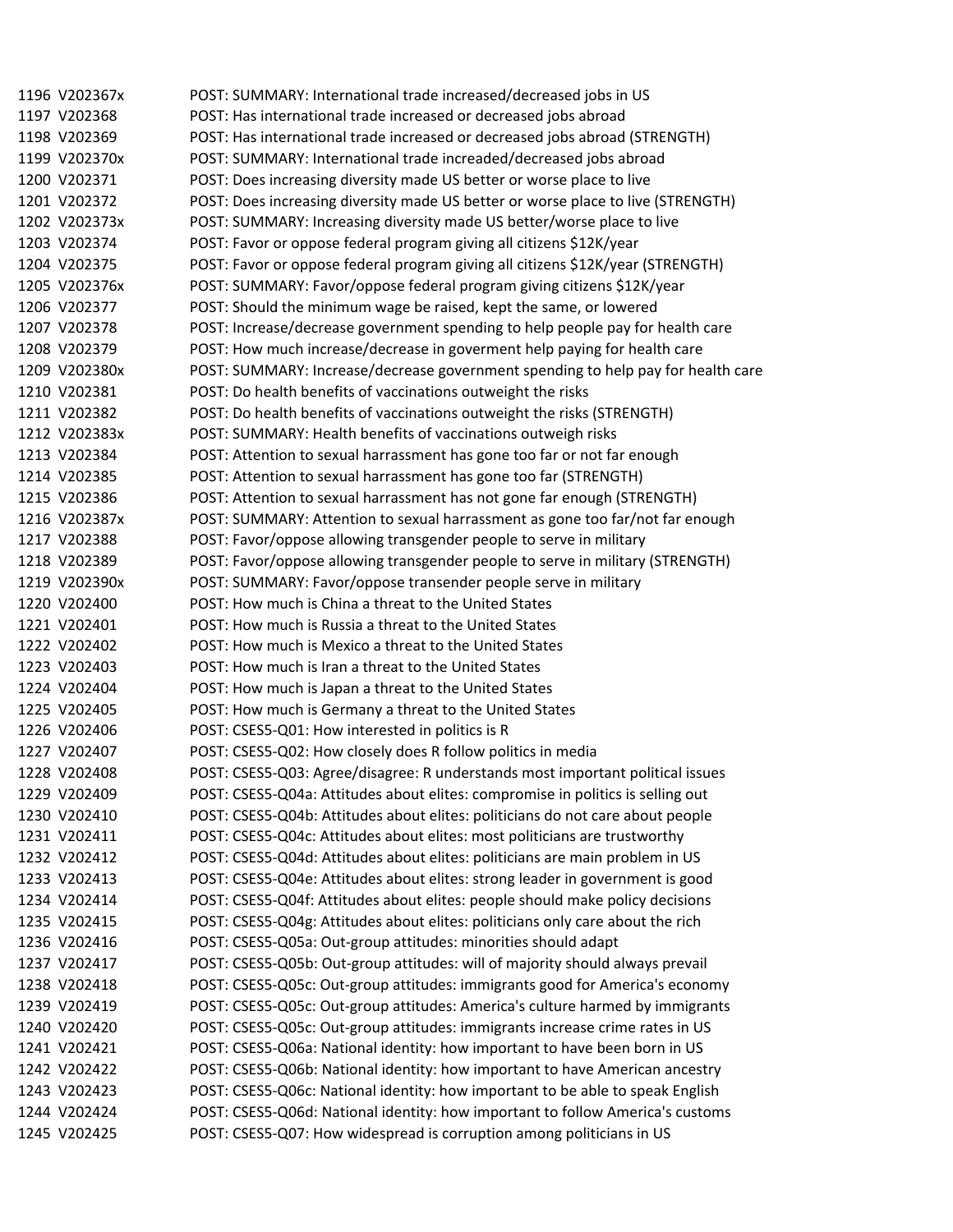| | | |
|---|---|---|
| 1196 | V202367x | POST: SUMMARY: International trade increased/decreased jobs in US |
| 1197 | V202368 | POST: Has international trade increased or decreased jobs abroad |
| 1198 | V202369 | POST: Has international trade increased or decreased jobs abroad (STRENGTH) |
| 1199 | V202370x | POST: SUMMARY: International trade increaded/decreased jobs abroad |
| 1200 | V202371 | POST: Does increasing diversity made US better or worse place to live |
| 1201 | V202372 | POST: Does increasing diversity made US better or worse place to live (STRENGTH) |
| 1202 | V202373x | POST: SUMMARY: Increasing diversity made US better/worse place to live |
| 1203 | V202374 | POST: Favor or oppose federal program giving all citizens $12K/year |
| 1204 | V202375 | POST: Favor or oppose federal program giving all citizens $12K/year (STRENGTH) |
| 1205 | V202376x | POST: SUMMARY: Favor/oppose federal program giving citizens $12K/year |
| 1206 | V202377 | POST: Should the minimum wage be raised, kept the same, or lowered |
| 1207 | V202378 | POST: Increase/decrease government spending to help people pay for health care |
| 1208 | V202379 | POST: How much increase/decrease in goverment help paying for health care |
| 1209 | V202380x | POST: SUMMARY: Increase/decrease government spending to help pay for health care |
| 1210 | V202381 | POST: Do health benefits of vaccinations outweight the risks |
| 1211 | V202382 | POST: Do health benefits of vaccinations outweight the risks (STRENGTH) |
| 1212 | V202383x | POST: SUMMARY: Health benefits of vaccinations outweigh risks |
| 1213 | V202384 | POST: Attention to sexual harrassment has gone too far or not far enough |
| 1214 | V202385 | POST: Attention to sexual harrassment has gone too far (STRENGTH) |
| 1215 | V202386 | POST: Attention to sexual harrassment has not gone far enough (STRENGTH) |
| 1216 | V202387x | POST: SUMMARY: Attention to sexual harrassment as gone too far/not far enough |
| 1217 | V202388 | POST: Favor/oppose allowing transgender people to serve in military |
| 1218 | V202389 | POST: Favor/oppose allowing transgender people to serve in military (STRENGTH) |
| 1219 | V202390x | POST: SUMMARY: Favor/oppose transender people serve in military |
| 1220 | V202400 | POST: How much is China a threat to the United States |
| 1221 | V202401 | POST: How much is Russia a threat to the United States |
| 1222 | V202402 | POST: How much is Mexico a threat to the United States |
| 1223 | V202403 | POST: How much is Iran a threat to the United States |
| 1224 | V202404 | POST: How much is Japan a threat to the United States |
| 1225 | V202405 | POST: How much is Germany a threat to the United States |
| 1226 | V202406 | POST: CSES5-Q01: How interested in politics is R |
| 1227 | V202407 | POST: CSES5-Q02: How closely does R follow politics in media |
| 1228 | V202408 | POST: CSES5-Q03: Agree/disagree: R understands most important political issues |
| 1229 | V202409 | POST: CSES5-Q04a: Attitudes about elites: compromise in politics is selling out |
| 1230 | V202410 | POST: CSES5-Q04b: Attitudes about elites: politicians do not care about people |
| 1231 | V202411 | POST: CSES5-Q04c: Attitudes about elites: most politicians are trustworthy |
| 1232 | V202412 | POST: CSES5-Q04d: Attitudes about elites: politicians are main problem in US |
| 1233 | V202413 | POST: CSES5-Q04e: Attitudes about elites: strong leader in government is good |
| 1234 | V202414 | POST: CSES5-Q04f: Attitudes about elites: people should make policy decisions |
| 1235 | V202415 | POST: CSES5-Q04g: Attitudes about elites: politicians only care about the rich |
| 1236 | V202416 | POST: CSES5-Q05a: Out-group attitudes: minorities should adapt |
| 1237 | V202417 | POST: CSES5-Q05b: Out-group attitudes: will of majority should always prevail |
| 1238 | V202418 | POST: CSES5-Q05c: Out-group attitudes: immigrants good for America's economy |
| 1239 | V202419 | POST: CSES5-Q05c: Out-group attitudes: America's culture harmed by immigrants |
| 1240 | V202420 | POST: CSES5-Q05c: Out-group attitudes: immigrants increase crime rates in US |
| 1241 | V202421 | POST: CSES5-Q06a: National identity: how important to have been born in US |
| 1242 | V202422 | POST: CSES5-Q06b: National identity: how important to have American ancestry |
| 1243 | V202423 | POST: CSES5-Q06c: National identity: how important to be able to speak English |
| 1244 | V202424 | POST: CSES5-Q06d: National identity: how important to follow America's customs |
| 1245 | V202425 | POST: CSES5-Q07: How widespread is corruption among politicians in US |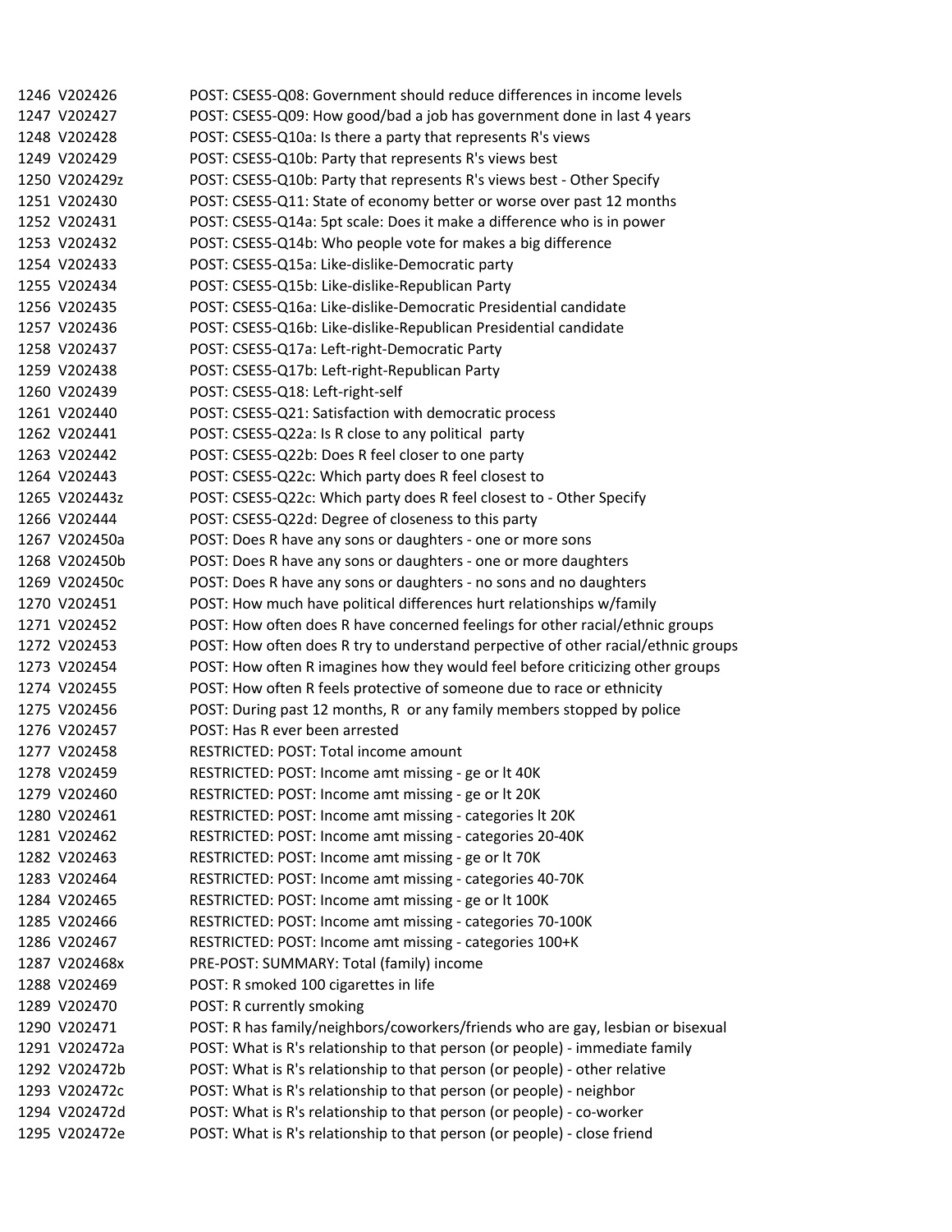| | | |
|---|---|---|
| 1246 | V202426 | POST: CSES5-Q08: Government should reduce differences in income levels |
| 1247 | V202427 | POST: CSES5-Q09: How good/bad a job has government done in last 4 years |
| 1248 | V202428 | POST: CSES5-Q10a: Is there a party that represents R's views |
| 1249 | V202429 | POST: CSES5-Q10b: Party that represents R's views best |
| 1250 | V202429z | POST: CSES5-Q10b: Party that represents R's views best - Other Specify |
| 1251 | V202430 | POST: CSES5-Q11: State of economy better or worse over past 12 months |
| 1252 | V202431 | POST: CSES5-Q14a: 5pt scale: Does it make a difference who is in power |
| 1253 | V202432 | POST: CSES5-Q14b: Who people vote for makes a big difference |
| 1254 | V202433 | POST: CSES5-Q15a: Like-dislike-Democratic party |
| 1255 | V202434 | POST: CSES5-Q15b: Like-dislike-Republican Party |
| 1256 | V202435 | POST: CSES5-Q16a: Like-dislike-Democratic Presidential candidate |
| 1257 | V202436 | POST: CSES5-Q16b: Like-dislike-Republican Presidential candidate |
| 1258 | V202437 | POST: CSES5-Q17a: Left-right-Democratic Party |
| 1259 | V202438 | POST: CSES5-Q17b: Left-right-Republican Party |
| 1260 | V202439 | POST: CSES5-Q18: Left-right-self |
| 1261 | V202440 | POST: CSES5-Q21: Satisfaction with democratic process |
| 1262 | V202441 | POST: CSES5-Q22a: Is R close to any political party |
| 1263 | V202442 | POST: CSES5-Q22b: Does R feel closer to one party |
| 1264 | V202443 | POST: CSES5-Q22c: Which party does R feel closest to |
| 1265 | V202443z | POST: CSES5-Q22c: Which party does R feel closest to - Other Specify |
| 1266 | V202444 | POST: CSES5-Q22d: Degree of closeness to this party |
| 1267 | V202450a | POST: Does R have any sons or daughters - one or more sons |
| 1268 | V202450b | POST: Does R have any sons or daughters - one or more daughters |
| 1269 | V202450c | POST: Does R have any sons or daughters - no sons and no daughters |
| 1270 | V202451 | POST: How much have political differences hurt relationships w/family |
| 1271 | V202452 | POST: How often does R have concerned feelings for other racial/ethnic groups |
| 1272 | V202453 | POST: How often does R try to understand perpective of other racial/ethnic groups |
| 1273 | V202454 | POST: How often R imagines how they would feel before criticizing other groups |
| 1274 | V202455 | POST: How often R feels protective of someone due to race or ethnicity |
| 1275 | V202456 | POST: During past 12 months, R or any family members stopped by police |
| 1276 | V202457 | POST: Has R ever been arrested |
| 1277 | V202458 | RESTRICTED: POST: Total income amount |
| 1278 | V202459 | RESTRICTED: POST: Income amt missing - ge or lt 40K |
| 1279 | V202460 | RESTRICTED: POST: Income amt missing - ge or lt 20K |
| 1280 | V202461 | RESTRICTED: POST: Income amt missing - categories lt 20K |
| 1281 | V202462 | RESTRICTED: POST: Income amt missing - categories 20-40K |
| 1282 | V202463 | RESTRICTED: POST: Income amt missing - ge or lt 70K |
| 1283 | V202464 | RESTRICTED: POST: Income amt missing - categories 40-70K |
| 1284 | V202465 | RESTRICTED: POST: Income amt missing - ge or lt 100K |
| 1285 | V202466 | RESTRICTED: POST: Income amt missing - categories 70-100K |
| 1286 | V202467 | RESTRICTED: POST: Income amt missing - categories 100+K |
| 1287 | V202468x | PRE-POST: SUMMARY: Total (family) income |
| 1288 | V202469 | POST: R smoked 100 cigarettes in life |
| 1289 | V202470 | POST: R currently smoking |
| 1290 | V202471 | POST: R has family/neighbors/coworkers/friends who are gay, lesbian or bisexual |
| 1291 | V202472a | POST: What is R's relationship to that person (or people) - immediate family |
| 1292 | V202472b | POST: What is R's relationship to that person (or people) - other relative |
| 1293 | V202472c | POST: What is R's relationship to that person (or people) - neighbor |
| 1294 | V202472d | POST: What is R's relationship to that person (or people) - co-worker |
| 1295 | V202472e | POST: What is R's relationship to that person (or people) - close friend |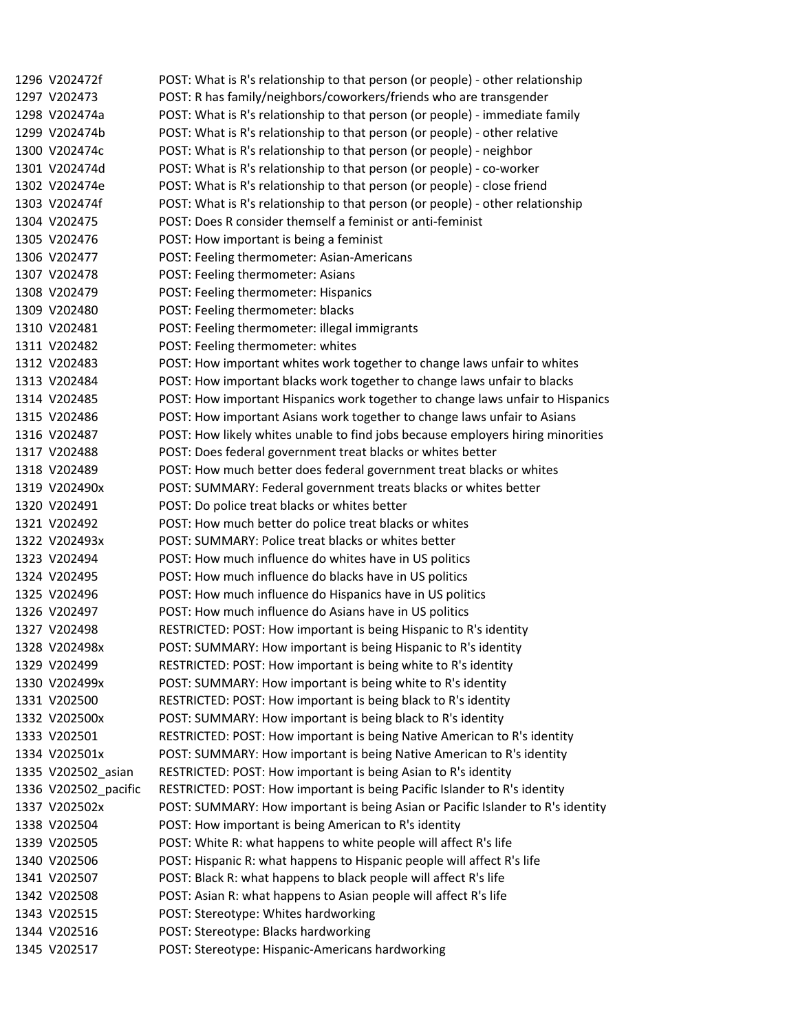| | | |
|---|---|---|
| 1296 | V202472f | POST: What is R's relationship to that person (or people) - other relationship |
| 1297 | V202473 | POST: R has family/neighbors/coworkers/friends who are transgender |
| 1298 | V202474a | POST: What is R's relationship to that person (or people) - immediate family |
| 1299 | V202474b | POST: What is R's relationship to that person (or people) - other relative |
| 1300 | V202474c | POST: What is R's relationship to that person (or people) - neighbor |
| 1301 | V202474d | POST: What is R's relationship to that person (or people) - co-worker |
| 1302 | V202474e | POST: What is R's relationship to that person (or people) - close friend |
| 1303 | V202474f | POST: What is R's relationship to that person (or people) - other relationship |
| 1304 | V202475 | POST: Does R consider themself a feminist or anti-feminist |
| 1305 | V202476 | POST: How important is being a feminist |
| 1306 | V202477 | POST: Feeling thermometer: Asian-Americans |
| 1307 | V202478 | POST: Feeling thermometer: Asians |
| 1308 | V202479 | POST: Feeling thermometer: Hispanics |
| 1309 | V202480 | POST: Feeling thermometer: blacks |
| 1310 | V202481 | POST: Feeling thermometer: illegal immigrants |
| 1311 | V202482 | POST: Feeling thermometer: whites |
| 1312 | V202483 | POST: How important whites work together to change laws unfair to whites |
| 1313 | V202484 | POST: How important blacks work together to change laws unfair to blacks |
| 1314 | V202485 | POST: How important Hispanics work together to change laws unfair to Hispanics |
| 1315 | V202486 | POST: How important Asians work together to change laws unfair to Asians |
| 1316 | V202487 | POST: How likely whites unable to find jobs because employers hiring minorities |
| 1317 | V202488 | POST: Does federal government treat blacks or whites better |
| 1318 | V202489 | POST: How much better does federal government treat blacks or whites |
| 1319 | V202490x | POST: SUMMARY: Federal government treats blacks or whites better |
| 1320 | V202491 | POST: Do police treat blacks or whites better |
| 1321 | V202492 | POST: How much better do police treat blacks or whites |
| 1322 | V202493x | POST: SUMMARY: Police treat blacks or whites better |
| 1323 | V202494 | POST: How much influence do whites have in US politics |
| 1324 | V202495 | POST: How much influence do blacks have in US politics |
| 1325 | V202496 | POST: How much influence do Hispanics have in US politics |
| 1326 | V202497 | POST: How much influence do Asians have in US politics |
| 1327 | V202498 | RESTRICTED: POST: How important is being Hispanic to R's identity |
| 1328 | V202498x | POST: SUMMARY: How important is being Hispanic to R's identity |
| 1329 | V202499 | RESTRICTED: POST: How important is being white to R's identity |
| 1330 | V202499x | POST: SUMMARY: How important is being white to R's identity |
| 1331 | V202500 | RESTRICTED: POST: How important is being black to R's identity |
| 1332 | V202500x | POST: SUMMARY: How important is being black to R's identity |
| 1333 | V202501 | RESTRICTED: POST: How important is being Native American to R's identity |
| 1334 | V202501x | POST: SUMMARY: How important is being Native American to R's identity |
| 1335 | V202502_asian | RESTRICTED: POST: How important is being Asian to R's identity |
| 1336 | V202502_pacific | RESTRICTED: POST: How important is being Pacific Islander to R's identity |
| 1337 | V202502x | POST: SUMMARY: How important is being Asian or Pacific Islander to R's identity |
| 1338 | V202504 | POST: How important is being American to R's identity |
| 1339 | V202505 | POST: White R: what happens to white people will affect R's life |
| 1340 | V202506 | POST: Hispanic R: what happens to Hispanic people will affect R's life |
| 1341 | V202507 | POST: Black R: what happens to black people will affect R's life |
| 1342 | V202508 | POST: Asian R: what happens to Asian people will affect R's life |
| 1343 | V202515 | POST: Stereotype: Whites hardworking |
| 1344 | V202516 | POST: Stereotype: Blacks hardworking |
| 1345 | V202517 | POST: Stereotype: Hispanic-Americans hardworking |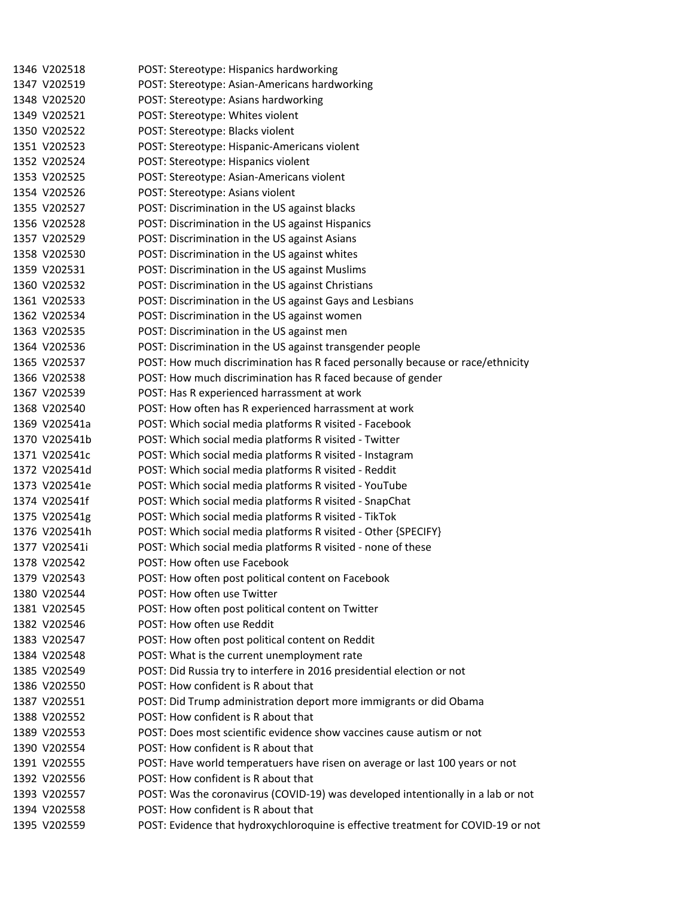| | | |
|---|---|---|
| 1346 | V202518 | POST: Stereotype: Hispanics hardworking |
| 1347 | V202519 | POST: Stereotype: Asian-Americans hardworking |
| 1348 | V202520 | POST: Stereotype: Asians hardworking |
| 1349 | V202521 | POST: Stereotype: Whites violent |
| 1350 | V202522 | POST: Stereotype: Blacks violent |
| 1351 | V202523 | POST: Stereotype: Hispanic-Americans violent |
| 1352 | V202524 | POST: Stereotype: Hispanics violent |
| 1353 | V202525 | POST: Stereotype: Asian-Americans violent |
| 1354 | V202526 | POST: Stereotype: Asians violent |
| 1355 | V202527 | POST: Discrimination in the US against blacks |
| 1356 | V202528 | POST: Discrimination in the US against Hispanics |
| 1357 | V202529 | POST: Discrimination in the US against Asians |
| 1358 | V202530 | POST: Discrimination in the US against whites |
| 1359 | V202531 | POST: Discrimination in the US against Muslims |
| 1360 | V202532 | POST: Discrimination in the US against Christians |
| 1361 | V202533 | POST: Discrimination in the US against Gays and Lesbians |
| 1362 | V202534 | POST: Discrimination in the US against women |
| 1363 | V202535 | POST: Discrimination in the US against men |
| 1364 | V202536 | POST: Discrimination in the US against transgender people |
| 1365 | V202537 | POST: How much discrimination has R faced personally because or race/ethnicity |
| 1366 | V202538 | POST: How much discrimination has R faced because of gender |
| 1367 | V202539 | POST: Has R experienced harrassment at work |
| 1368 | V202540 | POST: How often has R experienced harrassment at work |
| 1369 | V202541a | POST: Which social media platforms R visited - Facebook |
| 1370 | V202541b | POST: Which social media platforms R visited - Twitter |
| 1371 | V202541c | POST: Which social media platforms R visited - Instagram |
| 1372 | V202541d | POST: Which social media platforms R visited - Reddit |
| 1373 | V202541e | POST: Which social media platforms R visited - YouTube |
| 1374 | V202541f | POST: Which social media platforms R visited - SnapChat |
| 1375 | V202541g | POST: Which social media platforms R visited - TikTok |
| 1376 | V202541h | POST: Which social media platforms R visited - Other {SPECIFY} |
| 1377 | V202541i | POST: Which social media platforms R visited - none of these |
| 1378 | V202542 | POST: How often use Facebook |
| 1379 | V202543 | POST: How often post political content on Facebook |
| 1380 | V202544 | POST: How often use Twitter |
| 1381 | V202545 | POST: How often post political content on Twitter |
| 1382 | V202546 | POST: How often use Reddit |
| 1383 | V202547 | POST: How often post political content on Reddit |
| 1384 | V202548 | POST: What is the current unemployment rate |
| 1385 | V202549 | POST: Did Russia try to interfere in 2016 presidential election or not |
| 1386 | V202550 | POST: How confident is R about that |
| 1387 | V202551 | POST: Did Trump administration deport more immigrants or did Obama |
| 1388 | V202552 | POST: How confident is R about that |
| 1389 | V202553 | POST: Does most scientific evidence show vaccines cause autism or not |
| 1390 | V202554 | POST: How confident is R about that |
| 1391 | V202555 | POST: Have world temperatuers have risen on average or last 100 years or not |
| 1392 | V202556 | POST: How confident is R about that |
| 1393 | V202557 | POST: Was the coronavirus (COVID-19) was developed intentionally in a lab or not |
| 1394 | V202558 | POST: How confident is R about that |
| 1395 | V202559 | POST: Evidence that hydroxychloroquine is effective treatment for COVID-19 or not |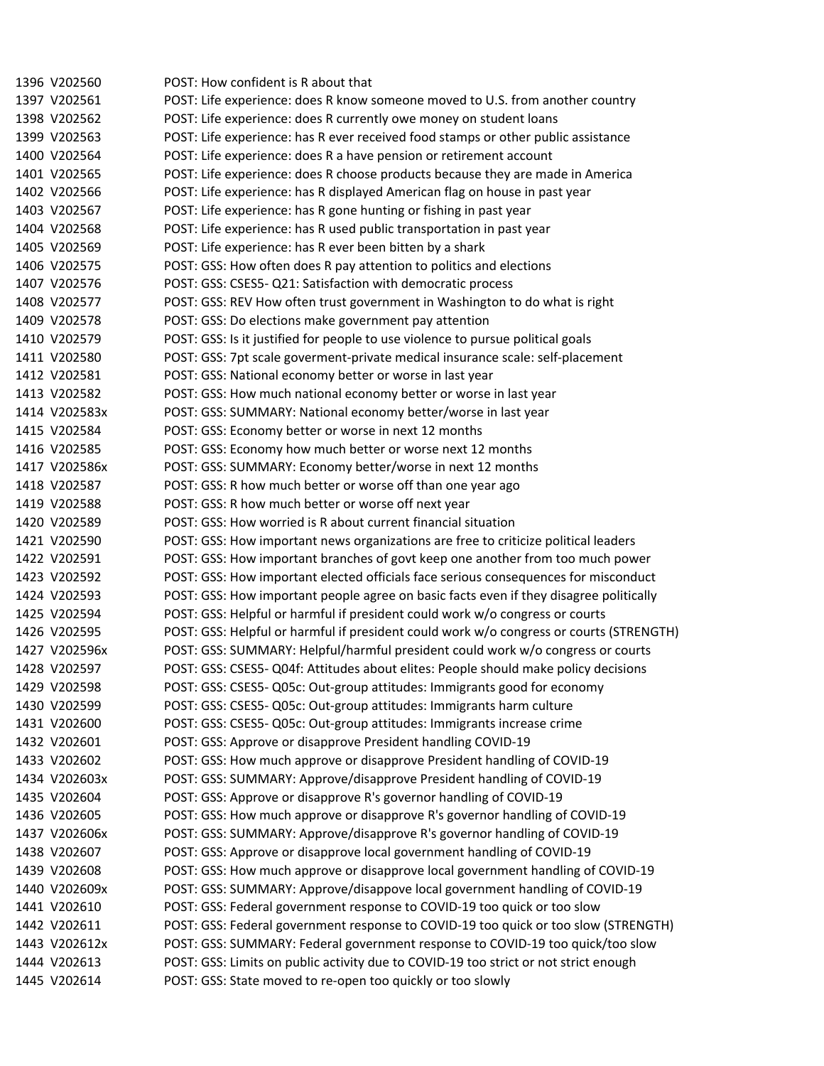| | | |
|---|---|---|
| 1396 | V202560 | POST: How confident is R about that |
| 1397 | V202561 | POST: Life experience: does R know someone moved to U.S. from another country |
| 1398 | V202562 | POST: Life experience: does R currently owe money on student loans |
| 1399 | V202563 | POST: Life experience: has R ever received food stamps or other public assistance |
| 1400 | V202564 | POST: Life experience: does R a have pension or retirement account |
| 1401 | V202565 | POST: Life experience: does R choose products because they are made in America |
| 1402 | V202566 | POST: Life experience: has R displayed American flag on house in past year |
| 1403 | V202567 | POST: Life experience: has R gone hunting or fishing in past year |
| 1404 | V202568 | POST: Life experience: has R used public transportation in past year |
| 1405 | V202569 | POST: Life experience: has R ever been bitten by a shark |
| 1406 | V202575 | POST: GSS: How often does R pay attention to politics and elections |
| 1407 | V202576 | POST: GSS: CSES5- Q21: Satisfaction with democratic process |
| 1408 | V202577 | POST: GSS: REV How often trust government in Washington to do what is right |
| 1409 | V202578 | POST: GSS: Do elections make government pay attention |
| 1410 | V202579 | POST: GSS: Is it justified for people to use violence to pursue political goals |
| 1411 | V202580 | POST: GSS: 7pt scale goverment-private medical insurance scale: self-placement |
| 1412 | V202581 | POST: GSS: National economy better or worse in last year |
| 1413 | V202582 | POST: GSS: How much national economy better or worse in last year |
| 1414 | V202583x | POST: GSS: SUMMARY: National economy better/worse in last year |
| 1415 | V202584 | POST: GSS: Economy better or worse in next 12 months |
| 1416 | V202585 | POST: GSS: Economy how much better or worse next 12 months |
| 1417 | V202586x | POST: GSS: SUMMARY: Economy better/worse in next 12 months |
| 1418 | V202587 | POST: GSS: R how much better or worse off than one year ago |
| 1419 | V202588 | POST: GSS: R how much better or worse off next year |
| 1420 | V202589 | POST: GSS: How worried is R about current financial situation |
| 1421 | V202590 | POST: GSS: How important news organizations are free to criticize political leaders |
| 1422 | V202591 | POST: GSS: How important branches of govt keep one another from too much power |
| 1423 | V202592 | POST: GSS: How important elected officials face serious consequences for misconduct |
| 1424 | V202593 | POST: GSS: How important people agree on basic facts even if they disagree politically |
| 1425 | V202594 | POST: GSS: Helpful or harmful if president could work w/o congress or courts |
| 1426 | V202595 | POST: GSS: Helpful or harmful if president could work w/o congress or courts (STRENGTH) |
| 1427 | V202596x | POST: GSS: SUMMARY: Helpful/harmful president could work w/o congress or courts |
| 1428 | V202597 | POST: GSS: CSES5- Q04f: Attitudes about elites: People should make policy decisions |
| 1429 | V202598 | POST: GSS: CSES5- Q05c: Out-group attitudes: Immigrants good for economy |
| 1430 | V202599 | POST: GSS: CSES5- Q05c: Out-group attitudes: Immigrants harm culture |
| 1431 | V202600 | POST: GSS: CSES5- Q05c: Out-group attitudes: Immigrants increase crime |
| 1432 | V202601 | POST: GSS: Approve or disapprove President handling COVID-19 |
| 1433 | V202602 | POST: GSS: How much approve or disapprove President handling of COVID-19 |
| 1434 | V202603x | POST: GSS: SUMMARY: Approve/disapprove President handling of COVID-19 |
| 1435 | V202604 | POST: GSS: Approve or disapprove R's governor handling of COVID-19 |
| 1436 | V202605 | POST: GSS: How much approve or disapprove R's governor handling of COVID-19 |
| 1437 | V202606x | POST: GSS: SUMMARY: Approve/disapprove R's governor handling of COVID-19 |
| 1438 | V202607 | POST: GSS: Approve or disapprove local government handling of COVID-19 |
| 1439 | V202608 | POST: GSS: How much approve or disapprove local government handling of COVID-19 |
| 1440 | V202609x | POST: GSS: SUMMARY: Approve/disappove local government handling of COVID-19 |
| 1441 | V202610 | POST: GSS: Federal government response to COVID-19 too quick or too slow |
| 1442 | V202611 | POST: GSS: Federal government response to COVID-19 too quick or too slow (STRENGTH) |
| 1443 | V202612x | POST: GSS: SUMMARY: Federal government response to COVID-19 too quick/too slow |
| 1444 | V202613 | POST: GSS: Limits on public activity due to COVID-19 too strict or not strict enough |
| 1445 | V202614 | POST: GSS: State moved to re-open too quickly or too slowly |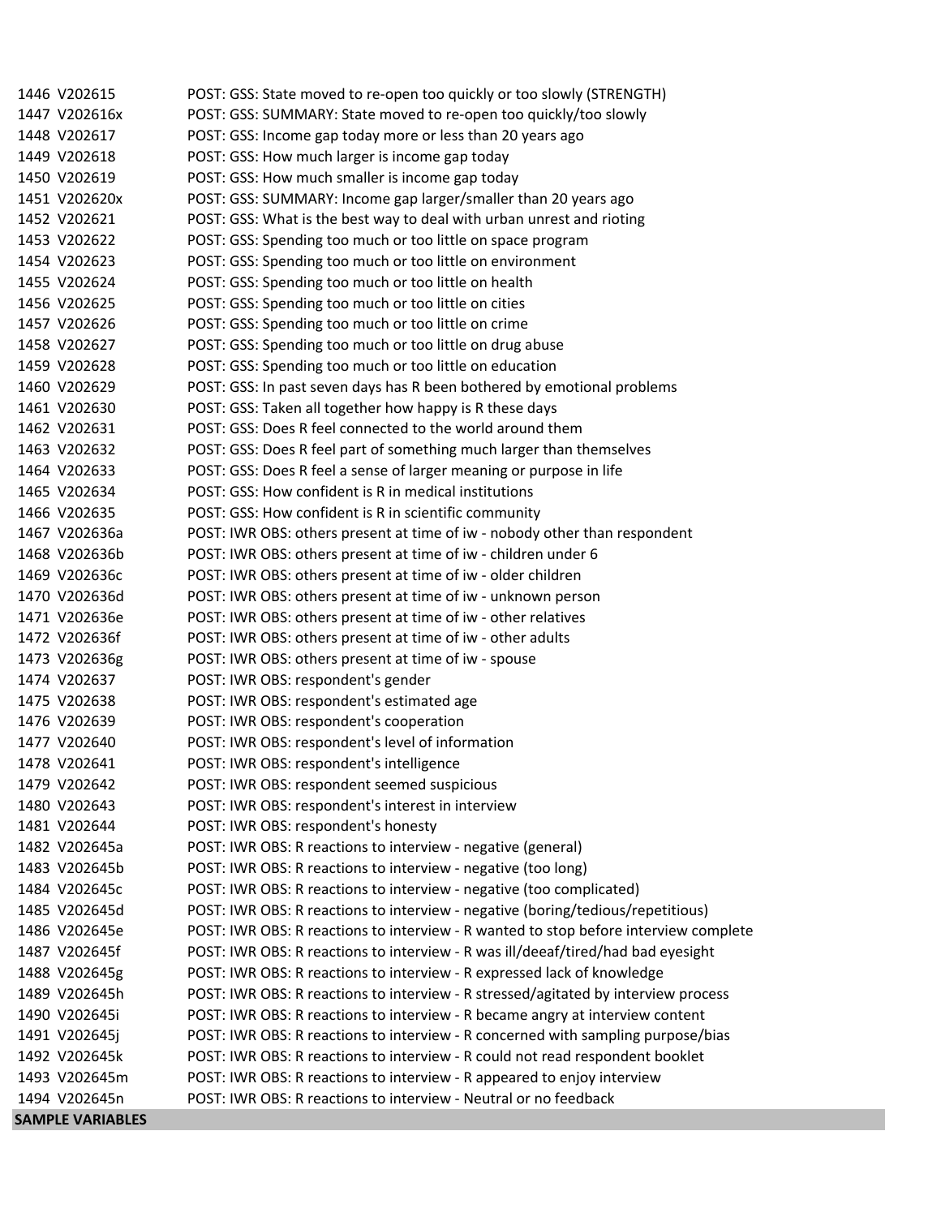| | | |
|---|---|---|
| 1446 | V202615 | POST: GSS: State moved to re-open too quickly or too slowly (STRENGTH) |
| 1447 | V202616x | POST: GSS: SUMMARY: State moved to re-open too quickly/too slowly |
| 1448 | V202617 | POST: GSS: Income gap today more or less than 20 years ago |
| 1449 | V202618 | POST: GSS: How much larger is income gap today |
| 1450 | V202619 | POST: GSS: How much smaller is income gap today |
| 1451 | V202620x | POST: GSS: SUMMARY: Income gap larger/smaller than 20 years ago |
| 1452 | V202621 | POST: GSS: What is the best way to deal with urban unrest and rioting |
| 1453 | V202622 | POST: GSS: Spending too much or too little on space program |
| 1454 | V202623 | POST: GSS: Spending too much or too little on environment |
| 1455 | V202624 | POST: GSS: Spending too much or too little on health |
| 1456 | V202625 | POST: GSS: Spending too much or too little on cities |
| 1457 | V202626 | POST: GSS: Spending too much or too little on crime |
| 1458 | V202627 | POST: GSS: Spending too much or too little on drug abuse |
| 1459 | V202628 | POST: GSS: Spending too much or too little on education |
| 1460 | V202629 | POST: GSS: In past seven days has R been bothered by emotional problems |
| 1461 | V202630 | POST: GSS: Taken all together how happy is R these days |
| 1462 | V202631 | POST: GSS: Does R feel connected to the world around them |
| 1463 | V202632 | POST: GSS: Does R feel part of something much larger than themselves |
| 1464 | V202633 | POST: GSS: Does R feel a sense of larger meaning or purpose in life |
| 1465 | V202634 | POST: GSS: How confident is R in medical institutions |
| 1466 | V202635 | POST: GSS: How confident is R in scientific community |
| 1467 | V202636a | POST: IWR OBS: others present at time of iw - nobody other than respondent |
| 1468 | V202636b | POST: IWR OBS: others present at time of iw - children under 6 |
| 1469 | V202636c | POST: IWR OBS: others present at time of iw - older children |
| 1470 | V202636d | POST: IWR OBS: others present at time of iw - unknown person |
| 1471 | V202636e | POST: IWR OBS: others present at time of iw - other relatives |
| 1472 | V202636f | POST: IWR OBS: others present at time of iw - other adults |
| 1473 | V202636g | POST: IWR OBS: others present at time of iw - spouse |
| 1474 | V202637 | POST: IWR OBS: respondent's gender |
| 1475 | V202638 | POST: IWR OBS: respondent's estimated age |
| 1476 | V202639 | POST: IWR OBS: respondent's cooperation |
| 1477 | V202640 | POST: IWR OBS: respondent's level of information |
| 1478 | V202641 | POST: IWR OBS: respondent's intelligence |
| 1479 | V202642 | POST: IWR OBS: respondent seemed suspicious |
| 1480 | V202643 | POST: IWR OBS: respondent's interest in interview |
| 1481 | V202644 | POST: IWR OBS: respondent's honesty |
| 1482 | V202645a | POST: IWR OBS: R reactions to interview - negative (general) |
| 1483 | V202645b | POST: IWR OBS: R reactions to interview - negative (too long) |
| 1484 | V202645c | POST: IWR OBS: R reactions to interview - negative (too complicated) |
| 1485 | V202645d | POST: IWR OBS: R reactions to interview - negative (boring/tedious/repetitious) |
| 1486 | V202645e | POST: IWR OBS: R reactions to interview - R wanted to stop before interview complete |
| 1487 | V202645f | POST: IWR OBS: R reactions to interview - R was ill/deeaf/tired/had bad eyesight |
| 1488 | V202645g | POST: IWR OBS: R reactions to interview - R expressed lack of knowledge |
| 1489 | V202645h | POST: IWR OBS: R reactions to interview - R stressed/agitated by interview process |
| 1490 | V202645i | POST: IWR OBS: R reactions to interview - R became angry at interview content |
| 1491 | V202645j | POST: IWR OBS: R reactions to interview - R concerned with sampling purpose/bias |
| 1492 | V202645k | POST: IWR OBS: R reactions to interview - R could not read respondent booklet |
| 1493 | V202645m | POST: IWR OBS: R reactions to interview - R appeared to enjoy interview |
| 1494 | V202645n | POST: IWR OBS: R reactions to interview - Neutral or no feedback |

**SAMPLE VARIABLES**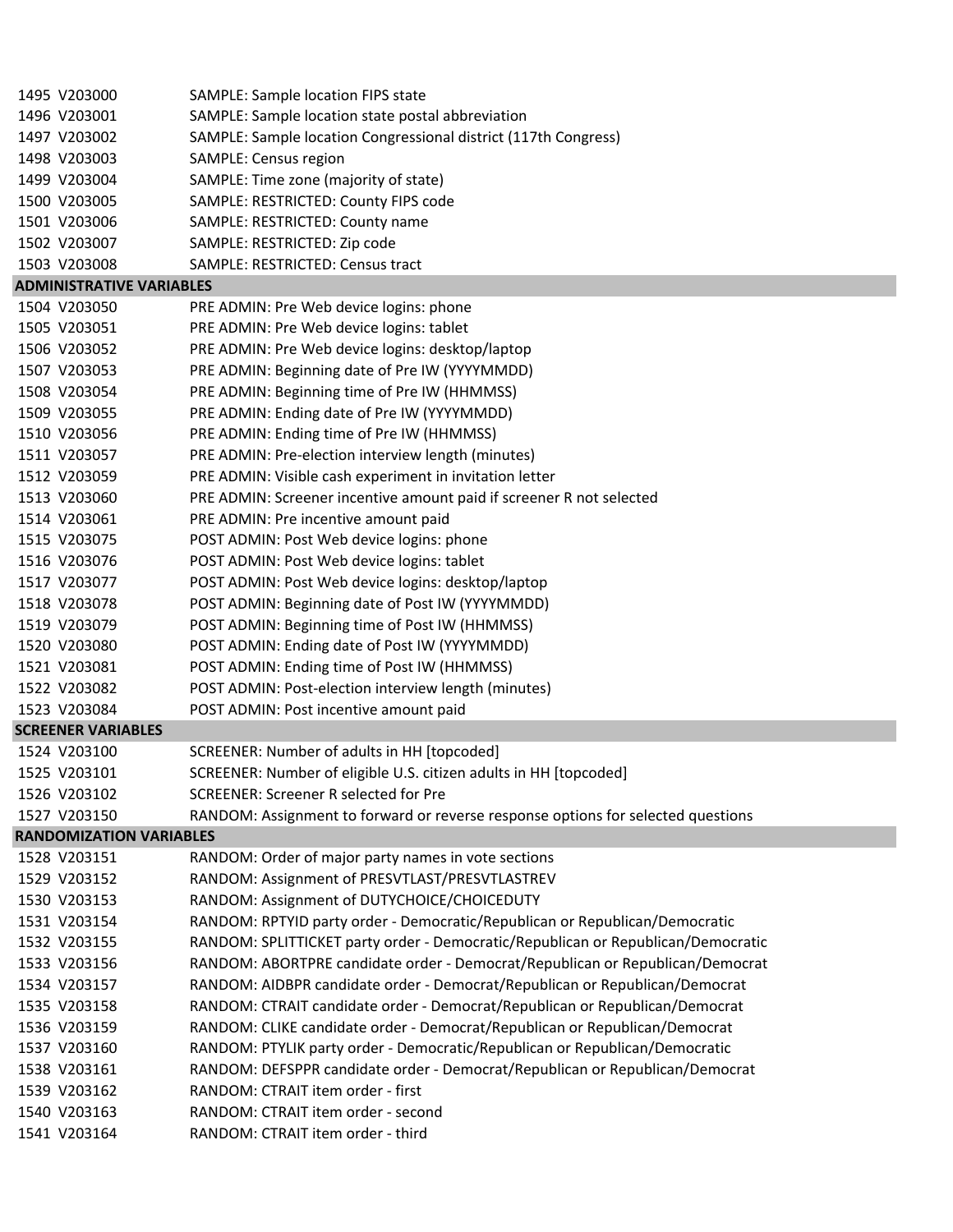| | | |
|---|---|---|
| 1495 | V203000 | SAMPLE: Sample location FIPS state |
| 1496 | V203001 | SAMPLE: Sample location state postal abbreviation |
| 1497 | V203002 | SAMPLE: Sample location Congressional district (117th Congress) |
| 1498 | V203003 | SAMPLE: Census region |
| 1499 | V203004 | SAMPLE: Time zone (majority of state) |
| 1500 | V203005 | SAMPLE: RESTRICTED: County FIPS code |
| 1501 | V203006 | SAMPLE: RESTRICTED: County name |
| 1502 | V203007 | SAMPLE: RESTRICTED: Zip code |
| 1503 | V203008 | SAMPLE: RESTRICTED: Census tract |
| **ADMINISTRATIVE VARIABLES** | | |
| 1504 | V203050 | PRE ADMIN: Pre Web device logins: phone |
| 1505 | V203051 | PRE ADMIN: Pre Web device logins: tablet |
| 1506 | V203052 | PRE ADMIN: Pre Web device logins: desktop/laptop |
| 1507 | V203053 | PRE ADMIN: Beginning date of Pre IW (YYYYMMDD) |
| 1508 | V203054 | PRE ADMIN: Beginning time of Pre IW (HHMMSS) |
| 1509 | V203055 | PRE ADMIN: Ending date of Pre IW (YYYYMMDD) |
| 1510 | V203056 | PRE ADMIN: Ending time of Pre IW (HHMMSS) |
| 1511 | V203057 | PRE ADMIN: Pre-election interview length (minutes) |
| 1512 | V203059 | PRE ADMIN: Visible cash experiment in invitation letter |
| 1513 | V203060 | PRE ADMIN: Screener incentive amount paid if screener R not selected |
| 1514 | V203061 | PRE ADMIN: Pre incentive amount paid |
| 1515 | V203075 | POST ADMIN: Post Web device logins: phone |
| 1516 | V203076 | POST ADMIN: Post Web device logins: tablet |
| 1517 | V203077 | POST ADMIN: Post Web device logins: desktop/laptop |
| 1518 | V203078 | POST ADMIN: Beginning date of Post IW (YYYYMMDD) |
| 1519 | V203079 | POST ADMIN: Beginning time of Post IW (HHMMSS) |
| 1520 | V203080 | POST ADMIN: Ending date of Post IW (YYYYMMDD) |
| 1521 | V203081 | POST ADMIN: Ending time of Post IW (HHMMSS) |
| 1522 | V203082 | POST ADMIN: Post-election interview length (minutes) |
| 1523 | V203084 | POST ADMIN: Post incentive amount paid |
| **SCREENER VARIABLES** | | |
| 1524 | V203100 | SCREENER: Number of adults in HH [topcoded] |
| 1525 | V203101 | SCREENER: Number of eligible U.S. citizen adults in HH [topcoded] |
| 1526 | V203102 | SCREENER: Screener R selected for Pre |
| 1527 | V203150 | RANDOM: Assignment to forward or reverse response options for selected questions |
| **RANDOMIZATION VARIABLES** | | |
| 1528 | V203151 | RANDOM: Order of major party names in vote sections |
| 1529 | V203152 | RANDOM: Assignment of PRESVTLAST/PRESVTLASTREV |
| 1530 | V203153 | RANDOM: Assignment of DUTYCHOICE/CHOICEDUTY |
| 1531 | V203154 | RANDOM: RPTYID party order - Democratic/Republican or Republican/Democratic |
| 1532 | V203155 | RANDOM: SPLITTICKET party order - Democratic/Republican or Republican/Democratic |
| 1533 | V203156 | RANDOM: ABORTPRE candidate order - Democrat/Republican or Republican/Democrat |
| 1534 | V203157 | RANDOM: AIDBPR candidate order - Democrat/Republican or Republican/Democrat |
| 1535 | V203158 | RANDOM: CTRAIT candidate order - Democrat/Republican or Republican/Democrat |
| 1536 | V203159 | RANDOM: CLIKE candidate order - Democrat/Republican or Republican/Democrat |
| 1537 | V203160 | RANDOM: PTYLIK party order - Democratic/Republican or Republican/Democratic |
| 1538 | V203161 | RANDOM: DEFSPPR candidate order - Democrat/Republican or Republican/Democrat |
| 1539 | V203162 | RANDOM: CTRAIT item order - first |
| 1540 | V203163 | RANDOM: CTRAIT item order - second |
| 1541 | V203164 | RANDOM: CTRAIT item order - third |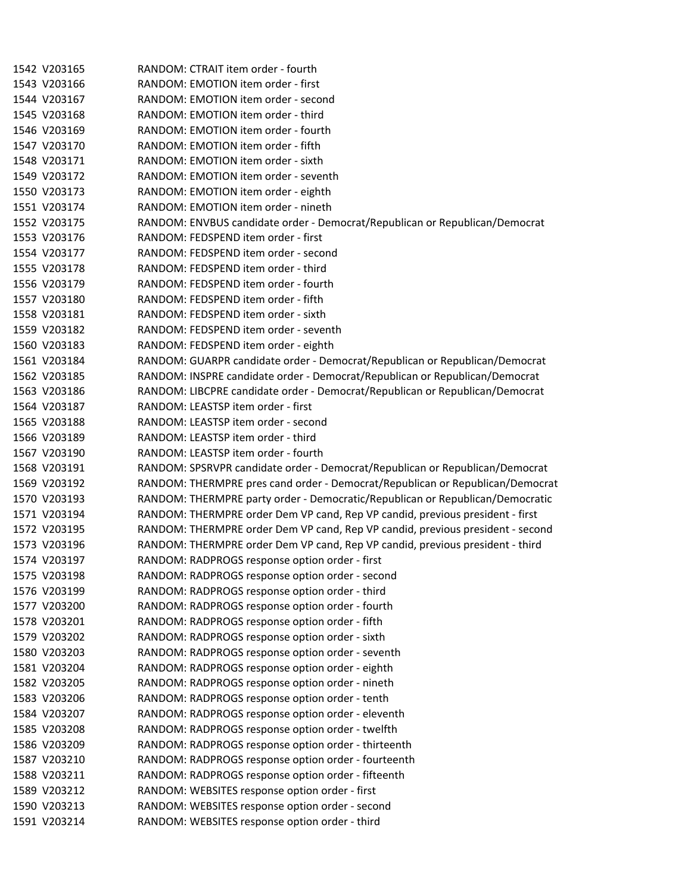| | | |
|---|---|---|
| 1542 | V203165 | RANDOM: CTRAIT item order - fourth |
| 1543 | V203166 | RANDOM: EMOTION item order - first |
| 1544 | V203167 | RANDOM: EMOTION item order - second |
| 1545 | V203168 | RANDOM: EMOTION item order - third |
| 1546 | V203169 | RANDOM: EMOTION item order - fourth |
| 1547 | V203170 | RANDOM: EMOTION item order - fifth |
| 1548 | V203171 | RANDOM: EMOTION item order - sixth |
| 1549 | V203172 | RANDOM: EMOTION item order - seventh |
| 1550 | V203173 | RANDOM: EMOTION item order - eighth |
| 1551 | V203174 | RANDOM: EMOTION item order - nineth |
| 1552 | V203175 | RANDOM: ENVBUS candidate order - Democrat/Republican or Republican/Democrat |
| 1553 | V203176 | RANDOM: FEDSPEND item order - first |
| 1554 | V203177 | RANDOM: FEDSPEND item order - second |
| 1555 | V203178 | RANDOM: FEDSPEND item order - third |
| 1556 | V203179 | RANDOM: FEDSPEND item order - fourth |
| 1557 | V203180 | RANDOM: FEDSPEND item order - fifth |
| 1558 | V203181 | RANDOM: FEDSPEND item order - sixth |
| 1559 | V203182 | RANDOM: FEDSPEND item order - seventh |
| 1560 | V203183 | RANDOM: FEDSPEND item order - eighth |
| 1561 | V203184 | RANDOM: GUARPR candidate order - Democrat/Republican or Republican/Democrat |
| 1562 | V203185 | RANDOM: INSPRE candidate order - Democrat/Republican or Republican/Democrat |
| 1563 | V203186 | RANDOM: LIBCPRE candidate order - Democrat/Republican or Republican/Democrat |
| 1564 | V203187 | RANDOM: LEASTSP item order - first |
| 1565 | V203188 | RANDOM: LEASTSP item order - second |
| 1566 | V203189 | RANDOM: LEASTSP item order - third |
| 1567 | V203190 | RANDOM: LEASTSP item order - fourth |
| 1568 | V203191 | RANDOM: SPSRVPR candidate order - Democrat/Republican or Republican/Democrat |
| 1569 | V203192 | RANDOM: THERMPRE pres cand order - Democrat/Republican or Republican/Democrat |
| 1570 | V203193 | RANDOM: THERMPRE party order - Democratic/Republican or Republican/Democratic |
| 1571 | V203194 | RANDOM: THERMPRE order Dem VP cand, Rep VP candid, previous president - first |
| 1572 | V203195 | RANDOM: THERMPRE order Dem VP cand, Rep VP candid, previous president - second |
| 1573 | V203196 | RANDOM: THERMPRE order Dem VP cand, Rep VP candid, previous president - third |
| 1574 | V203197 | RANDOM: RADPROGS response option order - first |
| 1575 | V203198 | RANDOM: RADPROGS response option order - second |
| 1576 | V203199 | RANDOM: RADPROGS response option order - third |
| 1577 | V203200 | RANDOM: RADPROGS response option order - fourth |
| 1578 | V203201 | RANDOM: RADPROGS response option order - fifth |
| 1579 | V203202 | RANDOM: RADPROGS response option order - sixth |
| 1580 | V203203 | RANDOM: RADPROGS response option order - seventh |
| 1581 | V203204 | RANDOM: RADPROGS response option order - eighth |
| 1582 | V203205 | RANDOM: RADPROGS response option order - nineth |
| 1583 | V203206 | RANDOM: RADPROGS response option order - tenth |
| 1584 | V203207 | RANDOM: RADPROGS response option order - eleventh |
| 1585 | V203208 | RANDOM: RADPROGS response option order - twelfth |
| 1586 | V203209 | RANDOM: RADPROGS response option order - thirteenth |
| 1587 | V203210 | RANDOM: RADPROGS response option order - fourteenth |
| 1588 | V203211 | RANDOM: RADPROGS response option order - fifteenth |
| 1589 | V203212 | RANDOM: WEBSITES response option order - first |
| 1590 | V203213 | RANDOM: WEBSITES response option order - second |
| 1591 | V203214 | RANDOM: WEBSITES response option order - third |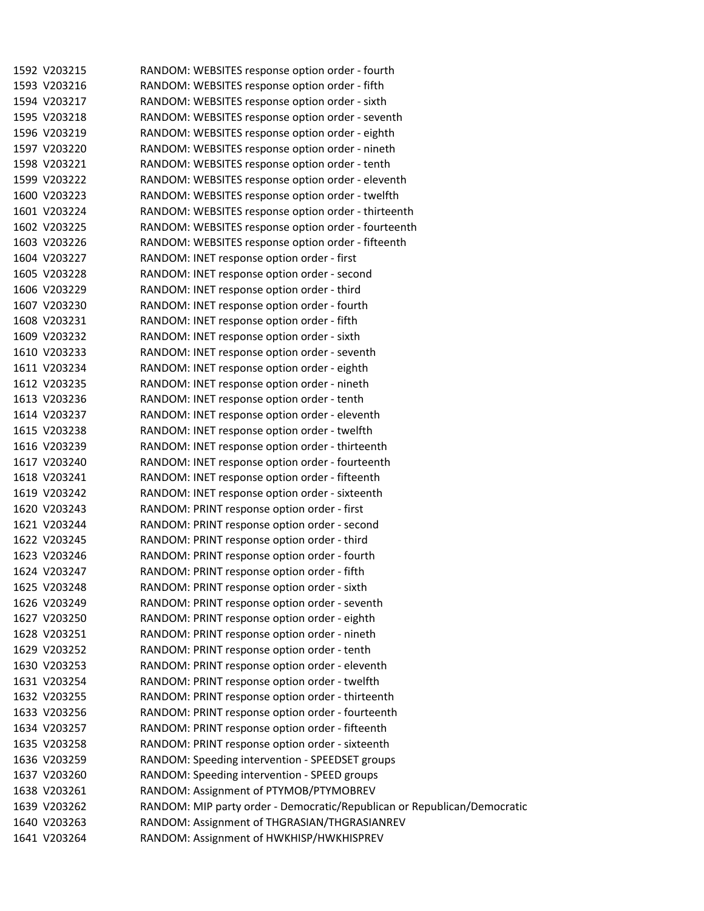| | | |
|---|---|---|
| 1592 | V203215 | RANDOM: WEBSITES response option order - fourth |
| 1593 | V203216 | RANDOM: WEBSITES response option order - fifth |
| 1594 | V203217 | RANDOM: WEBSITES response option order - sixth |
| 1595 | V203218 | RANDOM: WEBSITES response option order - seventh |
| 1596 | V203219 | RANDOM: WEBSITES response option order - eighth |
| 1597 | V203220 | RANDOM: WEBSITES response option order - nineth |
| 1598 | V203221 | RANDOM: WEBSITES response option order - tenth |
| 1599 | V203222 | RANDOM: WEBSITES response option order - eleventh |
| 1600 | V203223 | RANDOM: WEBSITES response option order - twelfth |
| 1601 | V203224 | RANDOM: WEBSITES response option order - thirteenth |
| 1602 | V203225 | RANDOM: WEBSITES response option order - fourteenth |
| 1603 | V203226 | RANDOM: WEBSITES response option order - fifteenth |
| 1604 | V203227 | RANDOM: INET response option order - first |
| 1605 | V203228 | RANDOM: INET response option order - second |
| 1606 | V203229 | RANDOM: INET response option order - third |
| 1607 | V203230 | RANDOM: INET response option order - fourth |
| 1608 | V203231 | RANDOM: INET response option order - fifth |
| 1609 | V203232 | RANDOM: INET response option order - sixth |
| 1610 | V203233 | RANDOM: INET response option order - seventh |
| 1611 | V203234 | RANDOM: INET response option order - eighth |
| 1612 | V203235 | RANDOM: INET response option order - nineth |
| 1613 | V203236 | RANDOM: INET response option order - tenth |
| 1614 | V203237 | RANDOM: INET response option order - eleventh |
| 1615 | V203238 | RANDOM: INET response option order - twelfth |
| 1616 | V203239 | RANDOM: INET response option order - thirteenth |
| 1617 | V203240 | RANDOM: INET response option order - fourteenth |
| 1618 | V203241 | RANDOM: INET response option order - fifteenth |
| 1619 | V203242 | RANDOM: INET response option order - sixteenth |
| 1620 | V203243 | RANDOM: PRINT response option order - first |
| 1621 | V203244 | RANDOM: PRINT response option order - second |
| 1622 | V203245 | RANDOM: PRINT response option order - third |
| 1623 | V203246 | RANDOM: PRINT response option order - fourth |
| 1624 | V203247 | RANDOM: PRINT response option order - fifth |
| 1625 | V203248 | RANDOM: PRINT response option order - sixth |
| 1626 | V203249 | RANDOM: PRINT response option order - seventh |
| 1627 | V203250 | RANDOM: PRINT response option order - eighth |
| 1628 | V203251 | RANDOM: PRINT response option order - nineth |
| 1629 | V203252 | RANDOM: PRINT response option order - tenth |
| 1630 | V203253 | RANDOM: PRINT response option order - eleventh |
| 1631 | V203254 | RANDOM: PRINT response option order - twelfth |
| 1632 | V203255 | RANDOM: PRINT response option order - thirteenth |
| 1633 | V203256 | RANDOM: PRINT response option order - fourteenth |
| 1634 | V203257 | RANDOM: PRINT response option order - fifteenth |
| 1635 | V203258 | RANDOM: PRINT response option order - sixteenth |
| 1636 | V203259 | RANDOM: Speeding intervention - SPEEDSET groups |
| 1637 | V203260 | RANDOM: Speeding intervention - SPEED groups |
| 1638 | V203261 | RANDOM: Assignment of PTYMOB/PTYMOBREV |
| 1639 | V203262 | RANDOM: MIP party order - Democratic/Republican or Republican/Democratic |
| 1640 | V203263 | RANDOM: Assignment of THGRASIAN/THGRASIANREV |
| 1641 | V203264 | RANDOM: Assignment of HWKHISP/HWKHISPREV |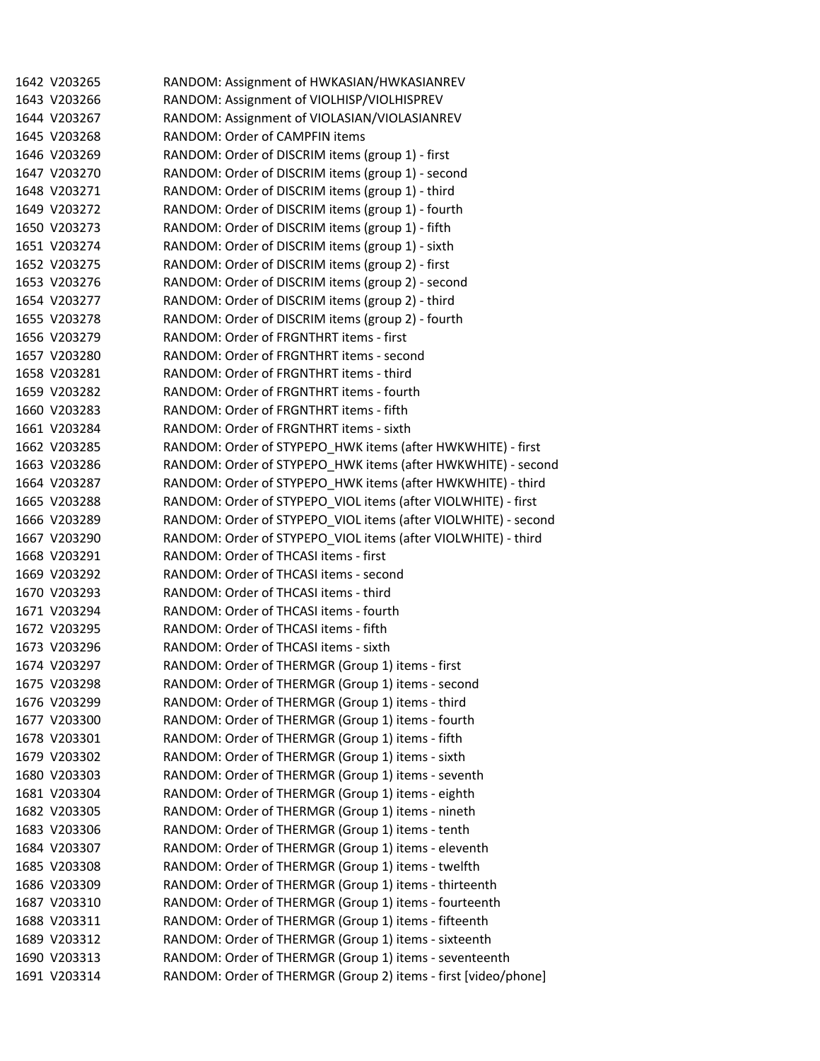| | | |
|---|---|---|
| 1642 | V203265 | RANDOM: Assignment of HWKASIAN/HWKASIANREV |
| 1643 | V203266 | RANDOM: Assignment of VIOLHISP/VIOLHISPREV |
| 1644 | V203267 | RANDOM: Assignment of VIOLASIAN/VIOLASIANREV |
| 1645 | V203268 | RANDOM: Order of CAMPFIN items |
| 1646 | V203269 | RANDOM: Order of DISCRIM items (group 1) - first |
| 1647 | V203270 | RANDOM: Order of DISCRIM items (group 1) - second |
| 1648 | V203271 | RANDOM: Order of DISCRIM items (group 1) - third |
| 1649 | V203272 | RANDOM: Order of DISCRIM items (group 1) - fourth |
| 1650 | V203273 | RANDOM: Order of DISCRIM items (group 1) - fifth |
| 1651 | V203274 | RANDOM: Order of DISCRIM items (group 1) - sixth |
| 1652 | V203275 | RANDOM: Order of DISCRIM items (group 2) - first |
| 1653 | V203276 | RANDOM: Order of DISCRIM items (group 2) - second |
| 1654 | V203277 | RANDOM: Order of DISCRIM items (group 2) - third |
| 1655 | V203278 | RANDOM: Order of DISCRIM items (group 2) - fourth |
| 1656 | V203279 | RANDOM: Order of FRGNTHRT items - first |
| 1657 | V203280 | RANDOM: Order of FRGNTHRT items - second |
| 1658 | V203281 | RANDOM: Order of FRGNTHRT items - third |
| 1659 | V203282 | RANDOM: Order of FRGNTHRT items - fourth |
| 1660 | V203283 | RANDOM: Order of FRGNTHRT items - fifth |
| 1661 | V203284 | RANDOM: Order of FRGNTHRT items - sixth |
| 1662 | V203285 | RANDOM: Order of STYPEPO_HWK items (after HWKWHITE) - first |
| 1663 | V203286 | RANDOM: Order of STYPEPO_HWK items (after HWKWHITE) - second |
| 1664 | V203287 | RANDOM: Order of STYPEPO_HWK items (after HWKWHITE) - third |
| 1665 | V203288 | RANDOM: Order of STYPEPO_VIOL items (after VIOLWHITE) - first |
| 1666 | V203289 | RANDOM: Order of STYPEPO_VIOL items (after VIOLWHITE) - second |
| 1667 | V203290 | RANDOM: Order of STYPEPO_VIOL items (after VIOLWHITE) - third |
| 1668 | V203291 | RANDOM: Order of THCASI items - first |
| 1669 | V203292 | RANDOM: Order of THCASI items - second |
| 1670 | V203293 | RANDOM: Order of THCASI items - third |
| 1671 | V203294 | RANDOM: Order of THCASI items - fourth |
| 1672 | V203295 | RANDOM: Order of THCASI items - fifth |
| 1673 | V203296 | RANDOM: Order of THCASI items - sixth |
| 1674 | V203297 | RANDOM: Order of THERMGR (Group 1) items - first |
| 1675 | V203298 | RANDOM: Order of THERMGR (Group 1) items - second |
| 1676 | V203299 | RANDOM: Order of THERMGR (Group 1) items - third |
| 1677 | V203300 | RANDOM: Order of THERMGR (Group 1) items - fourth |
| 1678 | V203301 | RANDOM: Order of THERMGR (Group 1) items - fifth |
| 1679 | V203302 | RANDOM: Order of THERMGR (Group 1) items - sixth |
| 1680 | V203303 | RANDOM: Order of THERMGR (Group 1) items - seventh |
| 1681 | V203304 | RANDOM: Order of THERMGR (Group 1) items - eighth |
| 1682 | V203305 | RANDOM: Order of THERMGR (Group 1) items - nineth |
| 1683 | V203306 | RANDOM: Order of THERMGR (Group 1) items - tenth |
| 1684 | V203307 | RANDOM: Order of THERMGR (Group 1) items - eleventh |
| 1685 | V203308 | RANDOM: Order of THERMGR (Group 1) items - twelfth |
| 1686 | V203309 | RANDOM: Order of THERMGR (Group 1) items - thirteenth |
| 1687 | V203310 | RANDOM: Order of THERMGR (Group 1) items - fourteenth |
| 1688 | V203311 | RANDOM: Order of THERMGR (Group 1) items - fifteenth |
| 1689 | V203312 | RANDOM: Order of THERMGR (Group 1) items - sixteenth |
| 1690 | V203313 | RANDOM: Order of THERMGR (Group 1) items - seventeenth |
| 1691 | V203314 | RANDOM: Order of THERMGR (Group 2) items - first [video/phone] |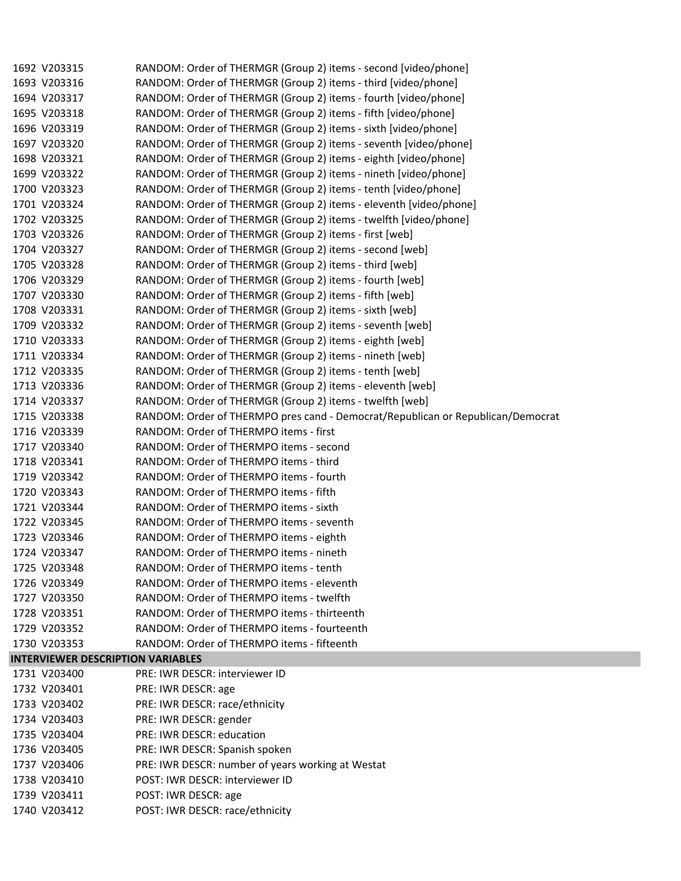| | | |
|---|---|---|
| 1692 | V203315 | RANDOM: Order of THERMGR (Group 2) items - second [video/phone] |
| 1693 | V203316 | RANDOM: Order of THERMGR (Group 2) items - third [video/phone] |
| 1694 | V203317 | RANDOM: Order of THERMGR (Group 2) items - fourth [video/phone] |
| 1695 | V203318 | RANDOM: Order of THERMGR (Group 2) items - fifth [video/phone] |
| 1696 | V203319 | RANDOM: Order of THERMGR (Group 2) items - sixth [video/phone] |
| 1697 | V203320 | RANDOM: Order of THERMGR (Group 2) items - seventh [video/phone] |
| 1698 | V203321 | RANDOM: Order of THERMGR (Group 2) items - eighth [video/phone] |
| 1699 | V203322 | RANDOM: Order of THERMGR (Group 2) items - nineth [video/phone] |
| 1700 | V203323 | RANDOM: Order of THERMGR (Group 2) items - tenth [video/phone] |
| 1701 | V203324 | RANDOM: Order of THERMGR (Group 2) items - eleventh [video/phone] |
| 1702 | V203325 | RANDOM: Order of THERMGR (Group 2) items - twelfth [video/phone] |
| 1703 | V203326 | RANDOM: Order of THERMGR (Group 2) items - first [web] |
| 1704 | V203327 | RANDOM: Order of THERMGR (Group 2) items - second [web] |
| 1705 | V203328 | RANDOM: Order of THERMGR (Group 2) items - third [web] |
| 1706 | V203329 | RANDOM: Order of THERMGR (Group 2) items - fourth [web] |
| 1707 | V203330 | RANDOM: Order of THERMGR (Group 2) items - fifth [web] |
| 1708 | V203331 | RANDOM: Order of THERMGR (Group 2) items - sixth [web] |
| 1709 | V203332 | RANDOM: Order of THERMGR (Group 2) items - seventh [web] |
| 1710 | V203333 | RANDOM: Order of THERMGR (Group 2) items - eighth [web] |
| 1711 | V203334 | RANDOM: Order of THERMGR (Group 2) items - nineth [web] |
| 1712 | V203335 | RANDOM: Order of THERMGR (Group 2) items - tenth [web] |
| 1713 | V203336 | RANDOM: Order of THERMGR (Group 2) items - eleventh [web] |
| 1714 | V203337 | RANDOM: Order of THERMGR (Group 2) items - twelfth [web] |
| 1715 | V203338 | RANDOM: Order of THERMPO pres cand - Democrat/Republican or Republican/Democrat |
| 1716 | V203339 | RANDOM: Order of THERMPO items - first |
| 1717 | V203340 | RANDOM: Order of THERMPO items - second |
| 1718 | V203341 | RANDOM: Order of THERMPO items - third |
| 1719 | V203342 | RANDOM: Order of THERMPO items - fourth |
| 1720 | V203343 | RANDOM: Order of THERMPO items - fifth |
| 1721 | V203344 | RANDOM: Order of THERMPO items - sixth |
| 1722 | V203345 | RANDOM: Order of THERMPO items - seventh |
| 1723 | V203346 | RANDOM: Order of THERMPO items - eighth |
| 1724 | V203347 | RANDOM: Order of THERMPO items - nineth |
| 1725 | V203348 | RANDOM: Order of THERMPO items - tenth |
| 1726 | V203349 | RANDOM: Order of THERMPO items - eleventh |
| 1727 | V203350 | RANDOM: Order of THERMPO items - twelfth |
| 1728 | V203351 | RANDOM: Order of THERMPO items - thirteenth |
| 1729 | V203352 | RANDOM: Order of THERMPO items - fourteenth |
| 1730 | V203353 | RANDOM: Order of THERMPO items - fifteenth |
| **INTERVIEWER DESCRIPTION VARIABLES** | | |
| 1731 | V203400 | PRE: IWR DESCR: interviewer ID |
| 1732 | V203401 | PRE: IWR DESCR: age |
| 1733 | V203402 | PRE: IWR DESCR: race/ethnicity |
| 1734 | V203403 | PRE: IWR DESCR: gender |
| 1735 | V203404 | PRE: IWR DESCR: education |
| 1736 | V203405 | PRE: IWR DESCR: Spanish spoken |
| 1737 | V203406 | PRE: IWR DESCR: number of years working at Westat |
| 1738 | V203410 | POST: IWR DESCR: interviewer ID |
| 1739 | V203411 | POST: IWR DESCR: age |
| 1740 | V203412 | POST: IWR DESCR: race/ethnicity |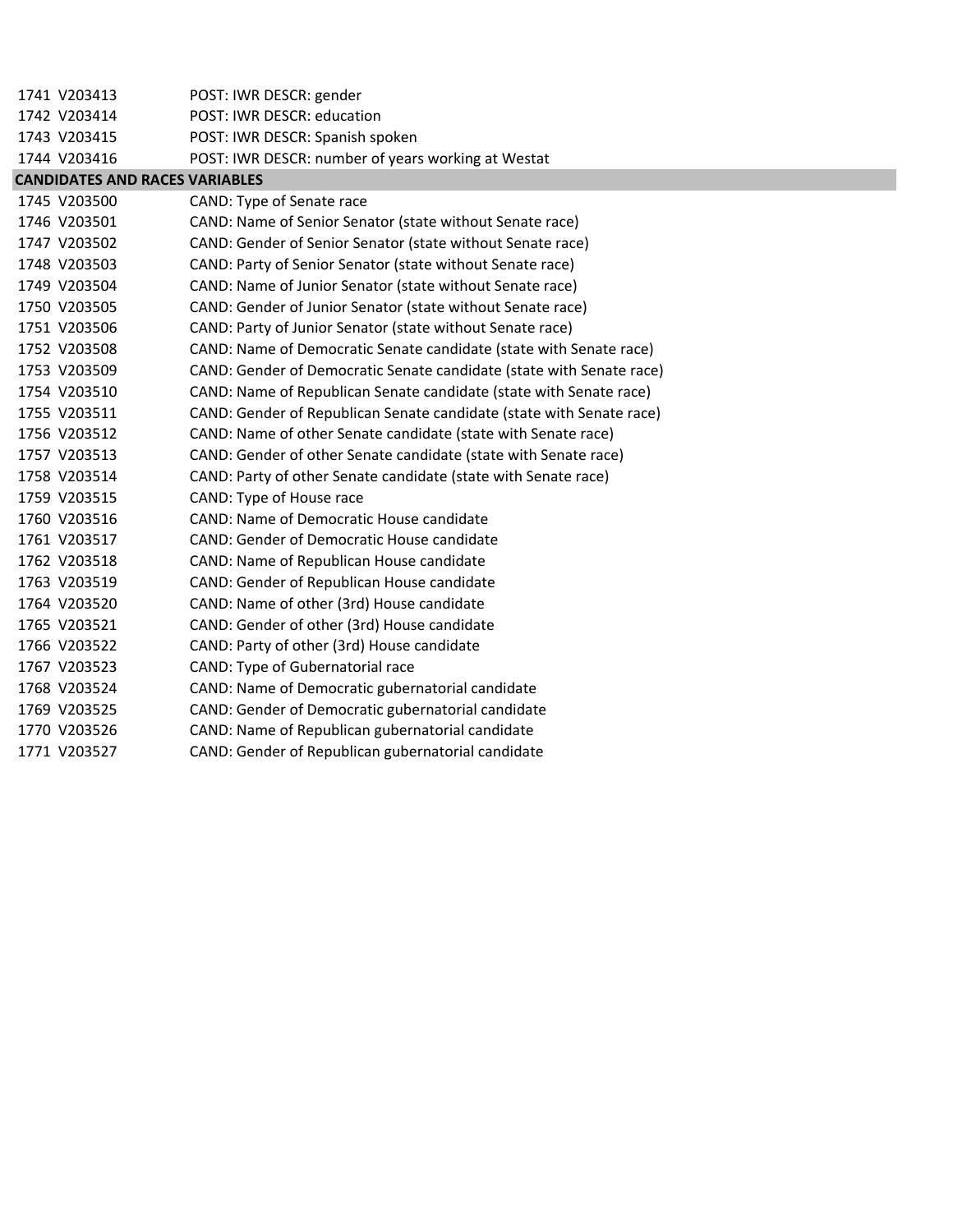| | | |
|---|---|---|
| 1741 | V203413 | POST: IWR DESCR: gender |
| 1742 | V203414 | POST: IWR DESCR: education |
| 1743 | V203415 | POST: IWR DESCR: Spanish spoken |
| 1744 | V203416 | POST: IWR DESCR: number of years working at Westat |
| **CANDIDATES AND RACES VARIABLES** | | |
| 1745 | V203500 | CAND: Type of Senate race |
| 1746 | V203501 | CAND: Name of Senior Senator (state without Senate race) |
| 1747 | V203502 | CAND: Gender of Senior Senator (state without Senate race) |
| 1748 | V203503 | CAND: Party of Senior Senator (state without Senate race) |
| 1749 | V203504 | CAND: Name of Junior Senator (state without Senate race) |
| 1750 | V203505 | CAND: Gender of Junior Senator (state without Senate race) |
| 1751 | V203506 | CAND: Party of Junior Senator (state without Senate race) |
| 1752 | V203508 | CAND: Name of Democratic Senate candidate (state with Senate race) |
| 1753 | V203509 | CAND: Gender of Democratic Senate candidate (state with Senate race) |
| 1754 | V203510 | CAND: Name of Republican Senate candidate (state with Senate race) |
| 1755 | V203511 | CAND: Gender of Republican Senate candidate (state with Senate race) |
| 1756 | V203512 | CAND: Name of other Senate candidate (state with Senate race) |
| 1757 | V203513 | CAND: Gender of other Senate candidate (state with Senate race) |
| 1758 | V203514 | CAND: Party of other Senate candidate (state with Senate race) |
| 1759 | V203515 | CAND: Type of House race |
| 1760 | V203516 | CAND: Name of Democratic House candidate |
| 1761 | V203517 | CAND: Gender of Democratic House candidate |
| 1762 | V203518 | CAND: Name of Republican House candidate |
| 1763 | V203519 | CAND: Gender of Republican House candidate |
| 1764 | V203520 | CAND: Name of other (3rd) House candidate |
| 1765 | V203521 | CAND: Gender of other (3rd) House candidate |
| 1766 | V203522 | CAND: Party of other (3rd) House candidate |
| 1767 | V203523 | CAND: Type of Gubernatorial race |
| 1768 | V203524 | CAND: Name of Democratic gubernatorial candidate |
| 1769 | V203525 | CAND: Gender of Democratic gubernatorial candidate |
| 1770 | V203526 | CAND: Name of Republican gubernatorial candidate |
| 1771 | V203527 | CAND: Gender of Republican gubernatorial candidate |